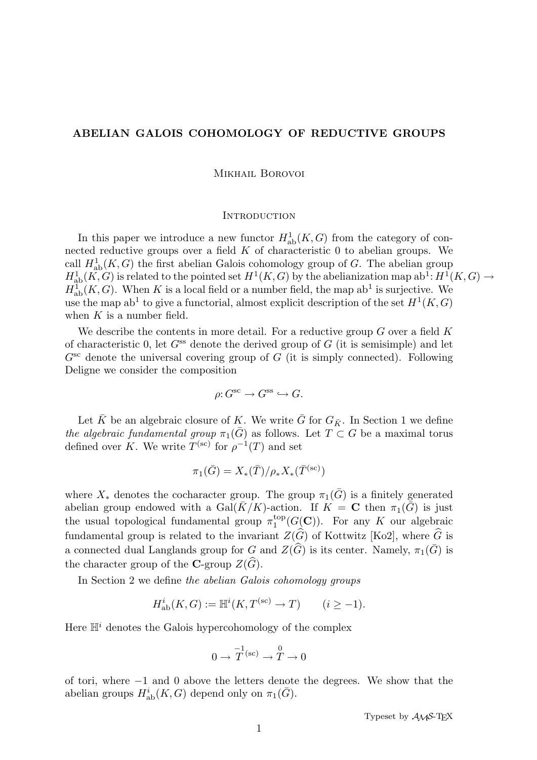# ABELIAN GALOIS COHOMOLOGY OF REDUCTIVE GROUPS

Mikhail Borovoi

## Introduction

In this paper we introduce a new functor $H^1_{\mathrm{ab}}(K,G)$ from the category of connected reductive groups over a field $K$ of characteristic 0 to abelian groups. We call $H^1_{\mathrm{ab}}(K,G)$ the first abelian Galois cohomology group of $G$. The abelian group $H^1_{\mathrm{ab}}(K,G)$ is related to the pointed set $H^1(K,G)$ by the abelianization map $\mathrm{ab}^1\colon H^1(K,G)\to H^1_{\mathrm{ab}}(K,G)$. When $K$ is a local field or a number field, the map $\mathrm{ab}^1$ is surjective. We use the map $\mathrm{ab}^1$ to give a functorial, almost explicit description of the set $H^1(K,G)$ when $K$ is a number field.

We describe the contents in more detail. For a reductive group $G$ over a field $K$ of characteristic 0, let $G^{\mathrm{ss}}$ denote the derived group of $G$ (it is semisimple) and let $G^{\mathrm{sc}}$ denote the universal covering group of $G$ (it is simply connected). Following Deligne we consider the composition

$$\rho\colon G^{\mathrm{sc}}\to G^{\mathrm{ss}}\hookrightarrow G.$$

Let $\bar{K}$ be an algebraic closure of $K$. We write $\bar{G}$ for $G_{\bar{K}}$. In Section 1 we define *the algebraic fundamental group* $\pi_1(\bar{G})$ as follows. Let $T\subset G$ be a maximal torus defined over $K$. We write $T^{(\mathrm{sc})}$ for $\rho^{-1}(T)$ and set

$$\pi_1(\bar{G}) = X_*(\bar{T})/\rho_* X_*(\bar{T}^{(\mathrm{sc})})$$

where $X_*$ denotes the cocharacter group. The group $\pi_1(\bar{G})$ is a finitely generated abelian group endowed with a $\mathrm{Gal}(\bar{K}/K)$-action. If $K=\mathbf{C}$ then $\pi_1(\bar{G})$ is just the usual topological fundamental group $\pi_1^{\mathrm{top}}(G(\mathbf{C}))$. For any $K$ our algebraic fundamental group is related to the invariant $Z(\widehat{G})$ of Kottwitz [Ko2], where $\widehat{G}$ is a connected dual Langlands group for $G$ and $Z(\widehat{G})$ is its center. Namely, $\pi_1(\bar{G})$ is the character group of the $\mathbf{C}$-group $Z(\widehat{G})$.

In Section 2 we define *the abelian Galois cohomology groups*

$$H^i_{\mathrm{ab}}(K,G) := \mathbb{H}^i(K, T^{(\mathrm{sc})}\to T) \qquad (i\geq -1).$$

Here $\mathbb{H}^i$ denotes the Galois hypercohomology of the complex

$$0\to \overset{-1}{T}{}^{(\mathrm{sc})} \to \overset{0}{T} \to 0$$

of tori, where $-1$ and $0$ above the letters denote the degrees. We show that the abelian groups $H^i_{\mathrm{ab}}(K,G)$ depend only on $\pi_1(\bar{G})$.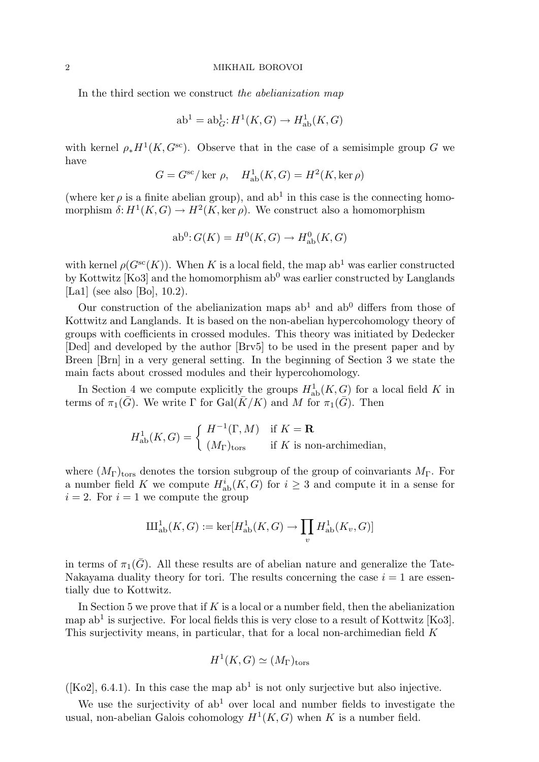In the third section we construct *the abelianization map*

$$\mathrm{ab}^1 = \mathrm{ab}^1_G\colon H^1(K,G) \to H^1_{\mathrm{ab}}(K,G)$$

with kernel $\rho_* H^1(K, G^{\mathrm{sc}})$. Observe that in the case of a semisimple group $G$ we have

$$G = G^{\mathrm{sc}}/\ker\,\rho, \quad H^1_{\mathrm{ab}}(K,G) = H^2(K, \ker\rho)$$

(where $\ker\rho$ is a finite abelian group), and $\mathrm{ab}^1$ in this case is the connecting homomorphism $\delta\colon H^1(K,G) \to H^2(K,\ker\rho)$. We construct also a homomorphism

$$\mathrm{ab}^0\colon G(K) = H^0(K,G) \to H^0_{\mathrm{ab}}(K,G)$$

with kernel $\rho(G^{\mathrm{sc}}(K))$. When $K$ is a local field, the map $\mathrm{ab}^1$ was earlier constructed by Kottwitz [Ko3] and the homomorphism $\mathrm{ab}^0$ was earlier constructed by Langlands [La1] (see also [Bo], 10.2).

Our construction of the abelianization maps $\mathrm{ab}^1$ and $\mathrm{ab}^0$ differs from those of Kottwitz and Langlands. It is based on the non-abelian hypercohomology theory of groups with coefficients in crossed modules. This theory was initiated by Dedecker [Ded] and developed by the author [Brv5] to be used in the present paper and by Breen [Brn] in a very general setting. In the beginning of Section 3 we state the main facts about crossed modules and their hypercohomology.

In Section 4 we compute explicitly the groups $H^1_{\mathrm{ab}}(K,G)$ for a local field $K$ in terms of $\pi_1(\bar{G})$. We write $\Gamma$ for $\mathrm{Gal}(\bar{K}/K)$ and $M$ for $\pi_1(\bar{G})$. Then

$$H^1_{\mathrm{ab}}(K,G) = \begin{cases} H^{-1}(\Gamma, M) & \text{if } K = \mathbf{R} \\ (M_\Gamma)_{\mathrm{tors}} & \text{if } K \text{ is non-archimedian,} \end{cases}$$

where $(M_\Gamma)_{\mathrm{tors}}$ denotes the torsion subgroup of the group of coinvariants $M_\Gamma$. For a number field $K$ we compute $H^i_{\mathrm{ab}}(K,G)$ for $i \geq 3$ and compute it in a sense for $i = 2$. For $i = 1$ we compute the group

$$Ш^1_{\mathrm{ab}}(K,G) := \ker[H^1_{\mathrm{ab}}(K,G) \to \prod_v H^1_{\mathrm{ab}}(K_v,G)]$$

in terms of $\pi_1(\bar{G})$. All these results are of abelian nature and generalize the Tate-Nakayama duality theory for tori. The results concerning the case $i = 1$ are essentially due to Kottwitz.

In Section 5 we prove that if $K$ is a local or a number field, then the abelianization map $\mathrm{ab}^1$ is surjective. For local fields this is very close to a result of Kottwitz [Ko3]. This surjectivity means, in particular, that for a local non-archimedian field $K$

$$H^1(K,G) \simeq (M_\Gamma)_{\mathrm{tors}}$$

([Ko2], 6.4.1). In this case the map $\mathrm{ab}^1$ is not only surjective but also injective.

We use the surjectivity of $\mathrm{ab}^1$ over local and number fields to investigate the usual, non-abelian Galois cohomology $H^1(K,G)$ when $K$ is a number field.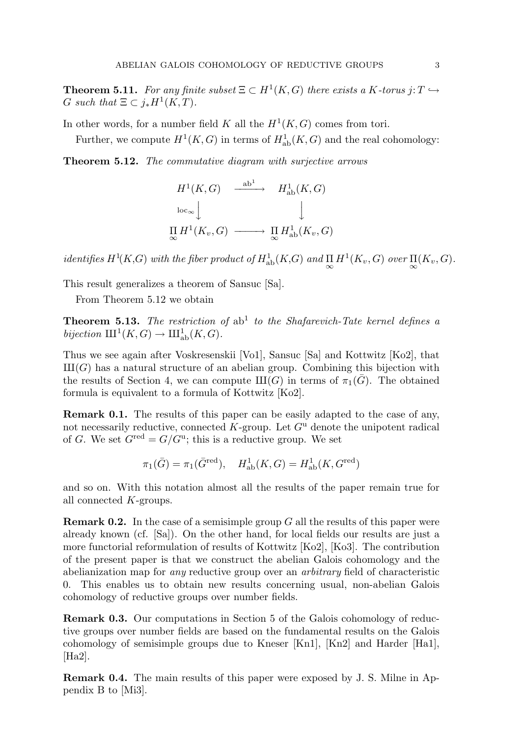**Theorem 5.11.** *For any finite subset $\Xi \subset H^1(K,G)$ there exists a $K$-torus $j\colon T \hookrightarrow G$ such that $\Xi \subset j_* H^1(K,T)$.*

In other words, for a number field $K$ all the $H^1(K,G)$ comes from tori.

Further, we compute $H^1(K,G)$ in terms of $H^1_{\mathrm{ab}}(K,G)$ and the real cohomology:

**Theorem 5.12.** *The commutative diagram with surjective arrows*

$$\begin{array}{ccc}
H^1(K,G) & \xrightarrow{\mathrm{ab}^1} & H^1_{\mathrm{ab}}(K,G) \\
{\scriptstyle \mathrm{loc}_\infty}\downarrow & & \downarrow \\
\prod_\infty H^1(K_v,G) & \longrightarrow & \prod_\infty H^1_{\mathrm{ab}}(K_v,G)
\end{array}$$

*identifies $H^1(K,G)$ with the fiber product of $H^1_{\mathrm{ab}}(K,G)$ and $\prod_\infty H^1(K_v,G)$ over $\prod_\infty (K_v,G)$.*

This result generalizes a theorem of Sansuc [Sa].

From Theorem 5.12 we obtain

**Theorem 5.13.** *The restriction of $\mathrm{ab}^1$ to the Shafarevich-Tate kernel defines a bijection $Ш^1(K,G) \to Ш^1_{\mathrm{ab}}(K,G)$.*

Thus we see again after Voskresenskii [Vo1], Sansuc [Sa] and Kottwitz [Ko2], that $Ш(G)$ has a natural structure of an abelian group. Combining this bijection with the results of Section 4, we can compute $Ш(G)$ in terms of $\pi_1(\bar{G})$. The obtained formula is equivalent to a formula of Kottwitz [Ko2].

**Remark 0.1.** The results of this paper can be easily adapted to the case of any, not necessarily reductive, connected $K$-group. Let $G^{\mathrm{u}}$ denote the unipotent radical of $G$. We set $G^{\mathrm{red}} = G/G^{\mathrm{u}}$; this is a reductive group. We set

$$\pi_1(\bar{G}) = \pi_1(\bar{G}^{\mathrm{red}}), \quad H^1_{\mathrm{ab}}(K,G) = H^1_{\mathrm{ab}}(K,G^{\mathrm{red}})$$

and so on. With this notation almost all the results of the paper remain true for all connected $K$-groups.

**Remark 0.2.** In the case of a semisimple group $G$ all the results of this paper were already known (cf. [Sa]). On the other hand, for local fields our results are just a more functorial reformulation of results of Kottwitz [Ko2], [Ko3]. The contribution of the present paper is that we construct the abelian Galois cohomology and the abelianization map for *any* reductive group over an *arbitrary* field of characteristic 0. This enables us to obtain new results concerning usual, non-abelian Galois cohomology of reductive groups over number fields.

**Remark 0.3.** Our computations in Section 5 of the Galois cohomology of reductive groups over number fields are based on the fundamental results on the Galois cohomology of semisimple groups due to Kneser [Kn1], [Kn2] and Harder [Ha1], [Ha2].

**Remark 0.4.** The main results of this paper were exposed by J. S. Milne in Appendix B to [Mi3].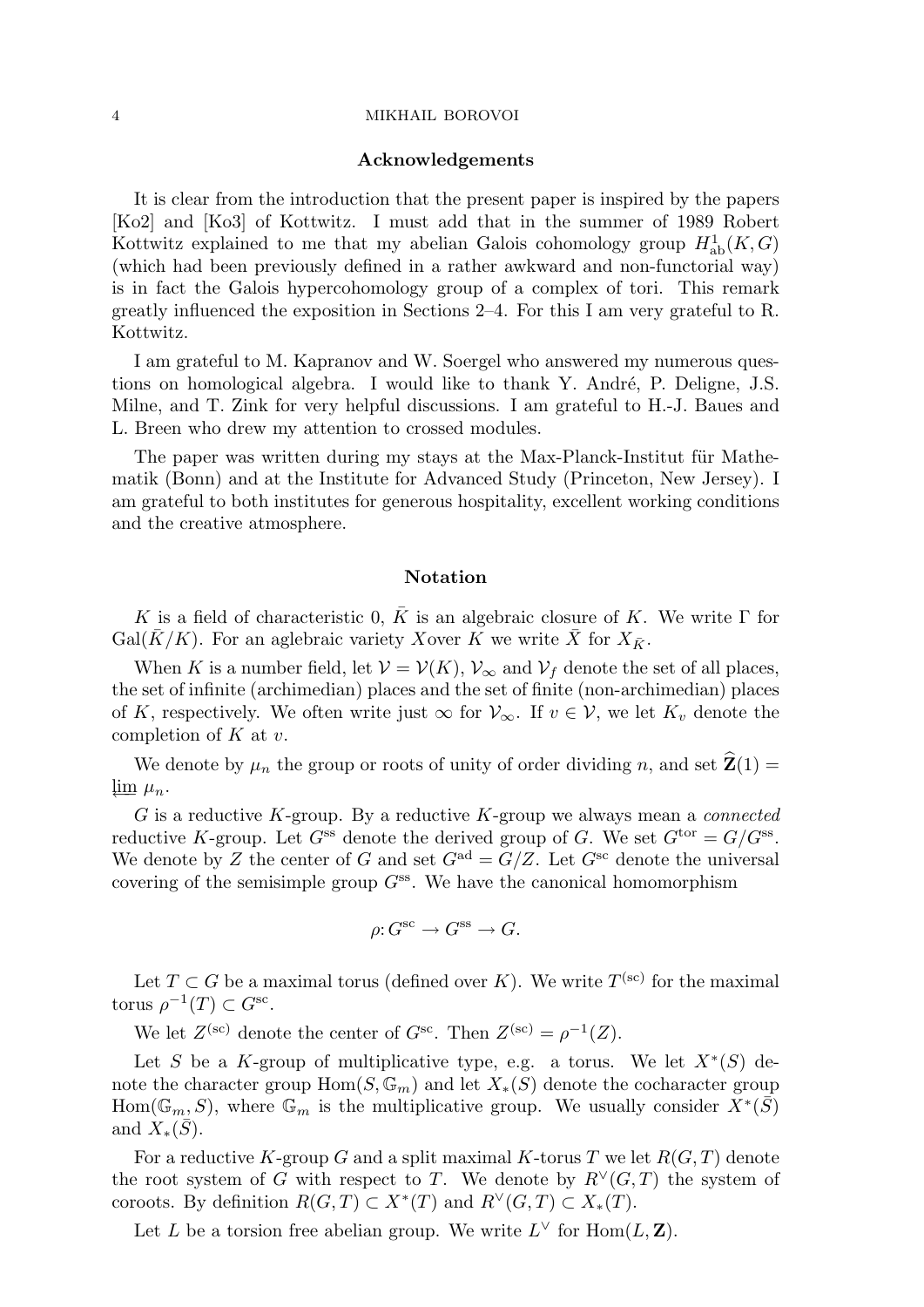## Acknowledgements

It is clear from the introduction that the present paper is inspired by the papers [Ko2] and [Ko3] of Kottwitz. I must add that in the summer of 1989 Robert Kottwitz explained to me that my abelian Galois cohomology group $H^1_{\mathrm{ab}}(K,G)$ (which had been previously defined in a rather awkward and non-functorial way) is in fact the Galois hypercohomology group of a complex of tori. This remark greatly influenced the exposition in Sections 2–4. For this I am very grateful to R. Kottwitz.

I am grateful to M. Kapranov and W. Soergel who answered my numerous questions on homological algebra. I would like to thank Y. André, P. Deligne, J.S. Milne, and T. Zink for very helpful discussions. I am grateful to H.-J. Baues and L. Breen who drew my attention to crossed modules.

The paper was written during my stays at the Max-Planck-Institut für Mathematik (Bonn) and at the Institute for Advanced Study (Princeton, New Jersey). I am grateful to both institutes for generous hospitality, excellent working conditions and the creative atmosphere.

## Notation

$K$ is a field of characteristic 0, $\bar{K}$ is an algebraic closure of $K$. We write $\Gamma$ for $\mathrm{Gal}(\bar{K}/K)$. For an aglebraic variety $X$over $K$ we write $\bar{X}$ for $X_{\bar{K}}$.

When $K$ is a number field, let $\mathcal{V} = \mathcal{V}(K)$, $\mathcal{V}_\infty$ and $\mathcal{V}_f$ denote the set of all places, the set of infinite (archimedian) places and the set of finite (non-archimedian) places of $K$, respectively. We often write just $\infty$ for $\mathcal{V}_\infty$. If $v \in \mathcal{V}$, we let $K_v$ denote the completion of $K$ at $v$.

We denote by $\mu_n$ the group or roots of unity of order dividing $n$, and set $\widehat{\mathbf{Z}}(1) = \varprojlim \mu_n$.

$G$ is a reductive $K$-group. By a reductive $K$-group we always mean a *connected* reductive $K$-group. Let $G^{\mathrm{ss}}$ denote the derived group of $G$. We set $G^{\mathrm{tor}} = G/G^{\mathrm{ss}}$. We denote by $Z$ the center of $G$ and set $G^{\mathrm{ad}} = G/Z$. Let $G^{\mathrm{sc}}$ denote the universal covering of the semisimple group $G^{\mathrm{ss}}$. We have the canonical homomorphism

$$\rho\colon G^{\mathrm{sc}} \to G^{\mathrm{ss}} \to G.$$

Let $T \subset G$ be a maximal torus (defined over $K$). We write $T^{(\mathrm{sc})}$ for the maximal torus $\rho^{-1}(T) \subset G^{\mathrm{sc}}$.

We let $Z^{(\mathrm{sc})}$ denote the center of $G^{\mathrm{sc}}$. Then $Z^{(\mathrm{sc})} = \rho^{-1}(Z)$.

Let $S$ be a $K$-group of multiplicative type, e.g. a torus. We let $X^*(S)$ denote the character group $\mathrm{Hom}(S, \mathbb{G}_m)$ and let $X_*(S)$ denote the cocharacter group $\mathrm{Hom}(\mathbb{G}_m, S)$, where $\mathbb{G}_m$ is the multiplicative group. We usually consider $X^*(\bar{S})$ and $X_*(\bar{S})$.

For a reductive $K$-group $G$ and a split maximal $K$-torus $T$ we let $R(G,T)$ denote the root system of $G$ with respect to $T$. We denote by $R^\vee(G,T)$ the system of coroots. By definition $R(G,T) \subset X^*(T)$ and $R^\vee(G,T) \subset X_*(T)$.

Let $L$ be a torsion free abelian group. We write $L^\vee$ for $\mathrm{Hom}(L, \mathbf{Z})$.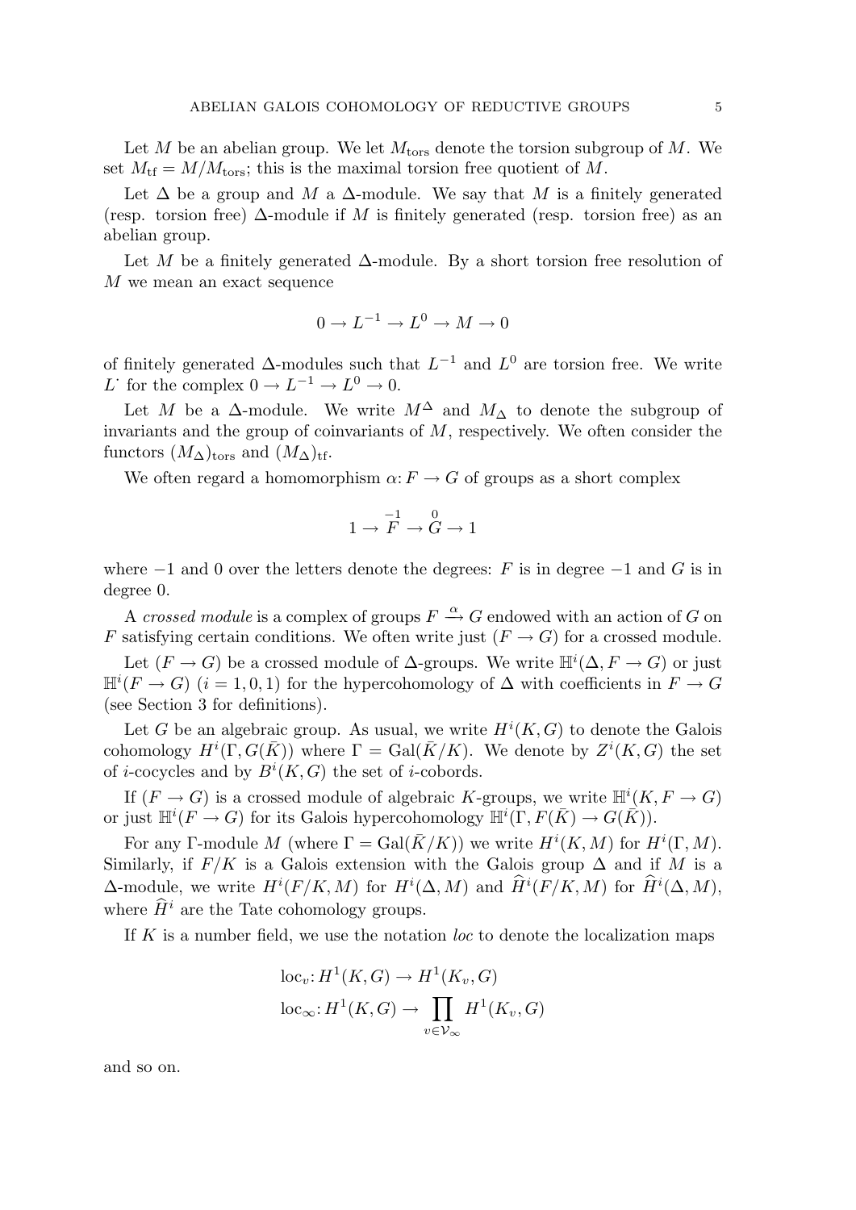Let $M$ be an abelian group. We let $M_{\mathrm{tors}}$ denote the torsion subgroup of $M$. We set $M_{\mathrm{tf}} = M/M_{\mathrm{tors}}$; this is the maximal torsion free quotient of $M$.

Let $\Delta$ be a group and $M$ a $\Delta$-module. We say that $M$ is a finitely generated (resp. torsion free) $\Delta$-module if $M$ is finitely generated (resp. torsion free) as an abelian group.

Let $M$ be a finitely generated $\Delta$-module. By a short torsion free resolution of $M$ we mean an exact sequence

$$0 \to L^{-1} \to L^0 \to M \to 0$$

of finitely generated $\Delta$-modules such that $L^{-1}$ and $L^0$ are torsion free. We write $L^{\cdot}$ for the complex $0 \to L^{-1} \to L^0 \to 0$.

Let $M$ be a $\Delta$-module. We write $M^{\Delta}$ and $M_{\Delta}$ to denote the subgroup of invariants and the group of coinvariants of $M$, respectively. We often consider the functors $(M_{\Delta})_{\mathrm{tors}}$ and $(M_{\Delta})_{\mathrm{tf}}$.

We often regard a homomorphism $\alpha\colon F \to G$ of groups as a short complex

$$1 \to \overset{-1}{F} \to \overset{0}{G} \to 1$$

where $-1$ and $0$ over the letters denote the degrees: $F$ is in degree $-1$ and $G$ is in degree $0$.

A *crossed module* is a complex of groups $F \xrightarrow{\alpha} G$ endowed with an action of $G$ on $F$ satisfying certain conditions. We often write just $(F \to G)$ for a crossed module.

Let $(F \to G)$ be a crossed module of $\Delta$-groups. We write $\mathbb{H}^i(\Delta, F \to G)$ or just $\mathbb{H}^i(F \to G)$ $(i = 1, 0, 1)$ for the hypercohomology of $\Delta$ with coefficients in $F \to G$ (see Section 3 for definitions).

Let $G$ be an algebraic group. As usual, we write $H^i(K, G)$ to denote the Galois cohomology $H^i(\Gamma, G(\bar{K}))$ where $\Gamma = \mathrm{Gal}(\bar{K}/K)$. We denote by $Z^i(K, G)$ the set of $i$-cocycles and by $B^i(K, G)$ the set of $i$-cobords.

If $(F \to G)$ is a crossed module of algebraic $K$-groups, we write $\mathbb{H}^i(K, F \to G)$ or just $\mathbb{H}^i(F \to G)$ for its Galois hypercohomology $\mathbb{H}^i(\Gamma, F(\bar{K}) \to G(\bar{K}))$.

For any $\Gamma$-module $M$ (where $\Gamma = \mathrm{Gal}(\bar{K}/K)$) we write $H^i(K, M)$ for $H^i(\Gamma, M)$. Similarly, if $F/K$ is a Galois extension with the Galois group $\Delta$ and if $M$ is a $\Delta$-module, we write $H^i(F/K, M)$ for $H^i(\Delta, M)$ and $\widehat{H}^i(F/K, M)$ for $\widehat{H}^i(\Delta, M)$, where $\widehat{H}^i$ are the Tate cohomology groups.

If $K$ is a number field, we use the notation *loc* to denote the localization maps

$$\mathrm{loc}_v\colon H^1(K, G) \to H^1(K_v, G)$$
$$\mathrm{loc}_\infty\colon H^1(K, G) \to \prod_{v \in \mathcal{V}_\infty} H^1(K_v, G)$$

and so on.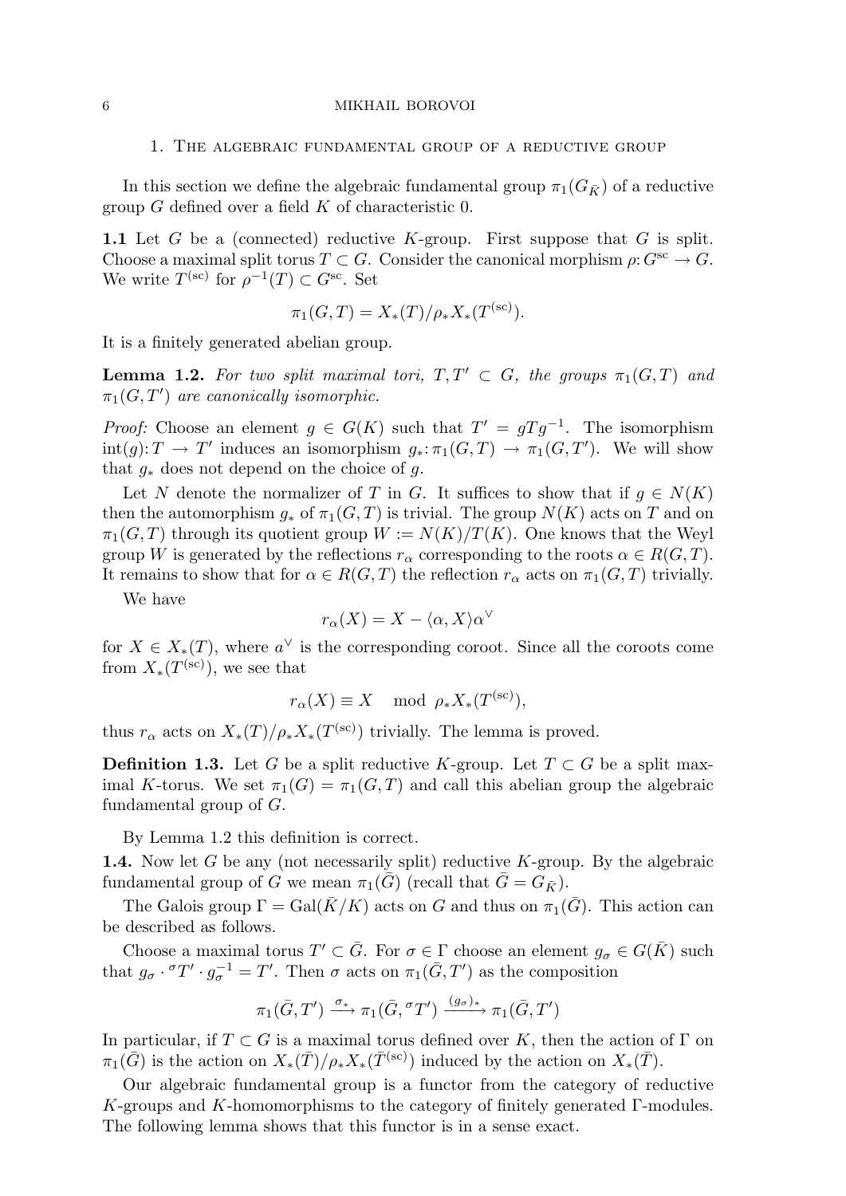## 1. The algebraic fundamental group of a reductive group

In this section we define the algebraic fundamental group $\pi_1(G_{\bar{K}})$ of a reductive group $G$ defined over a field $K$ of characteristic 0.

**1.1** Let $G$ be a (connected) reductive $K$-group. First suppose that $G$ is split. Choose a maximal split torus $T \subset G$. Consider the canonical morphism $\rho: G^{\mathrm{sc}} \to G$. We write $T^{(\mathrm{sc})}$ for $\rho^{-1}(T) \subset G^{\mathrm{sc}}$. Set

$$\pi_1(G,T) = X_*(T)/\rho_* X_*(T^{(\mathrm{sc})}).$$

It is a finitely generated abelian group.

**Lemma 1.2.** *For two split maximal tori, $T, T' \subset G$, the groups $\pi_1(G,T)$ and $\pi_1(G,T')$ are canonically isomorphic.*

*Proof:* Choose an element $g \in G(K)$ such that $T' = gTg^{-1}$. The isomorphism $\mathrm{int}(g): T \to T'$ induces an isomorphism $g_*: \pi_1(G,T) \to \pi_1(G,T')$. We will show that $g_*$ does not depend on the choice of $g$.

Let $N$ denote the normalizer of $T$ in $G$. It suffices to show that if $g \in N(K)$ then the automorphism $g_*$ of $\pi_1(G,T)$ is trivial. The group $N(K)$ acts on $T$ and on $\pi_1(G,T)$ through its quotient group $W := N(K)/T(K)$. One knows that the Weyl group $W$ is generated by the reflections $r_\alpha$ corresponding to the roots $\alpha \in R(G,T)$. It remains to show that for $\alpha \in R(G,T)$ the reflection $r_\alpha$ acts on $\pi_1(G,T)$ trivially.

We have

$$r_\alpha(X) = X - \langle \alpha, X \rangle \alpha^\vee$$

for $X \in X_*(T)$, where $a^\vee$ is the corresponding coroot. Since all the coroots come from $X_*(T^{(\mathrm{sc})})$, we see that

$$r_\alpha(X) \equiv X \mod \rho_* X_*(T^{(\mathrm{sc})}),$$

thus $r_\alpha$ acts on $X_*(T)/\rho_* X_*(T^{(\mathrm{sc})})$ trivially. The lemma is proved.

**Definition 1.3.** Let $G$ be a split reductive $K$-group. Let $T \subset G$ be a split maximal $K$-torus. We set $\pi_1(G) = \pi_1(G,T)$ and call this abelian group the algebraic fundamental group of $G$.

By Lemma 1.2 this definition is correct.

**1.4.** Now let $G$ be any (not necessarily split) reductive $K$-group. By the algebraic fundamental group of $G$ we mean $\pi_1(\bar{G})$ (recall that $\bar{G} = G_{\bar{K}}$).

The Galois group $\Gamma = \mathrm{Gal}(\bar{K}/K)$ acts on $G$ and thus on $\pi_1(\bar{G})$. This action can be described as follows.

Choose a maximal torus $T' \subset \bar{G}$. For $\sigma \in \Gamma$ choose an element $g_\sigma \in G(\bar{K})$ such that $g_\sigma \cdot {}^\sigma T' \cdot g_\sigma^{-1} = T'$. Then $\sigma$ acts on $\pi_1(\bar{G}, T')$ as the composition

$$\pi_1(\bar{G}, T') \xrightarrow{\sigma_*} \pi_1(\bar{G}, {}^\sigma T') \xrightarrow{(g_\sigma)_*} \pi_1(\bar{G}, T')$$

In particular, if $T \subset G$ is a maximal torus defined over $K$, then the action of $\Gamma$ on $\pi_1(\bar{G})$ is the action on $X_*(\bar{T})/\rho_* X_*(\bar{T}^{(\mathrm{sc})})$ induced by the action on $X_*(\bar{T})$.

Our algebraic fundamental group is a functor from the category of reductive $K$-groups and $K$-homomorphisms to the category of finitely generated $\Gamma$-modules. The following lemma shows that this functor is in a sense exact.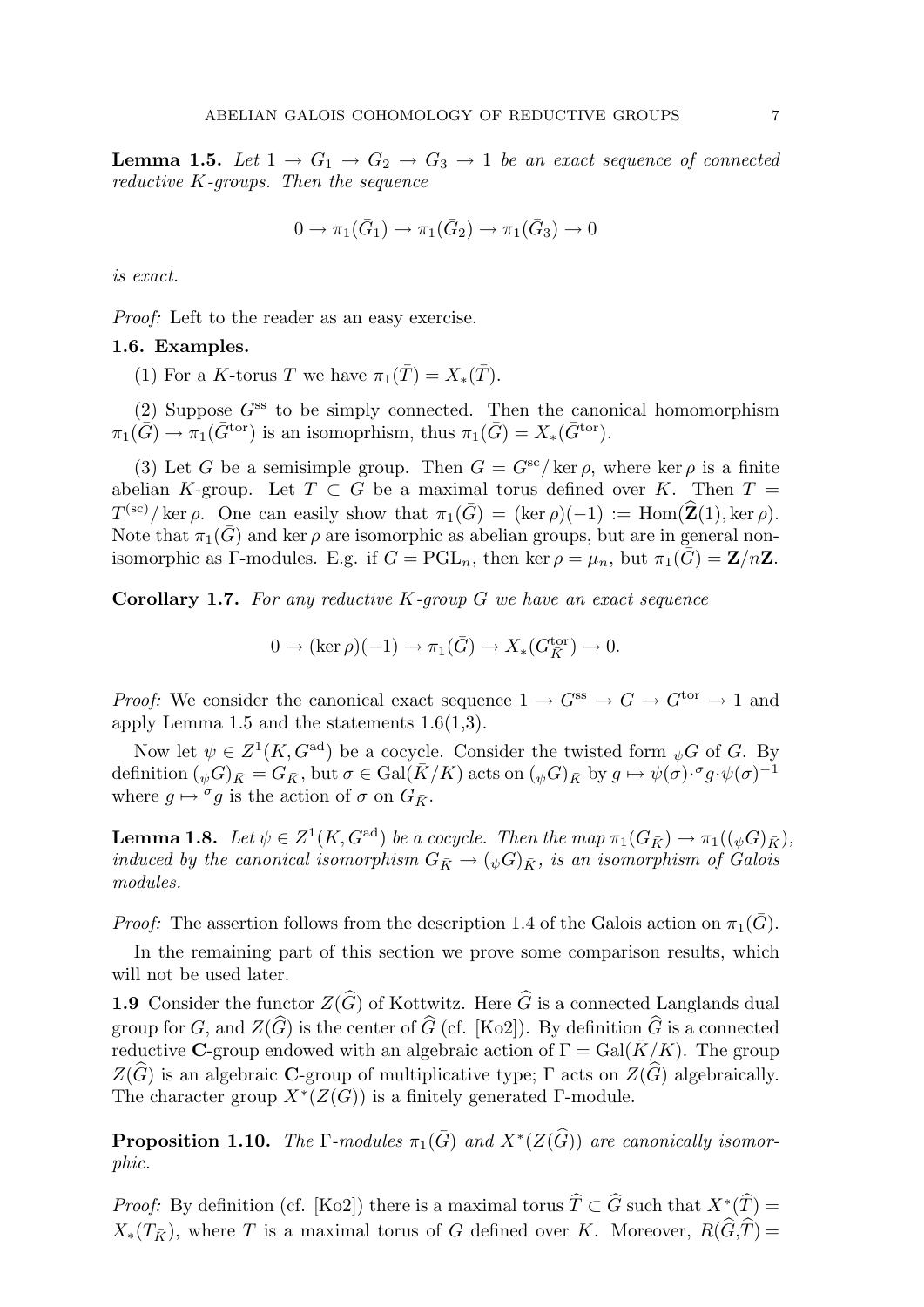**Lemma 1.5.** *Let $1 \to G_1 \to G_2 \to G_3 \to 1$ be an exact sequence of connected reductive $K$-groups. Then the sequence*

$$0 \to \pi_1(\bar{G}_1) \to \pi_1(\bar{G}_2) \to \pi_1(\bar{G}_3) \to 0$$

*is exact.*

*Proof:* Left to the reader as an easy exercise.

**1.6. Examples.**

(1) For a $K$-torus $T$ we have $\pi_1(\bar{T}) = X_*(\bar{T})$.

(2) Suppose $G^{\rm ss}$ to be simply connected. Then the canonical homomorphism $\pi_1(\bar{G}) \to \pi_1(\bar{G}^{\rm tor})$ is an isomoprhism, thus $\pi_1(\bar{G}) = X_*(\bar{G}^{\rm tor})$.

(3) Let $G$ be a semisimple group. Then $G = G^{\rm sc}/\ker\rho$, where $\ker\rho$ is a finite abelian $K$-group. Let $T \subset G$ be a maximal torus defined over $K$. Then $T = T^{(\rm sc)}/\ker\rho$. One can easily show that $\pi_1(\bar{G}) = (\ker\rho)(-1) := {\rm Hom}(\widehat{\mathbf{Z}}(1), \ker\rho)$. Note that $\pi_1(\bar{G})$ and $\ker\rho$ are isomorphic as abelian groups, but are in general non-isomorphic as $\Gamma$-modules. E.g. if $G = {\rm PGL}_n$, then $\ker\rho = \mu_n$, but $\pi_1(\bar{G}) = \mathbf{Z}/n\mathbf{Z}$.

**Corollary 1.7.** *For any reductive $K$-group $G$ we have an exact sequence*

$$0 \to (\ker\rho)(-1) \to \pi_1(\bar{G}) \to X_*(G^{\rm tor}_{\bar{K}}) \to 0.$$

*Proof:* We consider the canonical exact sequence $1 \to G^{\rm ss} \to G \to G^{\rm tor} \to 1$ and apply Lemma 1.5 and the statements 1.6(1,3).

Now let $\psi \in Z^1(K, G^{\rm ad})$ be a cocycle. Consider the twisted form ${}_\psi G$ of $G$. By definition $({}_\psi G)_{\bar{K}} = G_{\bar{K}}$, but $\sigma \in {\rm Gal}(\bar{K}/K)$ acts on $({}_\psi G)_{\bar{K}}$ by $g \mapsto \psi(\sigma)\cdot{}^\sigma g\cdot\psi(\sigma)^{-1}$ where $g \mapsto {}^\sigma g$ is the action of $\sigma$ on $G_{\bar{K}}$.

**Lemma 1.8.** *Let $\psi \in Z^1(K, G^{\rm ad})$ be a cocycle. Then the map $\pi_1(G_{\bar{K}}) \to \pi_1(({}_\psi G)_{\bar{K}})$, induced by the canonical isomorphism $G_{\bar{K}} \to ({}_\psi G)_{\bar{K}}$, is an isomorphism of Galois modules.*

*Proof:* The assertion follows from the description 1.4 of the Galois action on $\pi_1(\bar{G})$.

In the remaining part of this section we prove some comparison results, which will not be used later.

**1.9** Consider the functor $Z(\widehat{G})$ of Kottwitz. Here $\widehat{G}$ is a connected Langlands dual group for $G$, and $Z(\widehat{G})$ is the center of $\widehat{G}$ (cf. [Ko2]). By definition $\widehat{G}$ is a connected reductive $\mathbf{C}$-group endowed with an algebraic action of $\Gamma = {\rm Gal}(\bar{K}/K)$. The group $Z(\widehat{G})$ is an algebraic $\mathbf{C}$-group of multiplicative type; $\Gamma$ acts on $Z(\widehat{G})$ algebraically. The character group $X^*(Z(G))$ is a finitely generated $\Gamma$-module.

**Proposition 1.10.** *The $\Gamma$-modules $\pi_1(\bar{G})$ and $X^*(Z(\widehat{G}))$ are canonically isomorphic.*

*Proof:* By definition (cf. [Ko2]) there is a maximal torus $\widehat{T} \subset \widehat{G}$ such that $X^*(\widehat{T}) = X_*(T_{\bar{K}})$, where $T$ is a maximal torus of $G$ defined over $K$. Moreover, $R(\widehat{G}, \widehat{T}) =$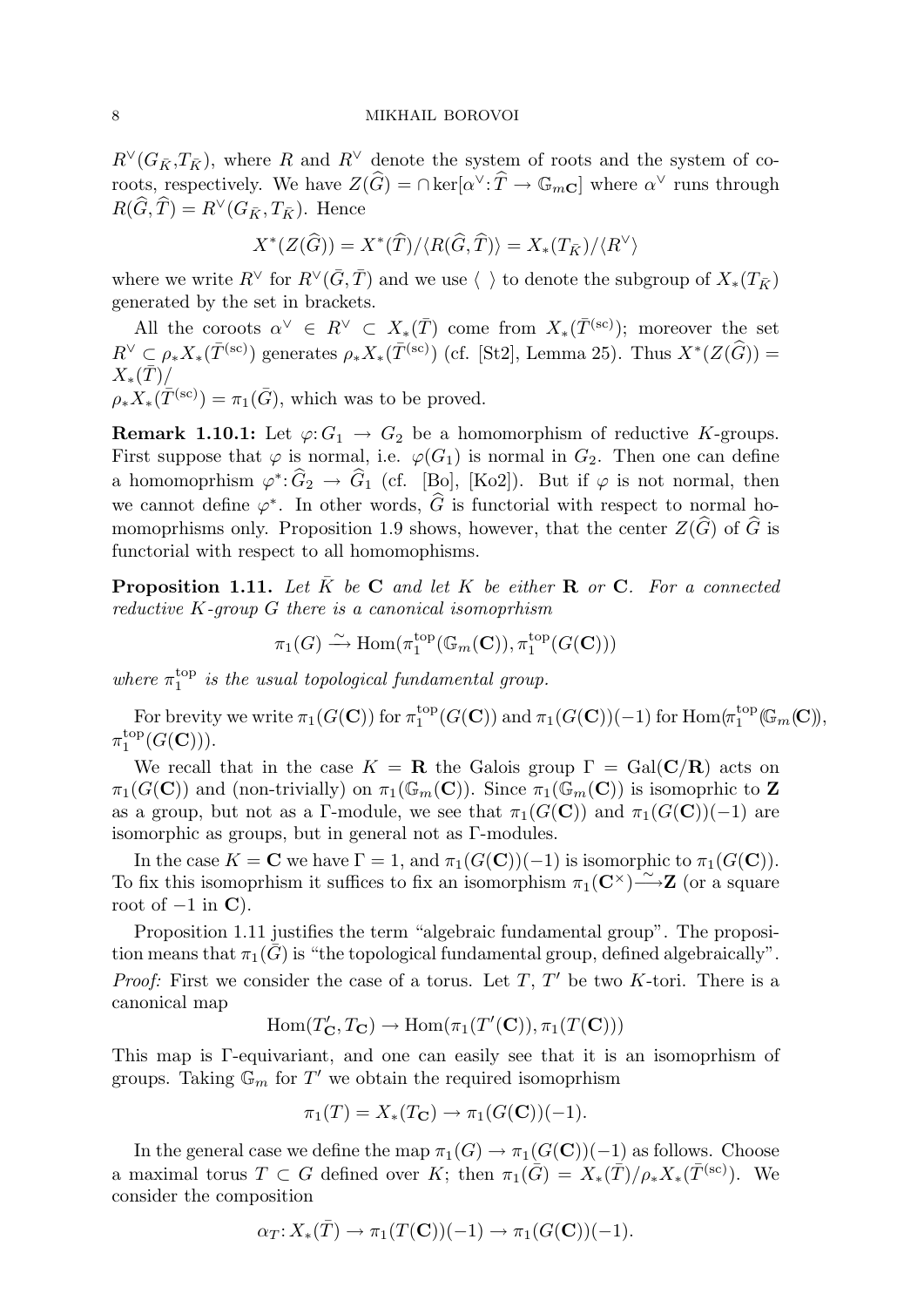$R^\vee(G_{\bar K},T_{\bar K})$, where $R$ and $R^\vee$ denote the system of roots and the system of coroots, respectively. We have $Z(\widehat G) = \cap \ker[\alpha^\vee\colon \widehat T \to \mathbb{G}_{m\mathbf{C}}]$ where $\alpha^\vee$ runs through $R(\widehat G, \widehat T) = R^\vee(G_{\bar K}, T_{\bar K})$. Hence

$$X^*(Z(\widehat G)) = X^*(\widehat T)/\langle R(\widehat G, \widehat T)\rangle = X_*(T_{\bar K})/\langle R^\vee\rangle$$

where we write $R^\vee$ for $R^\vee(\bar G, \bar T)$ and we use $\langle\ \rangle$ to denote the subgroup of $X_*(T_{\bar K})$ generated by the set in brackets.

All the coroots $\alpha^\vee \in R^\vee \subset X_*(\bar T)$ come from $X_*(\bar T^{(\mathrm{sc})})$; moreover the set $R^\vee \subset \rho_* X_*(\bar T^{(\mathrm{sc})})$ generates $\rho_* X_*(\bar T^{(\mathrm{sc})})$ (cf. [St2], Lemma 25). Thus $X^*(Z(\widehat G)) = X_*(\bar T)/$
$\rho_* X_*(\bar T^{(\mathrm{sc})}) = \pi_1(\bar G)$, which was to be proved.

**Remark 1.10.1:** Let $\varphi\colon G_1 \to G_2$ be a homomorphism of reductive $K$-groups. First suppose that $\varphi$ is normal, i.e. $\varphi(G_1)$ is normal in $G_2$. Then one can define a homomoprhism $\varphi^*\colon \widehat G_2 \to \widehat G_1$ (cf. [Bo], [Ko2]). But if $\varphi$ is not normal, then we cannot define $\varphi^*$. In other words, $\widehat G$ is functorial with respect to normal homomoprhisms only. Proposition 1.9 shows, however, that the center $Z(\widehat G)$ of $\widehat G$ is functorial with respect to all homomophisms.

**Proposition 1.11.** *Let $\bar K$ be $\mathbf{C}$ and let $K$ be either $\mathbf{R}$ or $\mathbf{C}$. For a connected reductive $K$-group $G$ there is a canonical isomoprhism*

$$\pi_1(G) \xrightarrow{\sim} \mathrm{Hom}(\pi_1^{\mathrm{top}}(\mathbb{G}_m(\mathbf{C})), \pi_1^{\mathrm{top}}(G(\mathbf{C})))$$

*where $\pi_1^{\mathrm{top}}$ is the usual topological fundamental group.*

For brevity we write $\pi_1(G(\mathbf{C}))$ for $\pi_1^{\mathrm{top}}(G(\mathbf{C}))$ and $\pi_1(G(\mathbf{C}))(-1)$ for $\mathrm{Hom}(\pi_1^{\mathrm{top}}(\mathbb{G}_m(\mathbf{C})),$ $\pi_1^{\mathrm{top}}(G(\mathbf{C})))$.

We recall that in the case $K = \mathbf{R}$ the Galois group $\Gamma = \mathrm{Gal}(\mathbf{C}/\mathbf{R})$ acts on $\pi_1(G(\mathbf{C}))$ and (non-trivially) on $\pi_1(\mathbb{G}_m(\mathbf{C}))$. Since $\pi_1(\mathbb{G}_m(\mathbf{C}))$ is isomoprhic to $\mathbf{Z}$ as a group, but not as a $\Gamma$-module, we see that $\pi_1(G(\mathbf{C}))$ and $\pi_1(G(\mathbf{C}))(-1)$ are isomorphic as groups, but in general not as $\Gamma$-modules.

In the case $K = \mathbf{C}$ we have $\Gamma = 1$, and $\pi_1(G(\mathbf{C}))(-1)$ is isomorphic to $\pi_1(G(\mathbf{C}))$. To fix this isomoprhism it suffices to fix an isomorphism $\pi_1(\mathbf{C}^\times) \xrightarrow{\sim} \mathbf{Z}$ (or a square root of $-1$ in $\mathbf{C}$).

Proposition 1.11 justifies the term "algebraic fundamental group". The proposition means that $\pi_1(\bar G)$ is "the topological fundamental group, defined algebraically".

*Proof:* First we consider the case of a torus. Let $T$, $T'$ be two $K$-tori. There is a canonical map

$$\mathrm{Hom}(T'_{\mathbf{C}}, T_{\mathbf{C}}) \to \mathrm{Hom}(\pi_1(T'(\mathbf{C})), \pi_1(T(\mathbf{C})))$$

This map is $\Gamma$-equivariant, and one can easily see that it is an isomoprhism of groups. Taking $\mathbb{G}_m$ for $T'$ we obtain the required isomoprhism

$$\pi_1(T) = X_*(T_{\mathbf{C}}) \to \pi_1(G(\mathbf{C}))(-1).$$

In the general case we define the map $\pi_1(G) \to \pi_1(G(\mathbf{C}))(-1)$ as follows. Choose a maximal torus $T \subset G$ defined over $K$; then $\pi_1(\bar G) = X_*(\bar T)/\rho_* X_*(\bar T^{(\mathrm{sc})})$. We consider the composition

$$\alpha_T\colon X_*(\bar T) \to \pi_1(T(\mathbf{C}))(-1) \to \pi_1(G(\mathbf{C}))(-1).$$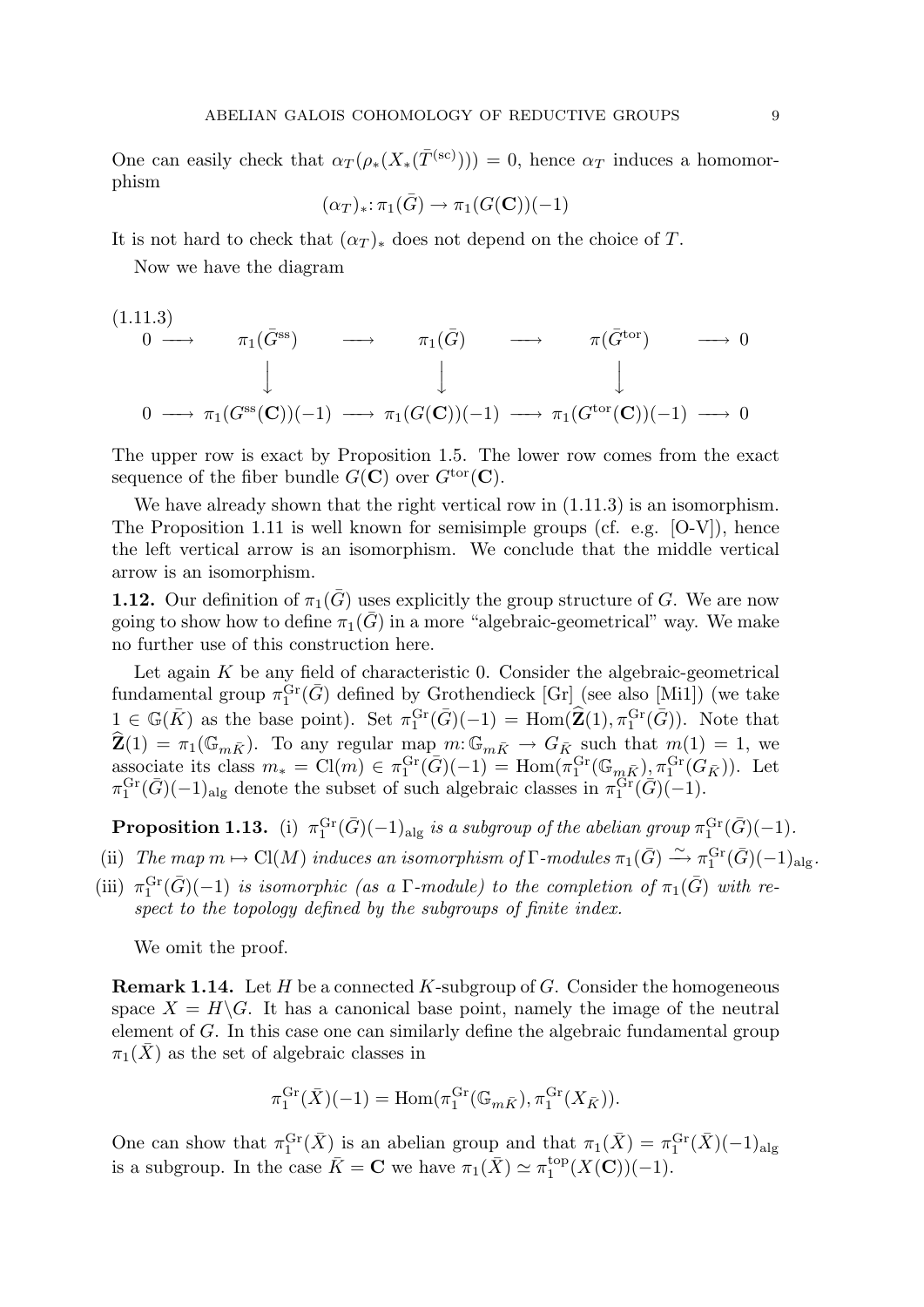One can easily check that $\alpha_T(\rho_*(X_*(\bar{T}^{(\mathrm{sc})}))) = 0$, hence $\alpha_T$ induces a homomorphism

$$(\alpha_T)_*\colon \pi_1(\bar{G}) \to \pi_1(G(\mathbf{C}))(-1)$$

It is not hard to check that $(\alpha_T)_*$ does not depend on the choice of $T$.

Now we have the diagram

(1.11.3)

$$\begin{array}{ccccccccc}
0 & \longrightarrow & \pi_1(\bar{G}^{\mathrm{ss}}) & \longrightarrow & \pi_1(\bar{G}) & \longrightarrow & \pi(\bar{G}^{\mathrm{tor}}) & \longrightarrow & 0 \\
 & & \big\downarrow & & \big\downarrow & & \big\downarrow & & \\
0 & \longrightarrow & \pi_1(G^{\mathrm{ss}}(\mathbf{C}))(-1) & \longrightarrow & \pi_1(G(\mathbf{C}))(-1) & \longrightarrow & \pi_1(G^{\mathrm{tor}}(\mathbf{C}))(-1) & \longrightarrow & 0
\end{array}$$

The upper row is exact by Proposition 1.5. The lower row comes from the exact sequence of the fiber bundle $G(\mathbf{C})$ over $G^{\mathrm{tor}}(\mathbf{C})$.

We have already shown that the right vertical row in (1.11.3) is an isomorphism. The Proposition 1.11 is well known for semisimple groups (cf. e.g. [O-V]), hence the left vertical arrow is an isomorphism. We conclude that the middle vertical arrow is an isomorphism.

**1.12.** Our definition of $\pi_1(\bar{G})$ uses explicitly the group structure of $G$. We are now going to show how to define $\pi_1(\bar{G})$ in a more "algebraic-geometrical" way. We make no further use of this construction here.

Let again $K$ be any field of characteristic 0. Consider the algebraic-geometrical fundamental group $\pi_1^{\mathrm{Gr}}(\bar{G})$ defined by Grothendieck [Gr] (see also [Mi1]) (we take $1 \in \mathbb{G}(\bar{K})$ as the base point). Set $\pi_1^{\mathrm{Gr}}(\bar{G})(-1) = \mathrm{Hom}(\widehat{\mathbf{Z}}(1), \pi_1^{\mathrm{Gr}}(\bar{G}))$. Note that $\widehat{\mathbf{Z}}(1) = \pi_1(\mathbb{G}_{m\bar{K}})$. To any regular map $m\colon \mathbb{G}_{m\bar{K}} \to G_{\bar{K}}$ such that $m(1) = 1$, we associate its class $m_* = \mathrm{Cl}(m) \in \pi_1^{\mathrm{Gr}}(\bar{G})(-1) = \mathrm{Hom}(\pi_1^{\mathrm{Gr}}(\mathbb{G}_{m\bar{K}}), \pi_1^{\mathrm{Gr}}(G_{\bar{K}}))$. Let $\pi_1^{\mathrm{Gr}}(\bar{G})(-1)_{\mathrm{alg}}$ denote the subset of such algebraic classes in $\pi_1^{\mathrm{Gr}}(\bar{G})(-1)$.

**Proposition 1.13.** (i) *$\pi_1^{\mathrm{Gr}}(\bar{G})(-1)_{\mathrm{alg}}$ is a subgroup of the abelian group $\pi_1^{\mathrm{Gr}}(\bar{G})(-1)$.*

(ii) *The map $m \mapsto \mathrm{Cl}(M)$ induces an isomorphism of $\Gamma$-modules $\pi_1(\bar{G}) \xrightarrow{\sim} \pi_1^{\mathrm{Gr}}(\bar{G})(-1)_{\mathrm{alg}}$.*

(iii) *$\pi_1^{\mathrm{Gr}}(\bar{G})(-1)$ is isomorphic (as a $\Gamma$-module) to the completion of $\pi_1(\bar{G})$ with respect to the topology defined by the subgroups of finite index.*

We omit the proof.

**Remark 1.14.** Let $H$ be a connected $K$-subgroup of $G$. Consider the homogeneous space $X = H\backslash G$. It has a canonical base point, namely the image of the neutral element of $G$. In this case one can similarly define the algebraic fundamental group $\pi_1(\bar{X})$ as the set of algebraic classes in

$$\pi_1^{\mathrm{Gr}}(\bar{X})(-1) = \mathrm{Hom}(\pi_1^{\mathrm{Gr}}(\mathbb{G}_{m\bar{K}}), \pi_1^{\mathrm{Gr}}(X_{\bar{K}})).$$

One can show that $\pi_1^{\mathrm{Gr}}(\bar{X})$ is an abelian group and that $\pi_1(\bar{X}) = \pi_1^{\mathrm{Gr}}(\bar{X})(-1)_{\mathrm{alg}}$ is a subgroup. In the case $\bar{K} = \mathbf{C}$ we have $\pi_1(\bar{X}) \simeq \pi_1^{\mathrm{top}}(X(\mathbf{C}))(-1)$.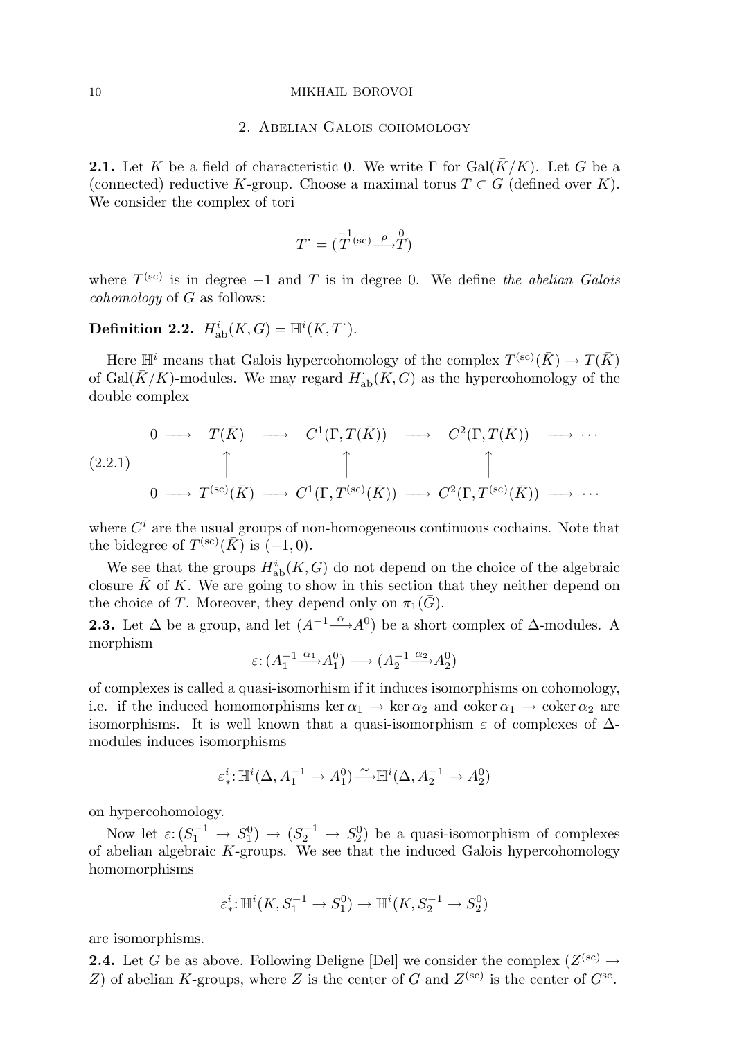## 2. Abelian Galois cohomology

**2.1.** Let $K$ be a field of characteristic 0. We write $\Gamma$ for $\mathrm{Gal}(\bar{K}/K)$. Let $G$ be a (connected) reductive $K$-group. Choose a maximal torus $T \subset G$ (defined over $K$). We consider the complex of tori

$$T^{\cdot} = (\overset{-1}{T}{}^{(\mathrm{sc})} \xrightarrow{\rho} \overset{0}{T})$$

where $T^{(\mathrm{sc})}$ is in degree $-1$ and $T$ is in degree 0. We define *the abelian Galois cohomology* of $G$ as follows:

**Definition 2.2.** $H^i_{\mathrm{ab}}(K, G) = \mathbb{H}^i(K, T^{\cdot})$.

Here $\mathbb{H}^i$ means that Galois hypercohomology of the complex $T^{(\mathrm{sc})}(\bar{K}) \to T(\bar{K})$ of $\mathrm{Gal}(\bar{K}/K)$-modules. We may regard $H^{\cdot}_{\mathrm{ab}}(K, G)$ as the hypercohomology of the double complex

$$(2.2.1) \qquad \begin{array}{ccccccccc}
0 & \longrightarrow & T(\bar{K}) & \longrightarrow & C^1(\Gamma, T(\bar{K})) & \longrightarrow & C^2(\Gamma, T(\bar{K})) & \longrightarrow & \cdots \\
 & & \uparrow & & \uparrow & & \uparrow & & \\
0 & \longrightarrow & T^{(\mathrm{sc})}(\bar{K}) & \longrightarrow & C^1(\Gamma, T^{(\mathrm{sc})}(\bar{K})) & \longrightarrow & C^2(\Gamma, T^{(\mathrm{sc})}(\bar{K})) & \longrightarrow & \cdots
\end{array}$$

where $C^i$ are the usual groups of non-homogeneous continuous cochains. Note that the bidegree of $T^{(\mathrm{sc})}(\bar{K})$ is $(-1, 0)$.

We see that the groups $H^i_{\mathrm{ab}}(K, G)$ do not depend on the choice of the algebraic closure $\bar{K}$ of $K$. We are going to show in this section that they neither depend on the choice of $T$. Moreover, they depend only on $\pi_1(\bar{G})$.

**2.3.** Let $\Delta$ be a group, and let $(A^{-1} \xrightarrow{\alpha} A^0)$ be a short complex of $\Delta$-modules. A morphism

$$\varepsilon \colon (A_1^{-1} \xrightarrow{\alpha_1} A_1^0) \longrightarrow (A_2^{-1} \xrightarrow{\alpha_2} A_2^0)$$

of complexes is called a quasi-isomorhism if it induces isomorphisms on cohomology, i.e. if the induced homomorphisms $\ker \alpha_1 \to \ker \alpha_2$ and $\operatorname{coker} \alpha_1 \to \operatorname{coker} \alpha_2$ are isomorphisms. It is well known that a quasi-isomorphism $\varepsilon$ of complexes of $\Delta$-modules induces isomorphisms

$$\varepsilon^i_* \colon \mathbb{H}^i(\Delta, A_1^{-1} \to A_1^0) \xrightarrow{\sim} \mathbb{H}^i(\Delta, A_2^{-1} \to A_2^0)$$

on hypercohomology.

Now let $\varepsilon \colon (S_1^{-1} \to S_1^0) \to (S_2^{-1} \to S_2^0)$ be a quasi-isomorphism of complexes of abelian algebraic $K$-groups. We see that the induced Galois hypercohomology homomorphisms

$$\varepsilon^i_* \colon \mathbb{H}^i(K, S_1^{-1} \to S_1^0) \to \mathbb{H}^i(K, S_2^{-1} \to S_2^0)$$

are isomorphisms.

**2.4.** Let $G$ be as above. Following Deligne [Del] we consider the complex $(Z^{(\mathrm{sc})} \to Z)$ of abelian $K$-groups, where $Z$ is the center of $G$ and $Z^{(\mathrm{sc})}$ is the center of $G^{\mathrm{sc}}$.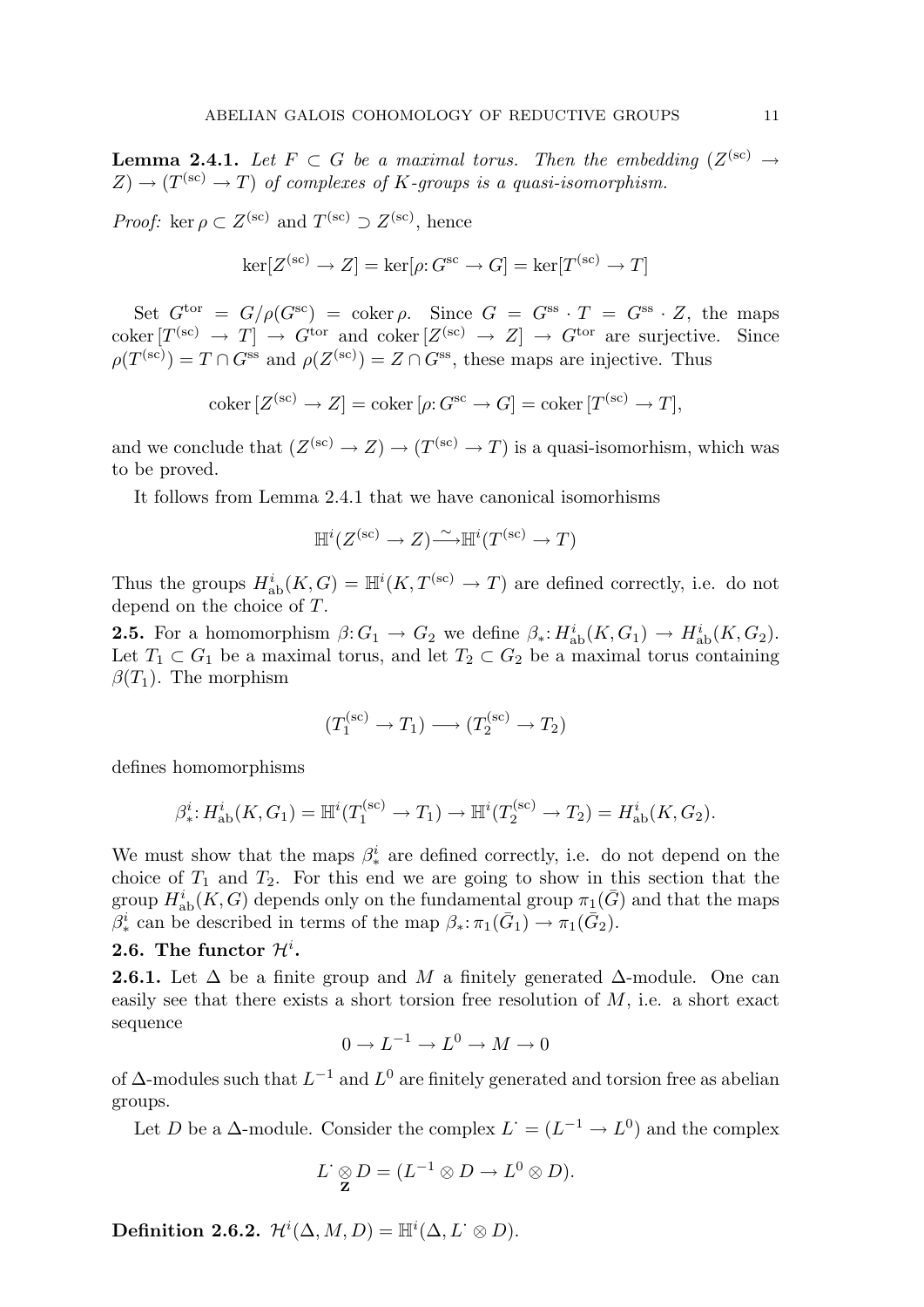**Lemma 2.4.1.** *Let $F \subset G$ be a maximal torus. Then the embedding $(Z^{(\mathrm{sc})} \to Z) \to (T^{(\mathrm{sc})} \to T)$ of complexes of $K$-groups is a quasi-isomorphism.*

*Proof:* $\ker \rho \subset Z^{(\mathrm{sc})}$ and $T^{(\mathrm{sc})} \supset Z^{(\mathrm{sc})}$, hence

$$\ker[Z^{(\mathrm{sc})} \to Z] = \ker[\rho\colon G^{\mathrm{sc}} \to G] = \ker[T^{(\mathrm{sc})} \to T]$$

Set $G^{\mathrm{tor}} = G/\rho(G^{\mathrm{sc}}) = \operatorname{coker} \rho$. Since $G = G^{\mathrm{ss}} \cdot T = G^{\mathrm{ss}} \cdot Z$, the maps $\operatorname{coker}[T^{(\mathrm{sc})} \to T] \to G^{\mathrm{tor}}$ and $\operatorname{coker}[Z^{(\mathrm{sc})} \to Z] \to G^{\mathrm{tor}}$ are surjective. Since $\rho(T^{(\mathrm{sc})}) = T \cap G^{\mathrm{ss}}$ and $\rho(Z^{(\mathrm{sc})}) = Z \cap G^{\mathrm{ss}}$, these maps are injective. Thus

$$\operatorname{coker}[Z^{(\mathrm{sc})} \to Z] = \operatorname{coker}[\rho\colon G^{\mathrm{sc}} \to G] = \operatorname{coker}[T^{(\mathrm{sc})} \to T],$$

and we conclude that $(Z^{(\mathrm{sc})} \to Z) \to (T^{(\mathrm{sc})} \to T)$ is a quasi-isomorhism, which was to be proved.

It follows from Lemma 2.4.1 that we have canonical isomorhisms

$$\mathbb{H}^i(Z^{(\mathrm{sc})} \to Z) \xrightarrow{\sim} \mathbb{H}^i(T^{(\mathrm{sc})} \to T)$$

Thus the groups $H^i_{\mathrm{ab}}(K, G) = \mathbb{H}^i(K, T^{(\mathrm{sc})} \to T)$ are defined correctly, i.e. do not depend on the choice of $T$.

**2.5.** For a homomorphism $\beta\colon G_1 \to G_2$ we define $\beta_*\colon H^i_{\mathrm{ab}}(K, G_1) \to H^i_{\mathrm{ab}}(K, G_2)$. Let $T_1 \subset G_1$ be a maximal torus, and let $T_2 \subset G_2$ be a maximal torus containing $\beta(T_1)$. The morphism

$$(T_1^{(\mathrm{sc})} \to T_1) \longrightarrow (T_2^{(\mathrm{sc})} \to T_2)$$

defines homomorphisms

$$\beta^i_*\colon H^i_{\mathrm{ab}}(K, G_1) = \mathbb{H}^i(T_1^{(\mathrm{sc})} \to T_1) \to \mathbb{H}^i(T_2^{(\mathrm{sc})} \to T_2) = H^i_{\mathrm{ab}}(K, G_2).$$

We must show that the maps $\beta^i_*$ are defined correctly, i.e. do not depend on the choice of $T_1$ and $T_2$. For this end we are going to show in this section that the group $H^i_{\mathrm{ab}}(K, G)$ depends only on the fundamental group $\pi_1(\bar{G})$ and that the maps $\beta^i_*$ can be described in terms of the map $\beta_*\colon \pi_1(\bar{G}_1) \to \pi_1(\bar{G}_2)$.

**2.6. The functor $\mathcal{H}^i$.**

**2.6.1.** Let $\Delta$ be a finite group and $M$ a finitely generated $\Delta$-module. One can easily see that there exists a short torsion free resolution of $M$, i.e. a short exact sequence

$$0 \to L^{-1} \to L^0 \to M \to 0$$

of $\Delta$-modules such that $L^{-1}$ and $L^0$ are finitely generated and torsion free as abelian groups.

Let $D$ be a $\Delta$-module. Consider the complex $L^{\cdot} = (L^{-1} \to L^0)$ and the complex

$$L^{\cdot} \underset{\mathbf{Z}}{\otimes} D = (L^{-1} \otimes D \to L^0 \otimes D).$$

**Definition 2.6.2.** $\mathcal{H}^i(\Delta, M, D) = \mathbb{H}^i(\Delta, L^{\cdot} \otimes D)$.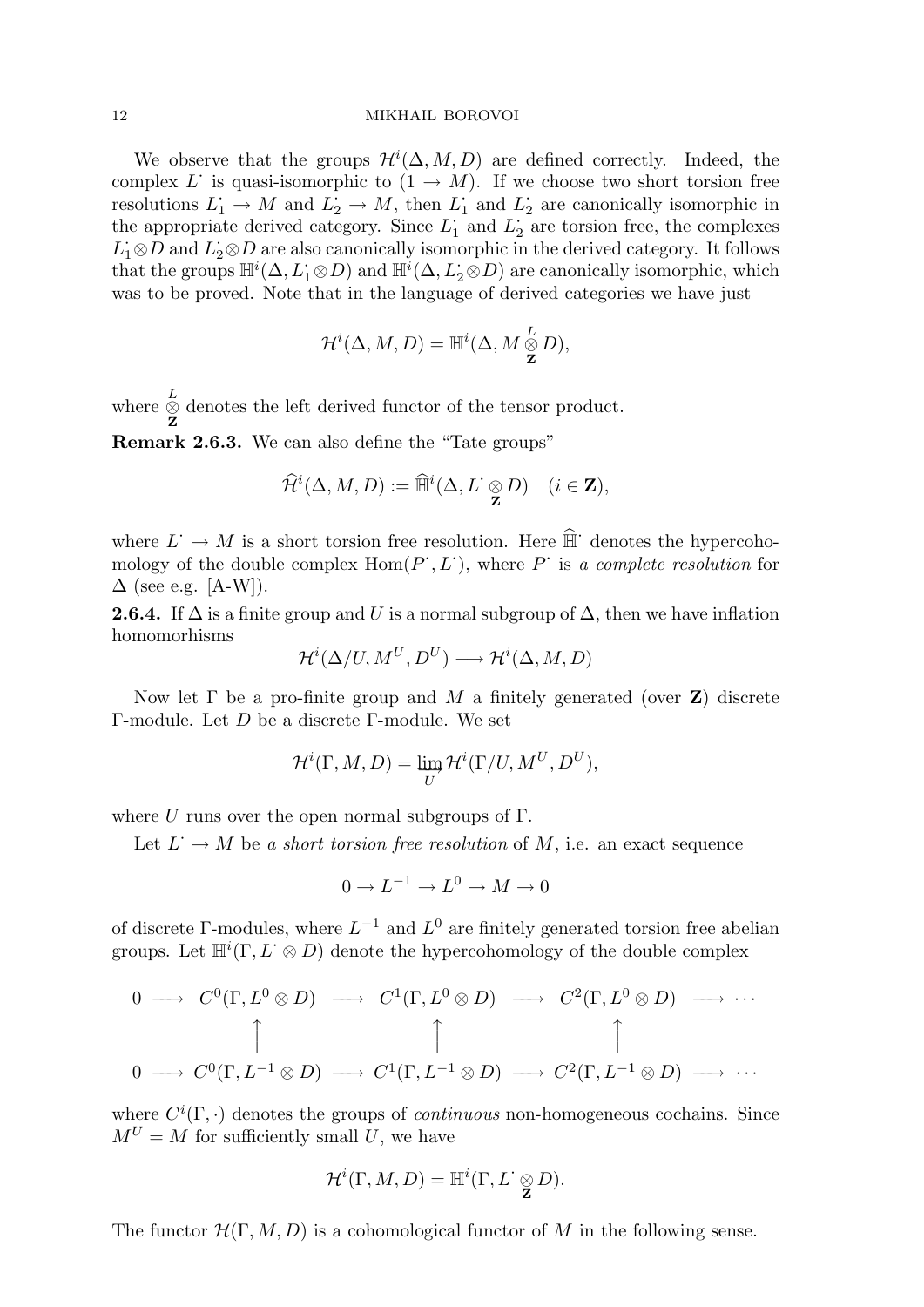We observe that the groups $\mathcal{H}^i(\Delta, M, D)$ are defined correctly. Indeed, the complex $L^{\cdot}$ is quasi-isomorphic to $(1 \to M)$. If we choose two short torsion free resolutions $L_1^{\cdot} \to M$ and $L_2^{\cdot} \to M$, then $L_1^{\cdot}$ and $L_2^{\cdot}$ are canonically isomorphic in the appropriate derived category. Since $L_1^{\cdot}$ and $L_2^{\cdot}$ are torsion free, the complexes $L_1^{\cdot} \otimes D$ and $L_2^{\cdot} \otimes D$ are also canonically isomorphic in the derived category. It follows that the groups $\mathbb{H}^i(\Delta, L_1^{\cdot} \otimes D)$ and $\mathbb{H}^i(\Delta, L_2^{\cdot} \otimes D)$ are canonically isomorphic, which was to be proved. Note that in the language of derived categories we have just

$$\mathcal{H}^i(\Delta, M, D) = \mathbb{H}^i(\Delta, M \overset{L}{\underset{\mathbf{Z}}{\otimes}} D),$$

where $\overset{L}{\underset{\mathbf{Z}}{\otimes}}$ denotes the left derived functor of the tensor product.

**Remark 2.6.3.** We can also define the "Tate groups"

$$\widehat{\mathcal{H}}^i(\Delta, M, D) := \widehat{\mathbb{H}}^i(\Delta, L^{\cdot} \underset{\mathbf{Z}}{\otimes} D) \quad (i \in \mathbf{Z}),$$

where $L^{\cdot} \to M$ is a short torsion free resolution. Here $\widehat{\mathbb{H}}^{\cdot}$ denotes the hypercohomology of the double complex $\operatorname{Hom}(P^{\cdot}, L^{\cdot})$, where $P^{\cdot}$ is *a complete resolution* for $\Delta$ (see e.g. [A-W]).

**2.6.4.** If $\Delta$ is a finite group and $U$ is a normal subgroup of $\Delta$, then we have inflation homomorhisms

$$\mathcal{H}^i(\Delta/U, M^U, D^U) \longrightarrow \mathcal{H}^i(\Delta, M, D)$$

Now let $\Gamma$ be a pro-finite group and $M$ a finitely generated (over $\mathbf{Z}$) discrete $\Gamma$-module. Let $D$ be a discrete $\Gamma$-module. We set

$$\mathcal{H}^i(\Gamma, M, D) = \varinjlim_{U} \mathcal{H}^i(\Gamma/U, M^U, D^U),$$

where $U$ runs over the open normal subgroups of $\Gamma$.

Let $L^{\cdot} \to M$ be *a short torsion free resolution* of $M$, i.e. an exact sequence

$$0 \to L^{-1} \to L^0 \to M \to 0$$

of discrete $\Gamma$-modules, where $L^{-1}$ and $L^0$ are finitely generated torsion free abelian groups. Let $\mathbb{H}^i(\Gamma, L^{\cdot} \otimes D)$ denote the hypercohomology of the double complex

$$\begin{array}{ccccccccc}
0 & \longrightarrow & C^0(\Gamma, L^0 \otimes D) & \longrightarrow & C^1(\Gamma, L^0 \otimes D) & \longrightarrow & C^2(\Gamma, L^0 \otimes D) & \longrightarrow & \cdots \\
 & & \uparrow & & \uparrow & & \uparrow & & \\
0 & \longrightarrow & C^0(\Gamma, L^{-1} \otimes D) & \longrightarrow & C^1(\Gamma, L^{-1} \otimes D) & \longrightarrow & C^2(\Gamma, L^{-1} \otimes D) & \longrightarrow & \cdots
\end{array}$$

where $C^i(\Gamma, \cdot)$ denotes the groups of *continuous* non-homogeneous cochains. Since $M^U = M$ for sufficiently small $U$, we have

$$\mathcal{H}^i(\Gamma, M, D) = \mathbb{H}^i(\Gamma, L^{\cdot} \underset{\mathbf{Z}}{\otimes} D).$$

The functor $\mathcal{H}(\Gamma, M, D)$ is a cohomological functor of $M$ in the following sense.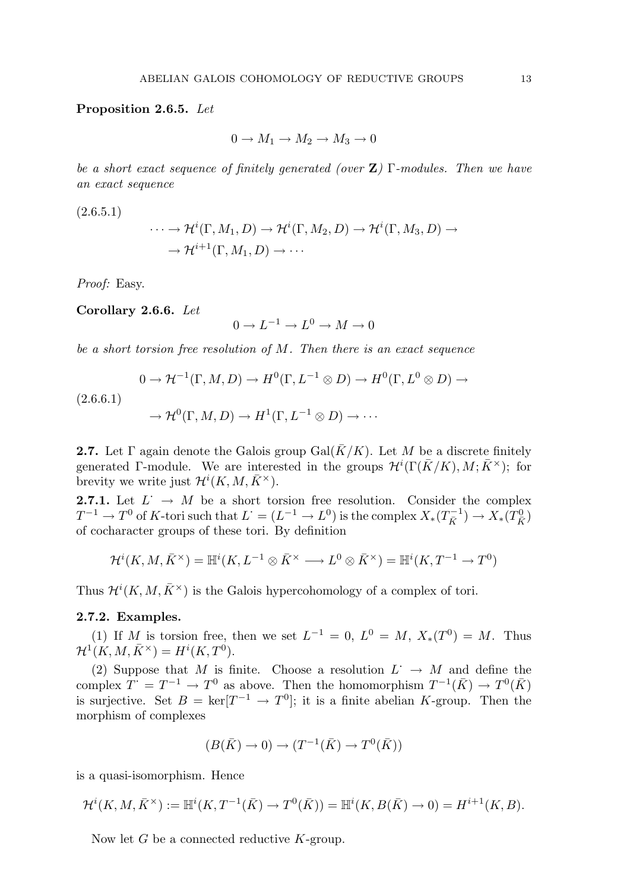**Proposition 2.6.5.** *Let*

$$0 \to M_1 \to M_2 \to M_3 \to 0$$

*be a short exact sequence of finitely generated (over* $\mathbf{Z}$*)* $\Gamma$*-modules. Then we have an exact sequence*

(2.6.5.1)

$$\cdots \to \mathcal{H}^i(\Gamma, M_1, D) \to \mathcal{H}^i(\Gamma, M_2, D) \to \mathcal{H}^i(\Gamma, M_3, D) \to$$
$$\to \mathcal{H}^{i+1}(\Gamma, M_1, D) \to \cdots$$

*Proof:* Easy.

**Corollary 2.6.6.** *Let*

$$0 \to L^{-1} \to L^0 \to M \to 0$$

*be a short torsion free resolution of* $M$*. Then there is an exact sequence*

(2.6.6.1)

$$0 \to \mathcal{H}^{-1}(\Gamma, M, D) \to H^0(\Gamma, L^{-1} \otimes D) \to H^0(\Gamma, L^0 \otimes D) \to$$
$$\to \mathcal{H}^0(\Gamma, M, D) \to H^1(\Gamma, L^{-1} \otimes D) \to \cdots$$

**2.7.** Let $\Gamma$ again denote the Galois group $\mathrm{Gal}(\bar{K}/K)$. Let $M$ be a discrete finitely generated $\Gamma$-module. We are interested in the groups $\mathcal{H}^i(\Gamma(\bar{K}/K), M; \bar{K}^\times)$; for brevity we write just $\mathcal{H}^i(K, M, \bar{K}^\times)$.

**2.7.1.** Let $L^{\cdot} \to M$ be a short torsion free resolution. Consider the complex $T^{-1} \to T^0$ of $K$-tori such that $L^{\cdot} = (L^{-1} \to L^0)$ is the complex $X_*(T^{-1}_{\bar{K}}) \to X_*(T^0_{\bar{K}})$ of cocharacter groups of these tori. By definition

$$\mathcal{H}^i(K, M, \bar{K}^\times) = \mathbb{H}^i(K, L^{-1} \otimes \bar{K}^\times \longrightarrow L^0 \otimes \bar{K}^\times) = \mathbb{H}^i(K, T^{-1} \to T^0)$$

Thus $\mathcal{H}^i(K, M, \bar{K}^\times)$ is the Galois hypercohomology of a complex of tori.

**2.7.2. Examples.**

(1) If $M$ is torsion free, then we set $L^{-1} = 0$, $L^0 = M$, $X_*(T^0) = M$. Thus $\mathcal{H}^1(K, M, \bar{K}^\times) = H^i(K, T^0)$.

(2) Suppose that $M$ is finite. Choose a resolution $L^{\cdot} \to M$ and define the complex $T^{\cdot} = T^{-1} \to T^0$ as above. Then the homomorphism $T^{-1}(\bar{K}) \to T^0(\bar{K})$ is surjective. Set $B = \ker[T^{-1} \to T^0]$; it is a finite abelian $K$-group. Then the morphism of complexes

$$(B(\bar{K}) \to 0) \to (T^{-1}(\bar{K}) \to T^0(\bar{K}))$$

is a quasi-isomorphism. Hence

$$\mathcal{H}^i(K, M, \bar{K}^\times) := \mathbb{H}^i(K, T^{-1}(\bar{K}) \to T^0(\bar{K})) = \mathbb{H}^i(K, B(\bar{K}) \to 0) = H^{i+1}(K, B).$$

Now let $G$ be a connected reductive $K$-group.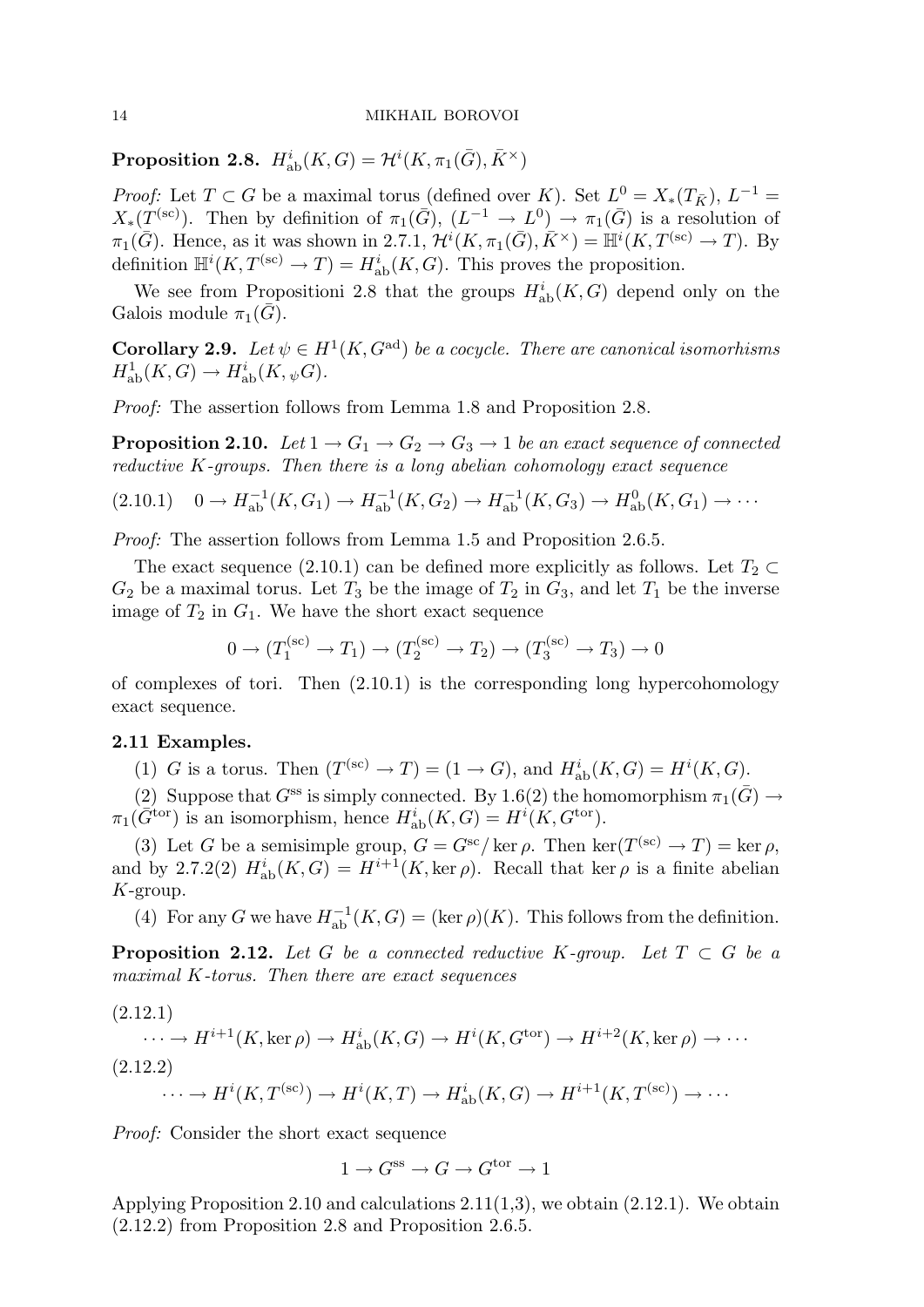**Proposition 2.8.** $H^i_{\rm ab}(K,G)=\mathcal{H}^i(K,\pi_1(\bar G),\bar K^\times)$

*Proof:* Let $T\subset G$ be a maximal torus (defined over $K$). Set $L^0=X_*(T_{\bar K})$, $L^{-1}=X_*(T^{(\rm sc)})$. Then by definition of $\pi_1(\bar G)$, $(L^{-1}\to L^0)\to\pi_1(\bar G)$ is a resolution of $\pi_1(\bar G)$. Hence, as it was shown in 2.7.1, $\mathcal{H}^i(K,\pi_1(\bar G),\bar K^\times)=\mathbb{H}^i(K,T^{(\rm sc)}\to T)$. By definition $\mathbb{H}^i(K,T^{(\rm sc)}\to T)=H^i_{\rm ab}(K,G)$. This proves the proposition.

We see from Propositioni 2.8 that the groups $H^i_{\rm ab}(K,G)$ depend only on the Galois module $\pi_1(\bar G)$.

**Corollary 2.9.** *Let $\psi\in H^1(K,G^{\rm ad})$ be a cocycle. There are canonical isomorhisms $H^1_{\rm ab}(K,G)\to H^i_{\rm ab}(K,{}_\psi G)$.*

*Proof:* The assertion follows from Lemma 1.8 and Proposition 2.8.

**Proposition 2.10.** *Let $1\to G_1\to G_2\to G_3\to 1$ be an exact sequence of connected reductive $K$-groups. Then there is a long abelian cohomology exact sequence*

$$(2.10.1)\quad 0\to H^{-1}_{\rm ab}(K,G_1)\to H^{-1}_{\rm ab}(K,G_2)\to H^{-1}_{\rm ab}(K,G_3)\to H^0_{\rm ab}(K,G_1)\to\cdots$$

*Proof:* The assertion follows from Lemma 1.5 and Proposition 2.6.5.

The exact sequence (2.10.1) can be defined more explicitly as follows. Let $T_2\subset G_2$ be a maximal torus. Let $T_3$ be the image of $T_2$ in $G_3$, and let $T_1$ be the inverse image of $T_2$ in $G_1$. We have the short exact sequence

$$0\to(T_1^{(\rm sc)}\to T_1)\to(T_2^{(\rm sc)}\to T_2)\to(T_3^{(\rm sc)}\to T_3)\to 0$$

of complexes of tori. Then (2.10.1) is the corresponding long hypercohomology exact sequence.

**2.11 Examples.**

(1) $G$ is a torus. Then $(T^{(\rm sc)}\to T)=(1\to G)$, and $H^i_{\rm ab}(K,G)=H^i(K,G)$.

(2) Suppose that $G^{\rm ss}$ is simply connected. By 1.6(2) the homomorphism $\pi_1(\bar G)\to\pi_1(\bar G^{\rm tor})$ is an isomorphism, hence $H^i_{\rm ab}(K,G)=H^i(K,G^{\rm tor})$.

(3) Let $G$ be a semisimple group, $G=G^{\rm sc}/\ker\rho$. Then $\ker(T^{(\rm sc)}\to T)=\ker\rho$, and by 2.7.2(2) $H^i_{\rm ab}(K,G)=H^{i+1}(K,\ker\rho)$. Recall that $\ker\rho$ is a finite abelian $K$-group.

(4) For any $G$ we have $H^{-1}_{\rm ab}(K,G)=(\ker\rho)(K)$. This follows from the definition.

**Proposition 2.12.** *Let $G$ be a connected reductive $K$-group. Let $T\subset G$ be a maximal $K$-torus. Then there are exact sequences*

(2.12.1)
$$\cdots\to H^{i+1}(K,\ker\rho)\to H^i_{\rm ab}(K,G)\to H^i(K,G^{\rm tor})\to H^{i+2}(K,\ker\rho)\to\cdots$$

(2.12.2)
$$\cdots\to H^i(K,T^{(\rm sc)})\to H^i(K,T)\to H^i_{\rm ab}(K,G)\to H^{i+1}(K,T^{(\rm sc)})\to\cdots$$

*Proof:* Consider the short exact sequence

$$1\to G^{\rm ss}\to G\to G^{\rm tor}\to 1$$

Applying Proposition 2.10 and calculations 2.11(1,3), we obtain (2.12.1). We obtain (2.12.2) from Proposition 2.8 and Proposition 2.6.5.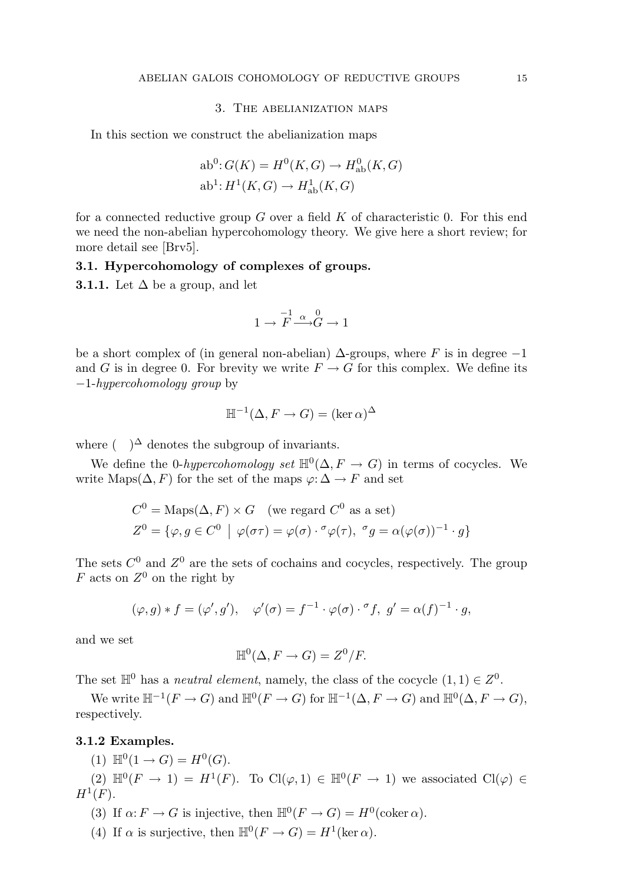## 3. The abelianization maps

In this section we construct the abelianization maps

$$\mathrm{ab}^0\colon G(K) = H^0(K,G) \to H^0_{\mathrm{ab}}(K,G)$$
$$\mathrm{ab}^1\colon H^1(K,G) \to H^1_{\mathrm{ab}}(K,G)$$

for a connected reductive group $G$ over a field $K$ of characteristic 0. For this end we need the non-abelian hypercohomology theory. We give here a short review; for more detail see [Brv5].

### 3.1. Hypercohomology of complexes of groups.

**3.1.1.** Let $\Delta$ be a group, and let

$$1 \to \overset{-1}{F} \overset{\alpha}{\longrightarrow} \overset{0}{G} \to 1$$

be a short complex of (in general non-abelian) $\Delta$-groups, where $F$ is in degree $-1$ and $G$ is in degree 0. For brevity we write $F \to G$ for this complex. We define its $-1$-*hypercohomology group* by

$$\mathbb{H}^{-1}(\Delta, F \to G) = (\ker\alpha)^{\Delta}$$

where $(\quad)^{\Delta}$ denotes the subgroup of invariants.

We define the 0-*hypercohomology set* $\mathbb{H}^0(\Delta, F \to G)$ in terms of cocycles. We write $\mathrm{Maps}(\Delta, F)$ for the set of the maps $\varphi\colon \Delta \to F$ and set

$$C^0 = \mathrm{Maps}(\Delta, F) \times G \quad \text{(we regard } C^0 \text{ as a set)}$$
$$Z^0 = \{\varphi, g \in C^0 \;\big|\; \varphi(\sigma\tau) = \varphi(\sigma)\cdot {}^{\sigma}\varphi(\tau),\ {}^{\sigma}g = \alpha(\varphi(\sigma))^{-1}\cdot g\}$$

The sets $C^0$ and $Z^0$ are the sets of cochains and cocycles, respectively. The group $F$ acts on $Z^0$ on the right by

$$(\varphi, g) * f = (\varphi', g'), \quad \varphi'(\sigma) = f^{-1}\cdot\varphi(\sigma)\cdot {}^{\sigma}f,\ g' = \alpha(f)^{-1}\cdot g,$$

and we set

$$\mathbb{H}^0(\Delta, F \to G) = Z^0/F.$$

The set $\mathbb{H}^0$ has a *neutral element*, namely, the class of the cocycle $(1,1) \in Z^0$.

We write $\mathbb{H}^{-1}(F \to G)$ and $\mathbb{H}^0(F \to G)$ for $\mathbb{H}^{-1}(\Delta, F \to G)$ and $\mathbb{H}^0(\Delta, F \to G)$, respectively.

**3.1.2 Examples.**

(1) $\mathbb{H}^0(1 \to G) = H^0(G)$.

(2) $\mathbb{H}^0(F \to 1) = H^1(F)$. To $\mathrm{Cl}(\varphi, 1) \in \mathbb{H}^0(F \to 1)$ we associated $\mathrm{Cl}(\varphi) \in H^1(F)$.

(3) If $\alpha\colon F \to G$ is injective, then $\mathbb{H}^0(F \to G) = H^0(\mathrm{coker}\,\alpha)$.

(4) If $\alpha$ is surjective, then $\mathbb{H}^0(F \to G) = H^1(\ker\alpha)$.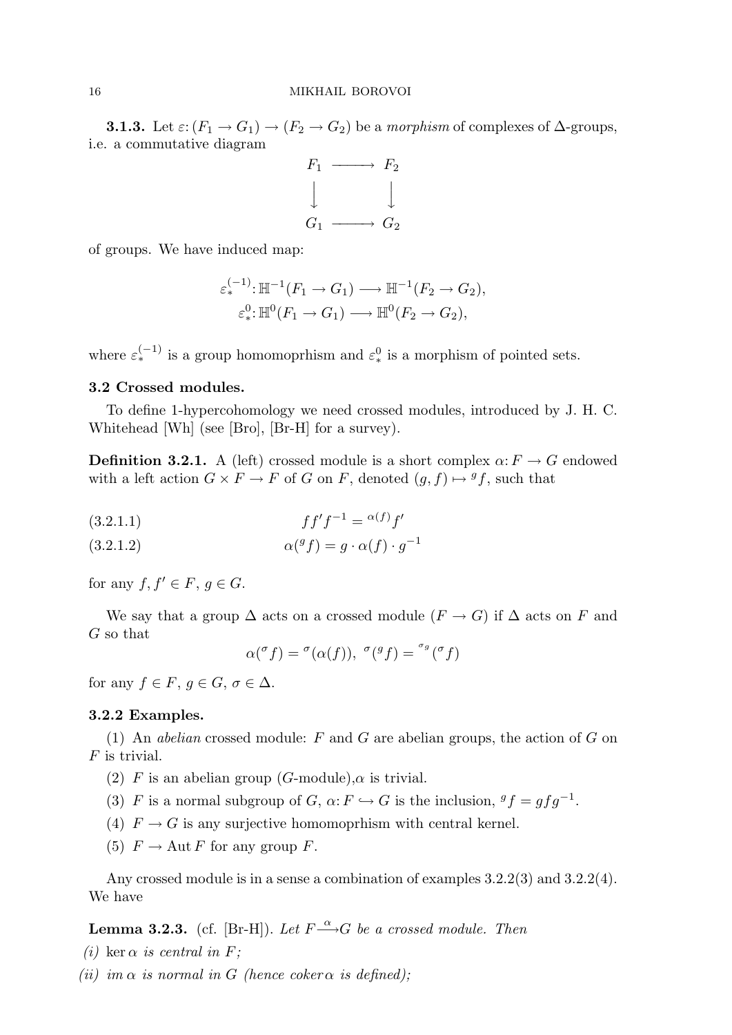**3.1.3.** Let $\varepsilon\colon (F_1 \to G_1) \to (F_2 \to G_2)$ be a *morphism* of complexes of $\Delta$-groups, i.e. a commutative diagram

$$\begin{array}{ccc} F_1 & \longrightarrow & F_2 \\ \big\downarrow & & \big\downarrow \\ G_1 & \longrightarrow & G_2 \end{array}$$

of groups. We have induced map:

$$\varepsilon_*^{(-1)}\colon \mathbb{H}^{-1}(F_1 \to G_1) \longrightarrow \mathbb{H}^{-1}(F_2 \to G_2),$$
$$\varepsilon_*^{0}\colon \mathbb{H}^{0}(F_1 \to G_1) \longrightarrow \mathbb{H}^{0}(F_2 \to G_2),$$

where $\varepsilon_*^{(-1)}$ is a group homomoprhism and $\varepsilon_*^0$ is a morphism of pointed sets.

### 3.2 Crossed modules.

To define 1-hypercohomology we need crossed modules, introduced by J. H. C. Whitehead [Wh] (see [Bro], [Br-H] for a survey).

**Definition 3.2.1.** A (left) crossed module is a short complex $\alpha\colon F \to G$ endowed with a left action $G \times F \to F$ of $G$ on $F$, denoted $(g, f) \mapsto {}^g f$, such that

$$ff'f^{-1} = {}^{\alpha(f)}f' \tag{3.2.1.1}$$

$$\alpha({}^g f) = g \cdot \alpha(f) \cdot g^{-1} \tag{3.2.1.2}$$

for any $f, f' \in F$, $g \in G$.

We say that a group $\Delta$ acts on a crossed module $(F \to G)$ if $\Delta$ acts on $F$ and $G$ so that

$$\alpha({}^\sigma f) = {}^\sigma(\alpha(f)),\ {}^\sigma({}^g f) = {}^{{}^\sigma g}({}^\sigma f)$$

for any $f \in F$, $g \in G$, $\sigma \in \Delta$.

### 3.2.2 Examples.

(1) An *abelian* crossed module: $F$ and $G$ are abelian groups, the action of $G$ on $F$ is trivial.

(2) $F$ is an abelian group ($G$-module),$\alpha$ is trivial.

(3) $F$ is a normal subgroup of $G$, $\alpha\colon F \hookrightarrow G$ is the inclusion, ${}^g f = gfg^{-1}$.

(4) $F \to G$ is any surjective homomoprhism with central kernel.

(5) $F \to \operatorname{Aut} F$ for any group $F$.

Any crossed module is in a sense a combination of examples 3.2.2(3) and 3.2.2(4). We have

**Lemma 3.2.3.** (cf. [Br-H]). *Let $F \xrightarrow{\alpha} G$ be a crossed module. Then*

*(i)* $\ker \alpha$ *is central in* $F$*;*

*(ii)* $\operatorname{im} \alpha$ *is normal in* $G$ *(hence* $\operatorname{coker} \alpha$ *is defined);*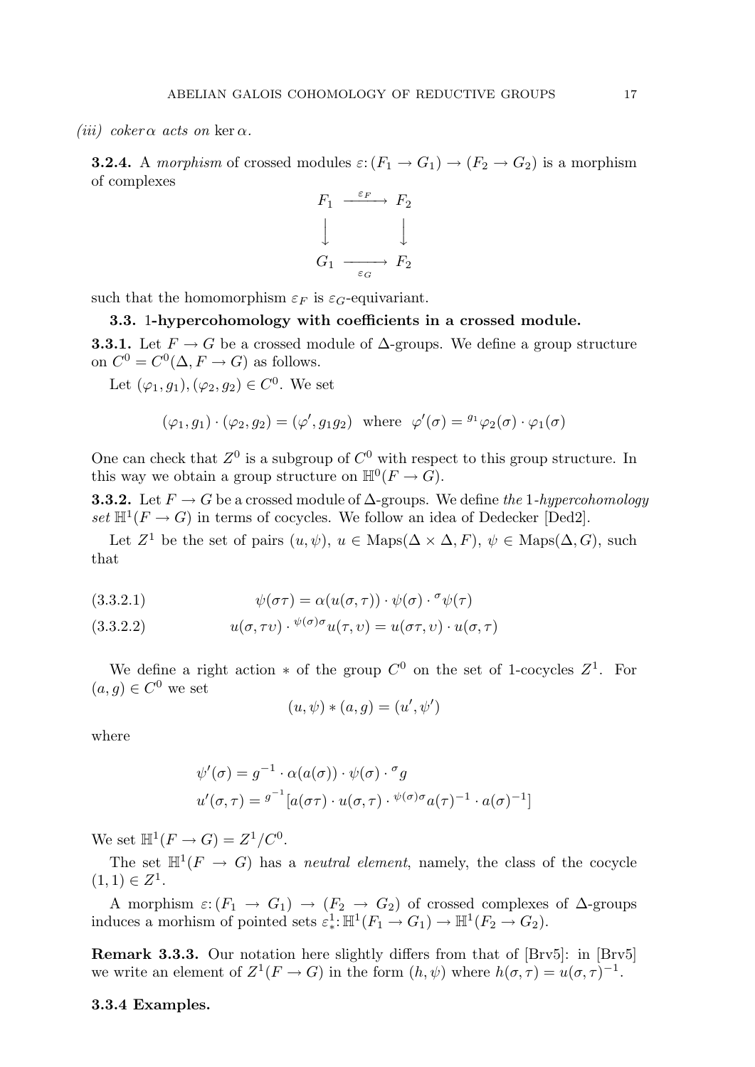*(iii) coker $\alpha$ acts on* $\ker\alpha$.

**3.2.4.** A *morphism* of crossed modules $\varepsilon\colon (F_1 \to G_1) \to (F_2 \to G_2)$ is a morphism of complexes

$$\begin{array}{ccc} F_1 & \xrightarrow{\varepsilon_F} & F_2 \\ \big\downarrow & & \big\downarrow \\ G_1 & \xrightarrow[\varepsilon_G]{} & F_2 \end{array}$$

such that the homomorphism $\varepsilon_F$ is $\varepsilon_G$-equivariant.

### 3.3. 1-hypercohomology with coefficients in a crossed module.

**3.3.1.** Let $F \to G$ be a crossed module of $\Delta$-groups. We define a group structure on $C^0 = C^0(\Delta, F \to G)$ as follows.

Let $(\varphi_1, g_1), (\varphi_2, g_2) \in C^0$. We set

$$(\varphi_1, g_1) \cdot (\varphi_2, g_2) = (\varphi', g_1 g_2) \quad \text{where} \quad \varphi'(\sigma) = {}^{g_1}\varphi_2(\sigma) \cdot \varphi_1(\sigma)$$

One can check that $Z^0$ is a subgroup of $C^0$ with respect to this group structure. In this way we obtain a group structure on $\mathbb{H}^0(F \to G)$.

**3.3.2.** Let $F \to G$ be a crossed module of $\Delta$-groups. We define *the 1-hypercohomology set* $\mathbb{H}^1(F \to G)$ in terms of cocycles. We follow an idea of Dedecker [Ded2].

Let $Z^1$ be the set of pairs $(u, \psi)$, $u \in \mathrm{Maps}(\Delta \times \Delta, F)$, $\psi \in \mathrm{Maps}(\Delta, G)$, such that

$$\psi(\sigma\tau) = \alpha(u(\sigma,\tau)) \cdot \psi(\sigma) \cdot {}^{\sigma}\psi(\tau) \tag{3.3.2.1}$$

$$u(\sigma, \tau\upsilon) \cdot {}^{\psi(\sigma)\sigma}u(\tau, \upsilon) = u(\sigma\tau, \upsilon) \cdot u(\sigma, \tau) \tag{3.3.2.2}$$

We define a right action $*$ of the group $C^0$ on the set of 1-cocycles $Z^1$. For $(a, g) \in C^0$ we set

$$(u, \psi) * (a, g) = (u', \psi')$$

where

$$\psi'(\sigma) = g^{-1} \cdot \alpha(a(\sigma)) \cdot \psi(\sigma) \cdot {}^{\sigma}g$$

$$u'(\sigma, \tau) = {}^{g^{-1}}[a(\sigma\tau) \cdot u(\sigma, \tau) \cdot {}^{\psi(\sigma)\sigma}a(\tau)^{-1} \cdot a(\sigma)^{-1}]$$

We set $\mathbb{H}^1(F \to G) = Z^1 / C^0$.

The set $\mathbb{H}^1(F \to G)$ has a *neutral element*, namely, the class of the cocycle $(1, 1) \in Z^1$.

A morphism $\varepsilon\colon (F_1 \to G_1) \to (F_2 \to G_2)$ of crossed complexes of $\Delta$-groups induces a morhism of pointed sets $\varepsilon^1_*\colon \mathbb{H}^1(F_1 \to G_1) \to \mathbb{H}^1(F_2 \to G_2)$.

**Remark 3.3.3.** Our notation here slightly differs from that of [Brv5]: in [Brv5] we write an element of $Z^1(F \to G)$ in the form $(h, \psi)$ where $h(\sigma, \tau) = u(\sigma, \tau)^{-1}$.

**3.3.4 Examples.**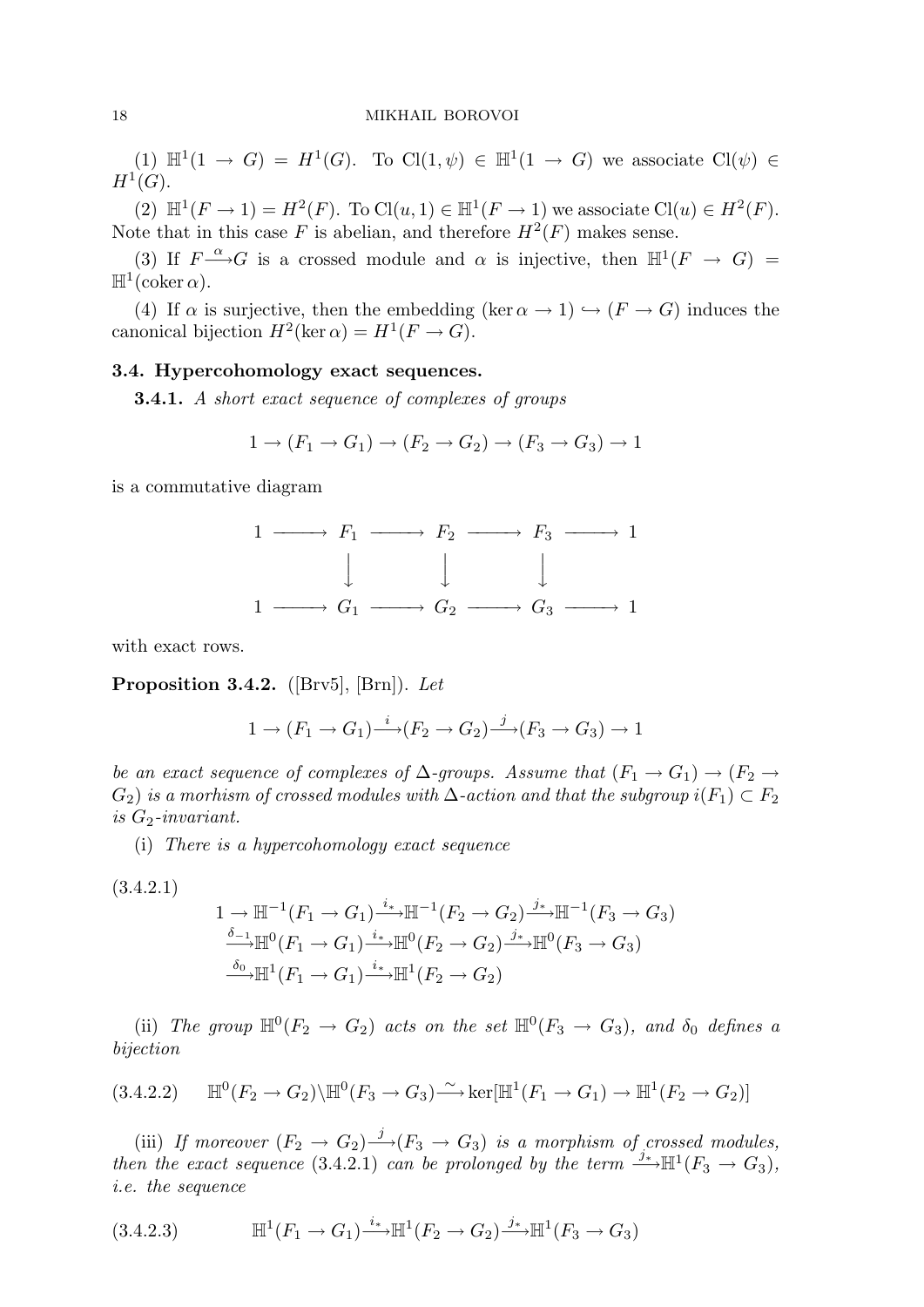(1) $\mathbb{H}^1(1 \to G) = H^1(G)$. To $\mathrm{Cl}(1,\psi) \in \mathbb{H}^1(1 \to G)$ we associate $\mathrm{Cl}(\psi) \in H^1(G)$.

(2) $\mathbb{H}^1(F \to 1) = H^2(F)$. To $\mathrm{Cl}(u,1) \in \mathbb{H}^1(F \to 1)$ we associate $\mathrm{Cl}(u) \in H^2(F)$. Note that in this case $F$ is abelian, and therefore $H^2(F)$ makes sense.

(3) If $F \xrightarrow{\alpha} G$ is a crossed module and $\alpha$ is injective, then $\mathbb{H}^1(F \to G) = \mathbb{H}^1(\operatorname{coker} \alpha)$.

(4) If $\alpha$ is surjective, then the embedding $(\ker \alpha \to 1) \hookrightarrow (F \to G)$ induces the canonical bijection $H^2(\ker \alpha) = H^1(F \to G)$.

### 3.4. Hypercohomology exact sequences.

**3.4.1.** *A short exact sequence of complexes of groups*

$$1 \to (F_1 \to G_1) \to (F_2 \to G_2) \to (F_3 \to G_3) \to 1$$

is a commutative diagram

$$\begin{array}{ccccccccc}
1 & \longrightarrow & F_1 & \longrightarrow & F_2 & \longrightarrow & F_3 & \longrightarrow & 1 \\
 & & \downarrow & & \downarrow & & \downarrow & & \\
1 & \longrightarrow & G_1 & \longrightarrow & G_2 & \longrightarrow & G_3 & \longrightarrow & 1
\end{array}$$

with exact rows.

**Proposition 3.4.2.** ([Brv5], [Brn]). *Let*

$$1 \to (F_1 \to G_1) \xrightarrow{i} (F_2 \to G_2) \xrightarrow{j} (F_3 \to G_3) \to 1$$

*be an exact sequence of complexes of $\Delta$-groups. Assume that $(F_1 \to G_1) \to (F_2 \to G_2)$ is a morhism of crossed modules with $\Delta$-action and that the subgroup $i(F_1) \subset F_2$ is $G_2$-invariant.*

(i) *There is a hypercohomology exact sequence*

(3.4.2.1)
$$\begin{aligned}
1 \to \mathbb{H}^{-1}(F_1 \to G_1) &\xrightarrow{i_*} \mathbb{H}^{-1}(F_2 \to G_2) \xrightarrow{j_*} \mathbb{H}^{-1}(F_3 \to G_3) \\
&\xrightarrow{\delta_{-1}} \mathbb{H}^0(F_1 \to G_1) \xrightarrow{i_*} \mathbb{H}^0(F_2 \to G_2) \xrightarrow{j_*} \mathbb{H}^0(F_3 \to G_3) \\
&\xrightarrow{\delta_0} \mathbb{H}^1(F_1 \to G_1) \xrightarrow{i_*} \mathbb{H}^1(F_2 \to G_2)
\end{aligned}$$

(ii) *The group $\mathbb{H}^0(F_2 \to G_2)$ acts on the set $\mathbb{H}^0(F_3 \to G_3)$, and $\delta_0$ defines a bijection*

$$\mathbb{H}^0(F_2 \to G_2) \backslash \mathbb{H}^0(F_3 \to G_3) \xrightarrow{\sim} \ker[\mathbb{H}^1(F_1 \to G_1) \to \mathbb{H}^1(F_2 \to G_2)] \tag{3.4.2.2}$$

(iii) *If moreover $(F_2 \to G_2) \xrightarrow{j} (F_3 \to G_3)$ is a morphism of crossed modules, then the exact sequence* (3.4.2.1) *can be prolonged by the term $\xrightarrow{j_*} \mathbb{H}^1(F_3 \to G_3)$, i.e. the sequence*

$$\mathbb{H}^1(F_1 \to G_1) \xrightarrow{i_*} \mathbb{H}^1(F_2 \to G_2) \xrightarrow{j_*} \mathbb{H}^1(F_3 \to G_3) \tag{3.4.2.3}$$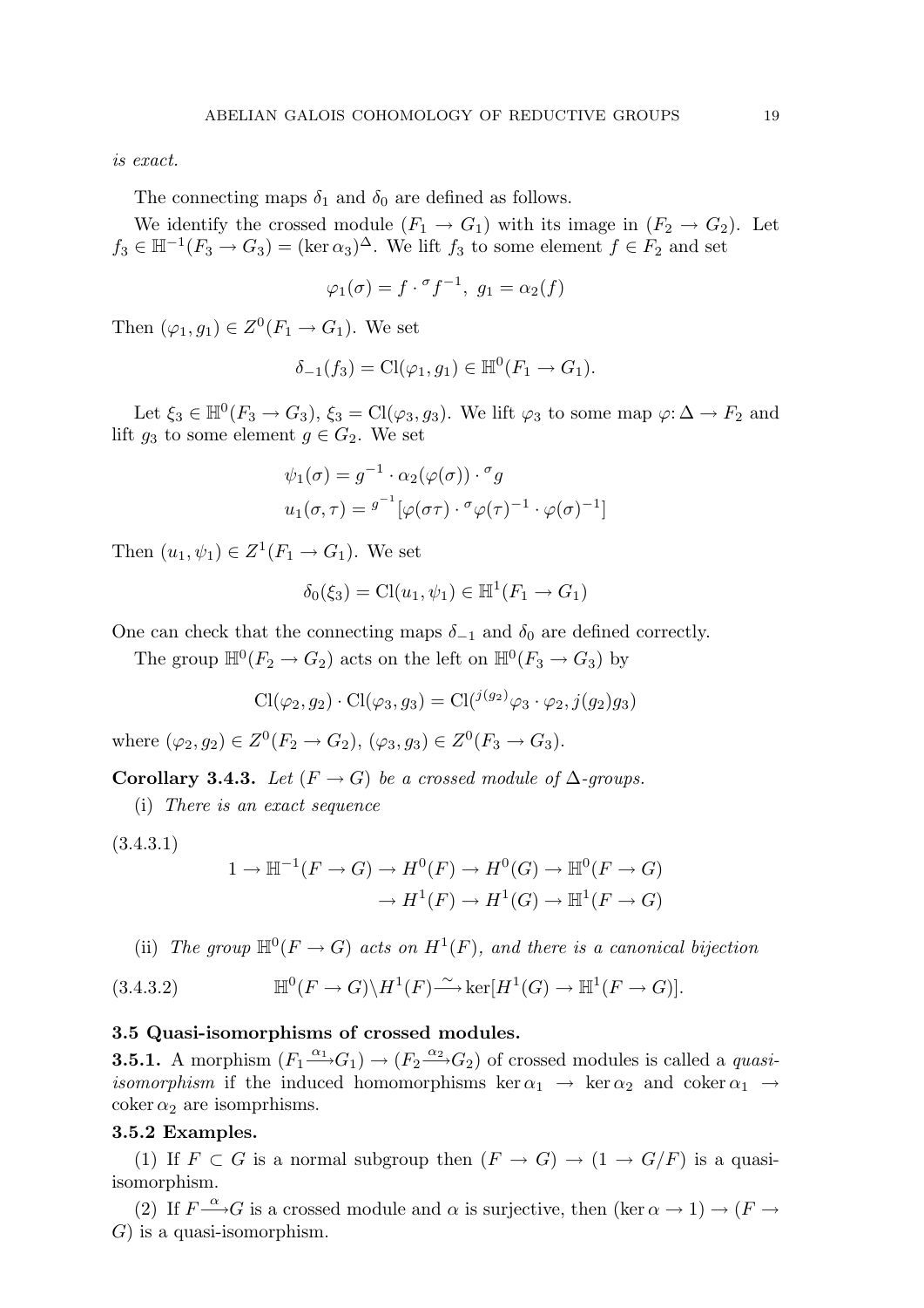*is exact.*

The connecting maps $\delta_1$ and $\delta_0$ are defined as follows.

We identify the crossed module $(F_1 \to G_1)$ with its image in $(F_2 \to G_2)$. Let $f_3 \in \mathbb{H}^{-1}(F_3 \to G_3) = (\ker \alpha_3)^\Delta$. We lift $f_3$ to some element $f \in F_2$ and set

$$\varphi_1(\sigma) = f \cdot {}^\sigma f^{-1},\ g_1 = \alpha_2(f)$$

Then $(\varphi_1, g_1) \in Z^0(F_1 \to G_1)$. We set

$$\delta_{-1}(f_3) = \mathrm{Cl}(\varphi_1, g_1) \in \mathbb{H}^0(F_1 \to G_1).$$

Let $\xi_3 \in \mathbb{H}^0(F_3 \to G_3)$, $\xi_3 = \mathrm{Cl}(\varphi_3, g_3)$. We lift $\varphi_3$ to some map $\varphi\colon \Delta \to F_2$ and lift $g_3$ to some element $g \in G_2$. We set

$$\psi_1(\sigma) = g^{-1} \cdot \alpha_2(\varphi(\sigma)) \cdot {}^\sigma g$$
$$u_1(\sigma, \tau) = {}^{g^{-1}}[\varphi(\sigma\tau) \cdot {}^\sigma\varphi(\tau)^{-1} \cdot \varphi(\sigma)^{-1}]$$

Then $(u_1, \psi_1) \in Z^1(F_1 \to G_1)$. We set

$$\delta_0(\xi_3) = \mathrm{Cl}(u_1, \psi_1) \in \mathbb{H}^1(F_1 \to G_1)$$

One can check that the connecting maps $\delta_{-1}$ and $\delta_0$ are defined correctly.

The group $\mathbb{H}^0(F_2 \to G_2)$ acts on the left on $\mathbb{H}^0(F_3 \to G_3)$ by

$$\mathrm{Cl}(\varphi_2, g_2) \cdot \mathrm{Cl}(\varphi_3, g_3) = \mathrm{Cl}({}^{j(g_2)}\varphi_3 \cdot \varphi_2, j(g_2)g_3)$$

where $(\varphi_2, g_2) \in Z^0(F_2 \to G_2)$, $(\varphi_3, g_3) \in Z^0(F_3 \to G_3)$.

**Corollary 3.4.3.** *Let $(F \to G)$ be a crossed module of $\Delta$-groups.*

(i) *There is an exact sequence*

(3.4.3.1)
$$1 \to \mathbb{H}^{-1}(F \to G) \to H^0(F) \to H^0(G) \to \mathbb{H}^0(F \to G)$$
$$\to H^1(F) \to H^1(G) \to \mathbb{H}^1(F \to G)$$

(ii) *The group $\mathbb{H}^0(F \to G)$ acts on $H^1(F)$, and there is a canonical bijection*

(3.4.3.2)
$$\mathbb{H}^0(F \to G)\backslash H^1(F) \xrightarrow{\sim} \ker[H^1(G) \to \mathbb{H}^1(F \to G)].$$

### 3.5 Quasi-isomorphisms of crossed modules.

**3.5.1.** A morphism $(F_1 \xrightarrow{\alpha_1} G_1) \to (F_2 \xrightarrow{\alpha_2} G_2)$ of crossed modules is called a *quasi-isomorphism* if the induced homomorphisms $\ker \alpha_1 \to \ker \alpha_2$ and $\operatorname{coker} \alpha_1 \to \operatorname{coker} \alpha_2$ are isomprhisms.

**3.5.2 Examples.**

(1) If $F \subset G$ is a normal subgroup then $(F \to G) \to (1 \to G/F)$ is a quasi-isomorphism.

(2) If $F \xrightarrow{\alpha} G$ is a crossed module and $\alpha$ is surjective, then $(\ker \alpha \to 1) \to (F \to G)$ is a quasi-isomorphism.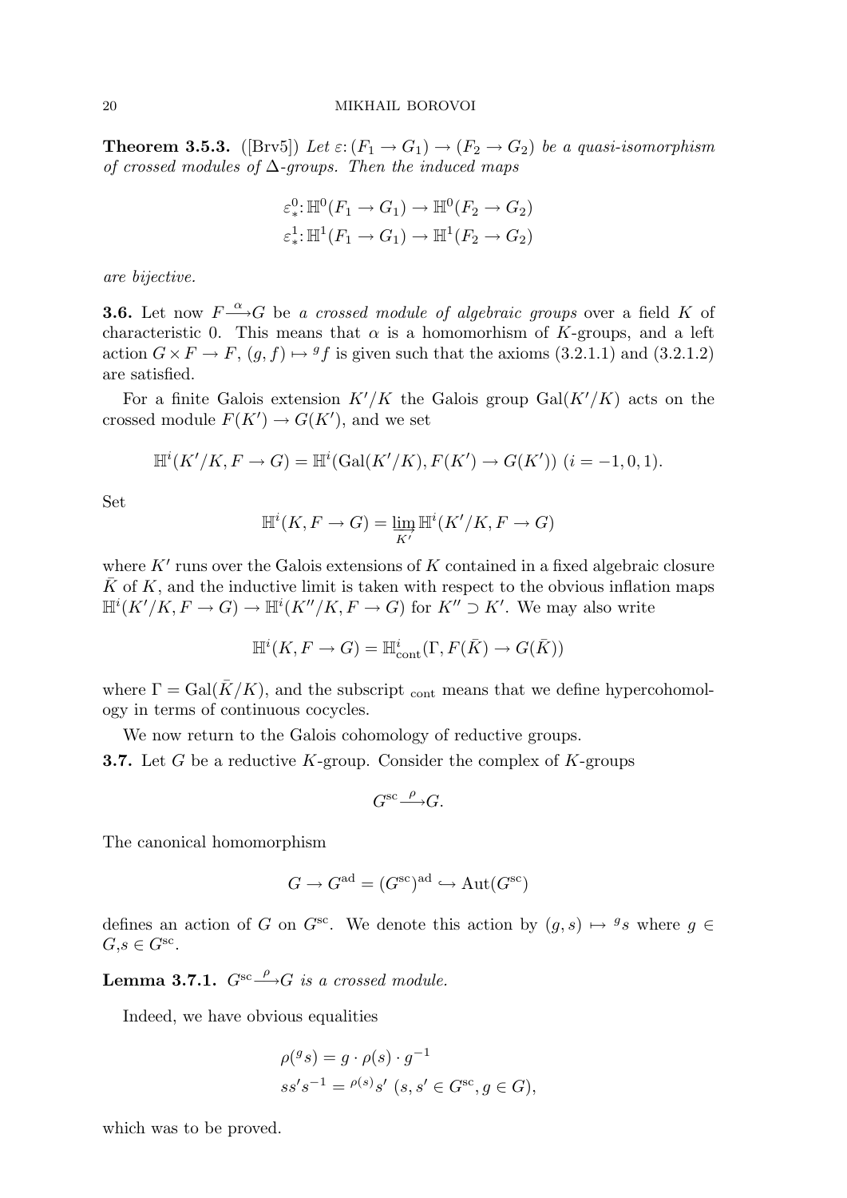**Theorem 3.5.3.** ([Brv5]) *Let $\varepsilon\colon (F_1 \to G_1) \to (F_2 \to G_2)$ be a quasi-isomorphism of crossed modules of $\Delta$-groups. Then the induced maps*

$$\varepsilon^0_*\colon \mathbb{H}^0(F_1 \to G_1) \to \mathbb{H}^0(F_2 \to G_2)$$
$$\varepsilon^1_*\colon \mathbb{H}^1(F_1 \to G_1) \to \mathbb{H}^1(F_2 \to G_2)$$

*are bijective.*

**3.6.** Let now $F \xrightarrow{\alpha} G$ be *a crossed module of algebraic groups* over a field $K$ of characteristic 0. This means that $\alpha$ is a homomorhism of $K$-groups, and a left action $G \times F \to F$, $(g, f) \mapsto {}^g f$ is given such that the axioms (3.2.1.1) and (3.2.1.2) are satisfied.

For a finite Galois extension $K'/K$ the Galois group $\mathrm{Gal}(K'/K)$ acts on the crossed module $F(K') \to G(K')$, and we set

$$\mathbb{H}^i(K'/K, F \to G) = \mathbb{H}^i(\mathrm{Gal}(K'/K), F(K') \to G(K'))\ (i = -1, 0, 1).$$

Set

$$\mathbb{H}^i(K, F \to G) = \varinjlim_{K'} \mathbb{H}^i(K'/K, F \to G)$$

where $K'$ runs over the Galois extensions of $K$ contained in a fixed algebraic closure $\bar{K}$ of $K$, and the inductive limit is taken with respect to the obvious inflation maps $\mathbb{H}^i(K'/K, F \to G) \to \mathbb{H}^i(K''/K, F \to G)$ for $K'' \supset K'$. We may also write

$$\mathbb{H}^i(K, F \to G) = \mathbb{H}^i_{\mathrm{cont}}(\Gamma, F(\bar{K}) \to G(\bar{K}))$$

where $\Gamma = \mathrm{Gal}(\bar{K}/K)$, and the subscript ${}_{\mathrm{cont}}$ means that we define hypercohomology in terms of continuous cocycles.

We now return to the Galois cohomology of reductive groups.

**3.7.** Let $G$ be a reductive $K$-group. Consider the complex of $K$-groups

$$G^{\mathrm{sc}} \xrightarrow{\rho} G.$$

The canonical homomorphism

$$G \to G^{\mathrm{ad}} = (G^{\mathrm{sc}})^{\mathrm{ad}} \hookrightarrow \mathrm{Aut}(G^{\mathrm{sc}})$$

defines an action of $G$ on $G^{\mathrm{sc}}$. We denote this action by $(g, s) \mapsto {}^g s$ where $g \in G, s \in G^{\mathrm{sc}}$.

**Lemma 3.7.1.** *$G^{\mathrm{sc}} \xrightarrow{\rho} G$ is a crossed module.*

Indeed, we have obvious equalities

$$\rho({}^g s) = g \cdot \rho(s) \cdot g^{-1}$$
$$ss's^{-1} = {}^{\rho(s)}s'\ (s, s' \in G^{\mathrm{sc}}, g \in G),$$

which was to be proved.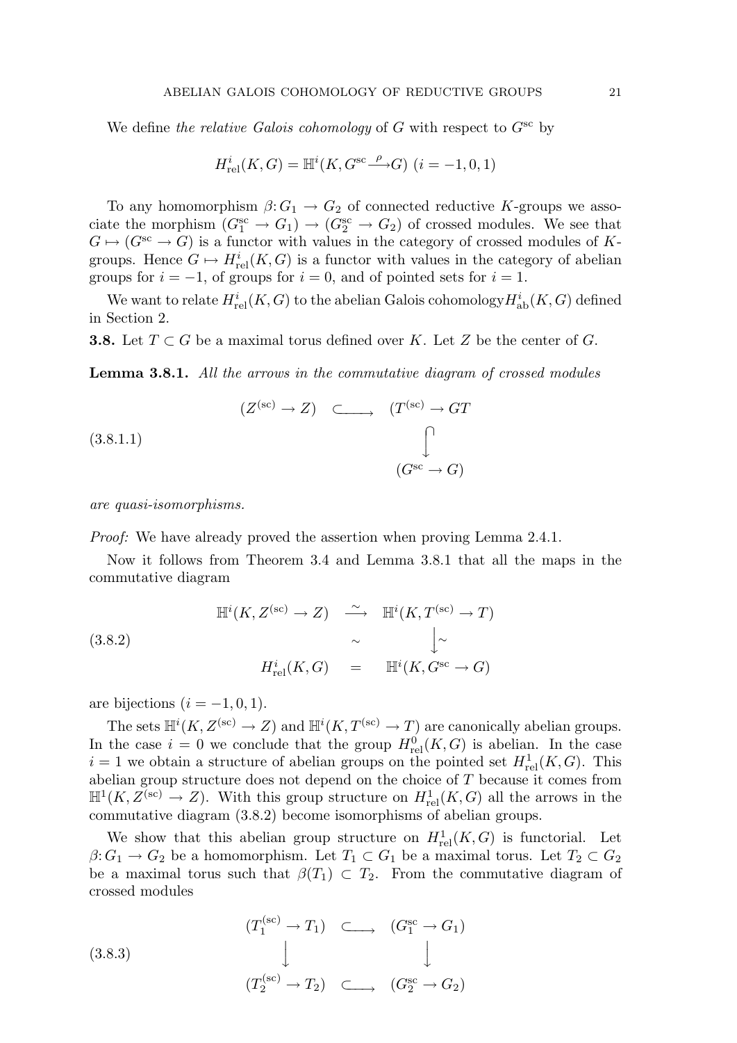We define *the relative Galois cohomology* of $G$ with respect to $G^{\mathrm{sc}}$ by

$$H^i_{\mathrm{rel}}(K,G) = \mathbb{H}^i(K, G^{\mathrm{sc}} \xrightarrow{\rho} G) \ (i = -1, 0, 1)$$

To any homomorphism $\beta\colon G_1 \to G_2$ of connected reductive $K$-groups we associate the morphism $(G_1^{\mathrm{sc}} \to G_1) \to (G_2^{\mathrm{sc}} \to G_2)$ of crossed modules. We see that $G \mapsto (G^{\mathrm{sc}} \to G)$ is a functor with values in the category of crossed modules of $K$-groups. Hence $G \mapsto H^i_{\mathrm{rel}}(K,G)$ is a functor with values in the category of abelian groups for $i = -1$, of groups for $i = 0$, and of pointed sets for $i = 1$.

We want to relate $H^i_{\mathrm{rel}}(K,G)$ to the abelian Galois cohomology $H^i_{\mathrm{ab}}(K,G)$ defined in Section 2.

**3.8.** Let $T \subset G$ be a maximal torus defined over $K$. Let $Z$ be the center of $G$.

**Lemma 3.8.1.** *All the arrows in the commutative diagram of crossed modules*

$$(3.8.1.1) \qquad \begin{array}{ccc} (Z^{(\mathrm{sc})} \to Z) & \hookrightarrow & (T^{(\mathrm{sc})} \to GT \\ & & \big\downarrow \\ & & (G^{\mathrm{sc}} \to G) \end{array}$$

*are quasi-isomorphisms.*

*Proof:* We have already proved the assertion when proving Lemma 2.4.1.

Now it follows from Theorem 3.4 and Lemma 3.8.1 that all the maps in the commutative diagram

$$(3.8.2) \qquad \begin{array}{ccc} \mathbb{H}^i(K, Z^{(\mathrm{sc})} \to Z) & \xrightarrow{\sim} & \mathbb{H}^i(K, T^{(\mathrm{sc})} \to T) \\ & \sim & \big\downarrow \sim \\ H^i_{\mathrm{rel}}(K,G) & = & \mathbb{H}^i(K, G^{\mathrm{sc}} \to G) \end{array}$$

are bijections $(i = -1, 0, 1)$.

The sets $\mathbb{H}^i(K, Z^{(\mathrm{sc})} \to Z)$ and $\mathbb{H}^i(K, T^{(\mathrm{sc})} \to T)$ are canonically abelian groups. In the case $i = 0$ we conclude that the group $H^0_{\mathrm{rel}}(K,G)$ is abelian. In the case $i = 1$ we obtain a structure of abelian groups on the pointed set $H^1_{\mathrm{rel}}(K,G)$. This abelian group structure does not depend on the choice of $T$ because it comes from $\mathbb{H}^1(K, Z^{(\mathrm{sc})} \to Z)$. With this group structure on $H^1_{\mathrm{rel}}(K,G)$ all the arrows in the commutative diagram (3.8.2) become isomorphisms of abelian groups.

We show that this abelian group structure on $H^1_{\mathrm{rel}}(K,G)$ is functorial. Let $\beta\colon G_1 \to G_2$ be a homomorphism. Let $T_1 \subset G_1$ be a maximal torus. Let $T_2 \subset G_2$ be a maximal torus such that $\beta(T_1) \subset T_2$. From the commutative diagram of crossed modules

$$(3.8.3) \qquad \begin{array}{ccc} (T_1^{(\mathrm{sc})} \to T_1) & \hookrightarrow & (G_1^{\mathrm{sc}} \to G_1) \\ \big\downarrow & & \big\downarrow \\ (T_2^{(\mathrm{sc})} \to T_2) & \hookrightarrow & (G_2^{\mathrm{sc}} \to G_2) \end{array}$$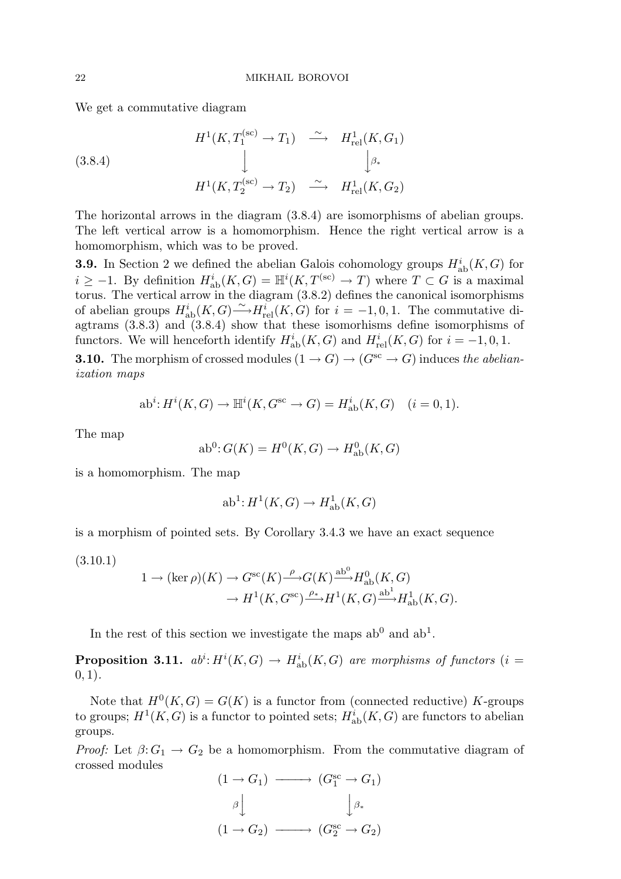We get a commutative diagram

$$
\begin{array}{ccc}
H^1(K, T_1^{(\mathrm{sc})} \to T_1) & \xrightarrow{\sim} & H^1_{\mathrm{rel}}(K, G_1) \\
\downarrow & & \downarrow{\scriptstyle \beta_*} \\
H^1(K, T_2^{(\mathrm{sc})} \to T_2) & \xrightarrow{\sim} & H^1_{\mathrm{rel}}(K, G_2)
\end{array} \tag{3.8.4}
$$

The horizontal arrows in the diagram (3.8.4) are isomorphisms of abelian groups. The left vertical arrow is a homomorphism. Hence the right vertical arrow is a homomorphism, which was to be proved.

**3.9.** In Section 2 we defined the abelian Galois cohomology groups $H^i_{\mathrm{ab}}(K, G)$ for $i \geq -1$. By definition $H^i_{\mathrm{ab}}(K, G) = \mathbb{H}^i(K, T^{(\mathrm{sc})} \to T)$ where $T \subset G$ is a maximal torus. The vertical arrow in the diagram (3.8.2) defines the canonical isomorphisms of abelian groups $H^i_{\mathrm{ab}}(K, G) \xrightarrow{\sim} H^i_{\mathrm{rel}}(K, G)$ for $i = -1, 0, 1$. The commutative diagtrams (3.8.3) and (3.8.4) show that these isomorhisms define isomorphisms of functors. We will henceforth identify $H^i_{\mathrm{ab}}(K, G)$ and $H^i_{\mathrm{rel}}(K, G)$ for $i = -1, 0, 1$.

**3.10.** The morphism of crossed modules $(1 \to G) \to (G^{\mathrm{sc}} \to G)$ induces *the abelianization maps*

$$\mathrm{ab}^i \colon H^i(K, G) \to \mathbb{H}^i(K, G^{\mathrm{sc}} \to G) = H^i_{\mathrm{ab}}(K, G) \quad (i = 0, 1).$$

The map

$$\mathrm{ab}^0 \colon G(K) = H^0(K, G) \to H^0_{\mathrm{ab}}(K, G)$$

is a homomorphism. The map

$$\mathrm{ab}^1 \colon H^1(K, G) \to H^1_{\mathrm{ab}}(K, G)$$

is a morphism of pointed sets. By Corollary 3.4.3 we have an exact sequence

$$
\begin{aligned}
1 \to (\ker \rho)(K) \to G^{\mathrm{sc}}(K) \xrightarrow{\rho} G(K) \xrightarrow{\mathrm{ab}^0} H^0_{\mathrm{ab}}(K, G) \\
\to H^1(K, G^{\mathrm{sc}}) \xrightarrow{\rho_*} H^1(K, G) \xrightarrow{\mathrm{ab}^1} H^1_{\mathrm{ab}}(K, G).
\end{aligned} \tag{3.10.1}
$$

In the rest of this section we investigate the maps $\mathrm{ab}^0$ and $\mathrm{ab}^1$.

**Proposition 3.11.** *$ab^i \colon H^i(K, G) \to H^i_{\mathrm{ab}}(K, G)$ are morphisms of functors ($i = 0, 1$).*

Note that $H^0(K, G) = G(K)$ is a functor from (connected reductive) $K$-groups to groups; $H^1(K, G)$ is a functor to pointed sets; $H^i_{\mathrm{ab}}(K, G)$ are functors to abelian groups.

*Proof:* Let $\beta \colon G_1 \to G_2$ be a homomorphism. From the commutative diagram of crossed modules

$$
\begin{array}{ccc}
(1 \to G_1) & \longrightarrow & (G_1^{\mathrm{sc}} \to G_1) \\
{\scriptstyle \beta}\downarrow & & \downarrow{\scriptstyle \beta_*} \\
(1 \to G_2) & \longrightarrow & (G_2^{\mathrm{sc}} \to G_2)
\end{array}
$$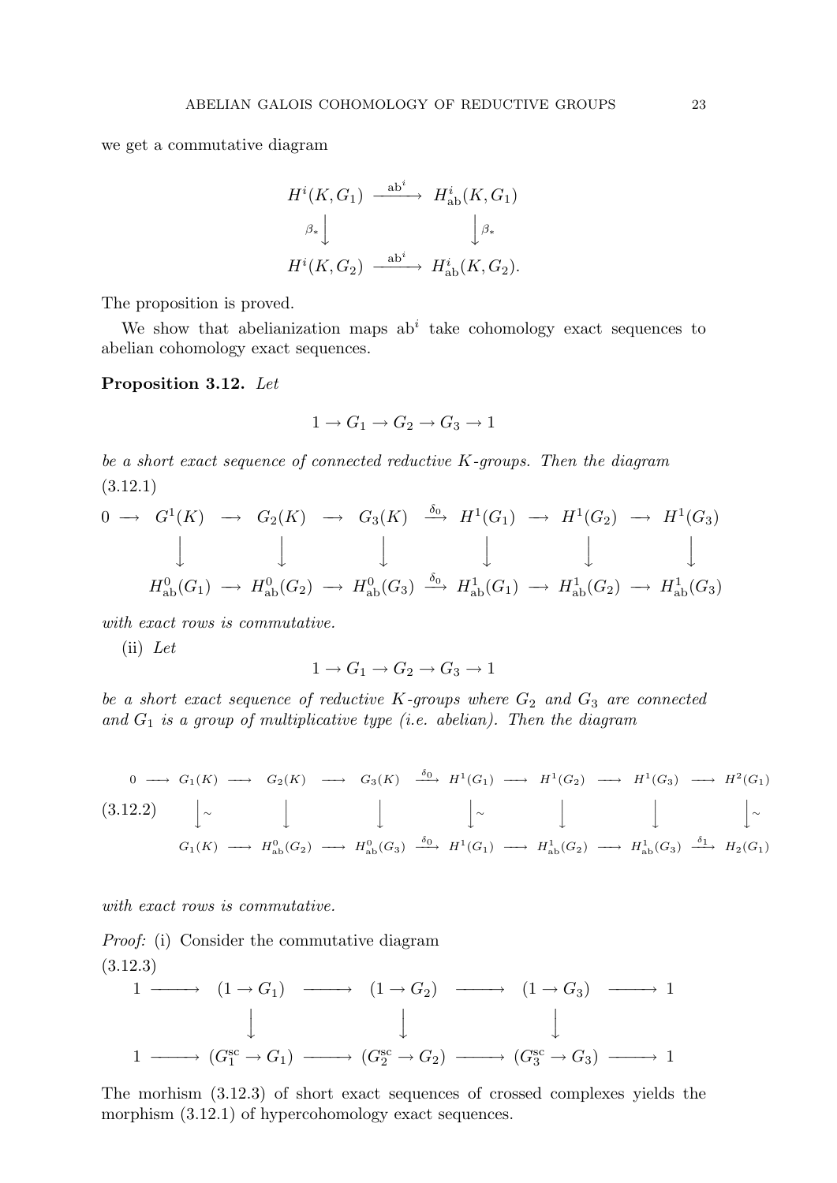we get a commutative diagram

$$\begin{array}{ccc}
H^i(K,G_1) & \xrightarrow{\mathrm{ab}^i} & H^i_{\mathrm{ab}}(K,G_1) \\
{\scriptstyle \beta_*}\downarrow & & \downarrow{\scriptstyle \beta_*} \\
H^i(K,G_2) & \xrightarrow{\mathrm{ab}^i} & H^i_{\mathrm{ab}}(K,G_2).
\end{array}$$

The proposition is proved.

We show that abelianization maps $\mathrm{ab}^i$ take cohomology exact sequences to abelian cohomology exact sequences.

**Proposition 3.12.** *Let*

$$1 \to G_1 \to G_2 \to G_3 \to 1$$

*be a short exact sequence of connected reductive $K$-groups. Then the diagram*
(3.12.1)

$$\begin{array}{ccccccccccc}
0 \to & G^1(K) & \to & G_2(K) & \to & G_3(K) & \xrightarrow{\delta_0} & H^1(G_1) & \to & H^1(G_2) & \to & H^1(G_3) \\
& \downarrow & & \downarrow & & \downarrow & & \downarrow & & \downarrow & & \downarrow \\
& H^0_{\mathrm{ab}}(G_1) & \to & H^0_{\mathrm{ab}}(G_2) & \to & H^0_{\mathrm{ab}}(G_3) & \xrightarrow{\delta_0} & H^1_{\mathrm{ab}}(G_1) & \to & H^1_{\mathrm{ab}}(G_2) & \to & H^1_{\mathrm{ab}}(G_3)
\end{array}$$

*with exact rows is commutative.*

(ii) *Let*

$$1 \to G_1 \to G_2 \to G_3 \to 1$$

*be a short exact sequence of reductive $K$-groups where $G_2$ and $G_3$ are connected and $G_1$ is a group of multiplicative type (i.e. abelian). Then the diagram*

(3.12.2)

$$\begin{array}{cccccccccccccc}
0 \to & G_1(K) & \to & G_2(K) & \to & G_3(K) & \xrightarrow{\delta_0} & H^1(G_1) & \to & H^1(G_2) & \to & H^1(G_3) & \to & H^2(G_1) \\
& \downarrow\wr & & \downarrow & & \downarrow & & \downarrow\wr & & \downarrow & & \downarrow & & \downarrow\wr \\
& G_1(K) & \to & H^0_{\mathrm{ab}}(G_2) & \to & H^0_{\mathrm{ab}}(G_3) & \xrightarrow{\delta_0} & H^1(G_1) & \to & H^1_{\mathrm{ab}}(G_2) & \to & H^1_{\mathrm{ab}}(G_3) & \xrightarrow{\delta_1} & H_2(G_1)
\end{array}$$

*with exact rows is commutative.*

*Proof:* (i) Consider the commutative diagram
(3.12.3)

$$\begin{array}{ccccccccc}
1 \to & (1 \to G_1) & \to & (1 \to G_2) & \to & (1 \to G_3) & \to 1 \\
& \downarrow & & \downarrow & & \downarrow & \\
1 \to & (G_1^{\mathrm{sc}} \to G_1) & \to & (G_2^{\mathrm{sc}} \to G_2) & \to & (G_3^{\mathrm{sc}} \to G_3) & \to 1
\end{array}$$

The morhism (3.12.3) of short exact sequences of crossed complexes yields the morphism (3.12.1) of hypercohomology exact sequences.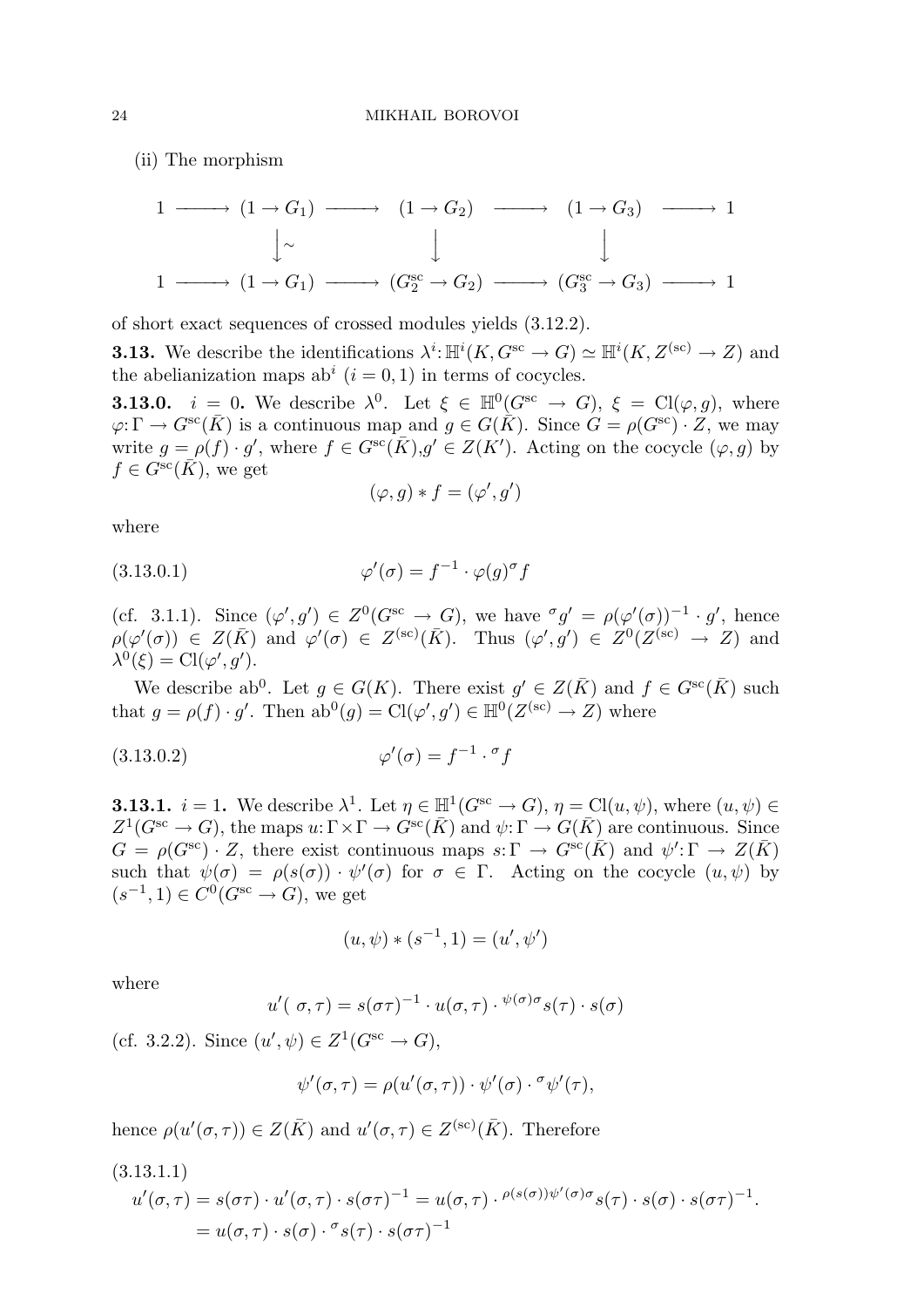(ii) The morphism

$$\begin{array}{ccccccccc}
1 & \longrightarrow & (1 \to G_1) & \longrightarrow & (1 \to G_2) & \longrightarrow & (1 \to G_3) & \longrightarrow & 1 \\
 & & \big\downarrow\wr & & \big\downarrow & & \big\downarrow & & \\
1 & \longrightarrow & (1 \to G_1) & \longrightarrow & (G_2^{\mathrm{sc}} \to G_2) & \longrightarrow & (G_3^{\mathrm{sc}} \to G_3) & \longrightarrow & 1
\end{array}$$

of short exact sequences of crossed modules yields (3.12.2).

**3.13.** We describe the identifications $\lambda^i \colon \mathbb{H}^i(K, G^{\mathrm{sc}} \to G) \simeq \mathbb{H}^i(K, Z^{(\mathrm{sc})} \to Z)$ and the abelianization maps $\mathrm{ab}^i$ $(i = 0, 1)$ in terms of cocycles.

**3.13.0.** $i = 0$**.** We describe $\lambda^0$. Let $\xi \in \mathbb{H}^0(G^{\mathrm{sc}} \to G)$, $\xi = \mathrm{Cl}(\varphi, g)$, where $\varphi \colon \Gamma \to G^{\mathrm{sc}}(\bar{K})$ is a continuous map and $g \in G(\bar{K})$. Since $G = \rho(G^{\mathrm{sc}}) \cdot Z$, we may write $g = \rho(f) \cdot g'$, where $f \in G^{\mathrm{sc}}(\bar{K})$,$g' \in Z(K')$. Acting on the cocycle $(\varphi, g)$ by $f \in G^{\mathrm{sc}}(\bar{K})$, we get

$$(\varphi, g) * f = (\varphi', g')$$

where

$$\varphi'(\sigma) = f^{-1} \cdot \varphi(g)^{\sigma} f \tag{3.13.0.1}$$

(cf. 3.1.1). Since $(\varphi', g') \in Z^0(G^{\mathrm{sc}} \to G)$, we have ${}^{\sigma}g' = \rho(\varphi'(\sigma))^{-1} \cdot g'$, hence $\rho(\varphi'(\sigma)) \in Z(\bar{K})$ and $\varphi'(\sigma) \in Z^{(\mathrm{sc})}(\bar{K})$. Thus $(\varphi', g') \in Z^0(Z^{(\mathrm{sc})} \to Z)$ and $\lambda^0(\xi) = \mathrm{Cl}(\varphi', g')$.

We describe $\mathrm{ab}^0$. Let $g \in G(K)$. There exist $g' \in Z(\bar{K})$ and $f \in G^{\mathrm{sc}}(\bar{K})$ such that $g = \rho(f) \cdot g'$. Then $\mathrm{ab}^0(g) = \mathrm{Cl}(\varphi', g') \in \mathbb{H}^0(Z^{(\mathrm{sc})} \to Z)$ where

$$\varphi'(\sigma) = f^{-1} \cdot {}^{\sigma}f \tag{3.13.0.2}$$

**3.13.1.** $i = 1$**.** We describe $\lambda^1$. Let $\eta \in \mathbb{H}^1(G^{\mathrm{sc}} \to G)$, $\eta = \mathrm{Cl}(u, \psi)$, where $(u, \psi) \in Z^1(G^{\mathrm{sc}} \to G)$, the maps $u \colon \Gamma \times \Gamma \to G^{\mathrm{sc}}(\bar{K})$ and $\psi \colon \Gamma \to G(\bar{K})$ are continuous. Since $G = \rho(G^{\mathrm{sc}}) \cdot Z$, there exist continuous maps $s \colon \Gamma \to G^{\mathrm{sc}}(\bar{K})$ and $\psi' \colon \Gamma \to Z(\bar{K})$ such that $\psi(\sigma) = \rho(s(\sigma)) \cdot \psi'(\sigma)$ for $\sigma \in \Gamma$. Acting on the cocycle $(u, \psi)$ by $(s^{-1}, 1) \in C^0(G^{\mathrm{sc}} \to G)$, we get

$$(u, \psi) * (s^{-1}, 1) = (u', \psi')$$

where

$$u'(\sigma, \tau) = s(\sigma\tau)^{-1} \cdot u(\sigma, \tau) \cdot {}^{\psi(\sigma)\sigma}s(\tau) \cdot s(\sigma)$$

(cf. 3.2.2). Since $(u', \psi) \in Z^1(G^{\mathrm{sc}} \to G)$,

$$\psi'(\sigma, \tau) = \rho(u'(\sigma, \tau)) \cdot \psi'(\sigma) \cdot {}^{\sigma}\psi'(\tau),$$

hence $\rho(u'(\sigma, \tau)) \in Z(\bar{K})$ and $u'(\sigma, \tau) \in Z^{(\mathrm{sc})}(\bar{K})$. Therefore

(3.13.1.1)

$$\begin{aligned}
u'(\sigma, \tau) = s(\sigma\tau) \cdot u'(\sigma, \tau) \cdot s(\sigma\tau)^{-1} &= u(\sigma, \tau) \cdot {}^{\rho(s(\sigma))\psi'(\sigma)\sigma}s(\tau) \cdot s(\sigma) \cdot s(\sigma\tau)^{-1}. \\
&= u(\sigma, \tau) \cdot s(\sigma) \cdot {}^{\sigma}s(\tau) \cdot s(\sigma\tau)^{-1}
\end{aligned}$$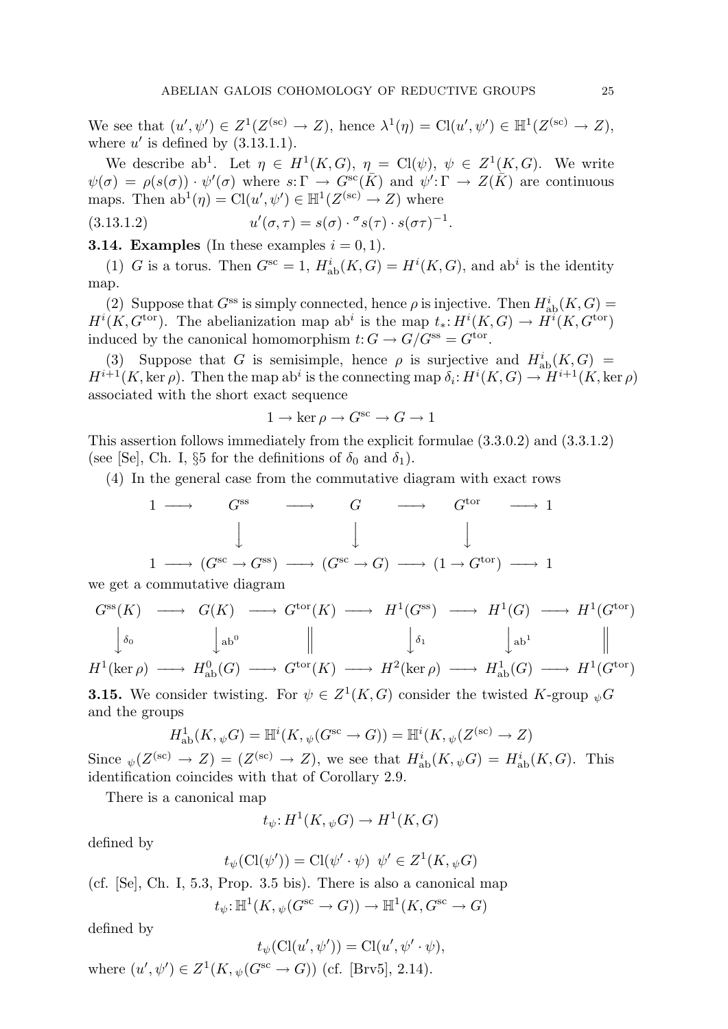We see that $(u', \psi') \in Z^1(Z^{(\mathrm{sc})} \to Z)$, hence $\lambda^1(\eta) = \mathrm{Cl}(u', \psi') \in \mathbb{H}^1(Z^{(\mathrm{sc})} \to Z)$, where $u'$ is defined by (3.13.1.1).

We describe $\mathrm{ab}^1$. Let $\eta \in H^1(K, G)$, $\eta = \mathrm{Cl}(\psi)$, $\psi \in Z^1(K, G)$. We write $\psi(\sigma) = \rho(s(\sigma)) \cdot \psi'(\sigma)$ where $s\colon \Gamma \to G^{\mathrm{sc}}(\bar{K})$ and $\psi'\colon \Gamma \to Z(\bar{K})$ are continuous maps. Then $\mathrm{ab}^1(\eta) = \mathrm{Cl}(u', \psi') \in \mathbb{H}^1(Z^{(\mathrm{sc})} \to Z)$ where

$$u'(\sigma, \tau) = s(\sigma) \cdot {}^{\sigma}s(\tau) \cdot s(\sigma\tau)^{-1}. \tag{3.13.1.2}$$

**3.14. Examples** (In these examples $i = 0, 1$).

(1) $G$ is a torus. Then $G^{\mathrm{sc}} = 1$, $H^i_{\mathrm{ab}}(K, G) = H^i(K, G)$, and $\mathrm{ab}^i$ is the identity map.

(2) Suppose that $G^{\mathrm{ss}}$ is simply connected, hence $\rho$ is injective. Then $H^i_{\mathrm{ab}}(K, G) = H^i(K, G^{\mathrm{tor}})$. The abelianization map $\mathrm{ab}^i$ is the map $t_*\colon H^i(K, G) \to H^i(K, G^{\mathrm{tor}})$ induced by the canonical homomorphism $t\colon G \to G/G^{\mathrm{ss}} = G^{\mathrm{tor}}$.

(3) Suppose that $G$ is semisimple, hence $\rho$ is surjective and $H^i_{\mathrm{ab}}(K, G) = H^{i+1}(K, \ker \rho)$. Then the map $\mathrm{ab}^i$ is the connecting map $\delta_i\colon H^i(K, G) \to H^{i+1}(K, \ker \rho)$ associated with the short exact sequence

$$1 \to \ker \rho \to G^{\mathrm{sc}} \to G \to 1$$

This assertion follows immediately from the explicit formulae (3.3.0.2) and (3.3.1.2) (see [Se], Ch. I, §5 for the definitions of $\delta_0$ and $\delta_1$).

(4) In the general case from the commutative diagram with exact rows

$$\begin{array}{ccccccccc}
1 & \longrightarrow & G^{\mathrm{ss}} & \longrightarrow & G & \longrightarrow & G^{\mathrm{tor}} & \longrightarrow & 1 \\
 & & \downarrow & & \downarrow & & \downarrow & & \\
1 & \longrightarrow & (G^{\mathrm{sc}} \to G^{\mathrm{ss}}) & \longrightarrow & (G^{\mathrm{sc}} \to G) & \longrightarrow & (1 \to G^{\mathrm{tor}}) & \longrightarrow & 1
\end{array}$$

we get a commutative diagram

$$\begin{array}{ccccccccccc}
G^{\mathrm{ss}}(K) & \longrightarrow & G(K) & \longrightarrow & G^{\mathrm{tor}}(K) & \longrightarrow & H^1(G^{\mathrm{ss}}) & \longrightarrow & H^1(G) & \longrightarrow & H^1(G^{\mathrm{tor}}) \\
\downarrow{\scriptstyle \delta_0} & & \downarrow{\scriptstyle \mathrm{ab}^0} & & \| & & \downarrow{\scriptstyle \delta_1} & & \downarrow{\scriptstyle \mathrm{ab}^1} & & \| \\
H^1(\ker \rho) & \longrightarrow & H^0_{\mathrm{ab}}(G) & \longrightarrow & G^{\mathrm{tor}}(K) & \longrightarrow & H^2(\ker \rho) & \longrightarrow & H^1_{\mathrm{ab}}(G) & \longrightarrow & H^1(G^{\mathrm{tor}})
\end{array}$$

**3.15.** We consider twisting. For $\psi \in Z^1(K, G)$ consider the twisted $K$-group ${}_{\psi}G$ and the groups

$$H^1_{\mathrm{ab}}(K, {}_{\psi}G) = \mathbb{H}^i(K, {}_{\psi}(G^{\mathrm{sc}} \to G)) = \mathbb{H}^i(K, {}_{\psi}(Z^{(\mathrm{sc})} \to Z)$$

Since ${}_{\psi}(Z^{(\mathrm{sc})} \to Z) = (Z^{(\mathrm{sc})} \to Z)$, we see that $H^i_{\mathrm{ab}}(K, {}_{\psi}G) = H^i_{\mathrm{ab}}(K, G)$. This identification coincides with that of Corollary 2.9.

There is a canonical map

$$t_{\psi}\colon H^1(K, {}_{\psi}G) \to H^1(K, G)$$

defined by

$$t_{\psi}(\mathrm{Cl}(\psi')) = \mathrm{Cl}(\psi' \cdot \psi) \;\; \psi' \in Z^1(K, {}_{\psi}G)$$

(cf. [Se], Ch. I, 5.3, Prop. 3.5 bis). There is also a canonical map

$$t_{\psi}\colon \mathbb{H}^1(K, {}_{\psi}(G^{\mathrm{sc}} \to G)) \to \mathbb{H}^1(K, G^{\mathrm{sc}} \to G)$$

defined by

$$t_{\psi}(\mathrm{Cl}(u', \psi')) = \mathrm{Cl}(u', \psi' \cdot \psi),$$

where $(u', \psi') \in Z^1(K, {}_{\psi}(G^{\mathrm{sc}} \to G))$ (cf. [Brv5], 2.14).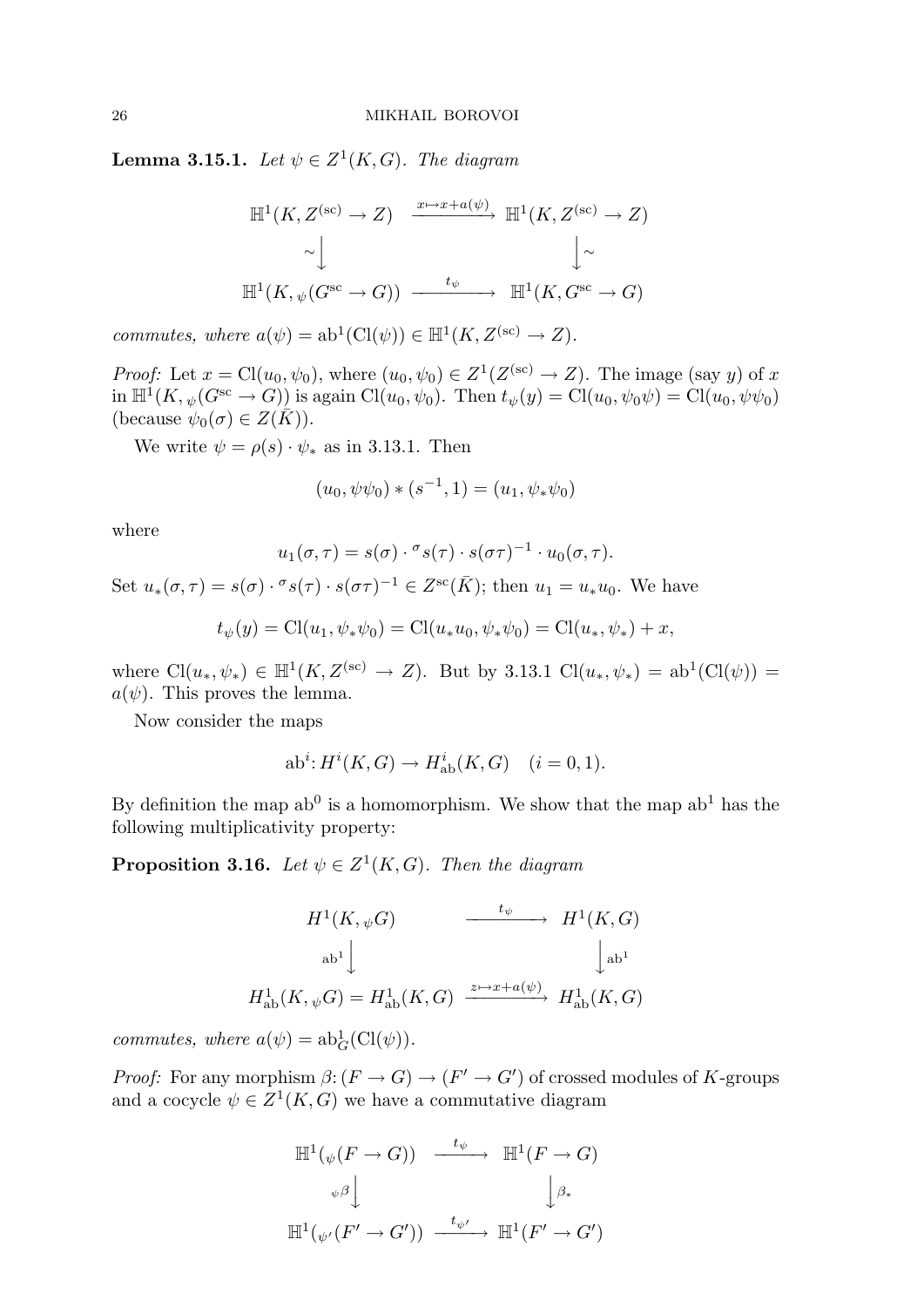**Lemma 3.15.1.** *Let $\psi \in Z^1(K, G)$. The diagram*

$$\begin{array}{ccc}
\mathbb{H}^1(K, Z^{(\mathrm{sc})} \to Z) & \xrightarrow{x \mapsto x + a(\psi)} & \mathbb{H}^1(K, Z^{(\mathrm{sc})} \to Z) \\
\sim \big\downarrow & & \big\downarrow \sim \\
\mathbb{H}^1(K, {}_\psi(G^{\mathrm{sc}} \to G)) & \xrightarrow{t_\psi} & \mathbb{H}^1(K, G^{\mathrm{sc}} \to G)
\end{array}$$

*commutes, where $a(\psi) = \mathrm{ab}^1(\mathrm{Cl}(\psi)) \in \mathbb{H}^1(K, Z^{(\mathrm{sc})} \to Z)$.*

*Proof:* Let $x = \mathrm{Cl}(u_0, \psi_0)$, where $(u_0, \psi_0) \in Z^1(Z^{(\mathrm{sc})} \to Z)$. The image (say $y$) of $x$ in $\mathbb{H}^1(K, {}_\psi(G^{\mathrm{sc}} \to G))$ is again $\mathrm{Cl}(u_0, \psi_0)$. Then $t_\psi(y) = \mathrm{Cl}(u_0, \psi_0 \psi) = \mathrm{Cl}(u_0, \psi \psi_0)$ (because $\psi_0(\sigma) \in Z(\bar{K})$).

We write $\psi = \rho(s) \cdot \psi_*$ as in 3.13.1. Then

$$(u_0, \psi\psi_0) * (s^{-1}, 1) = (u_1, \psi_* \psi_0)$$

where

$$u_1(\sigma, \tau) = s(\sigma) \cdot {}^\sigma s(\tau) \cdot s(\sigma\tau)^{-1} \cdot u_0(\sigma, \tau).$$

Set $u_*(\sigma, \tau) = s(\sigma) \cdot {}^\sigma s(\tau) \cdot s(\sigma\tau)^{-1} \in Z^{\mathrm{sc}}(\bar{K})$; then $u_1 = u_* u_0$. We have

$$t_\psi(y) = \mathrm{Cl}(u_1, \psi_* \psi_0) = \mathrm{Cl}(u_* u_0, \psi_* \psi_0) = \mathrm{Cl}(u_*, \psi_*) + x,$$

where $\mathrm{Cl}(u_*, \psi_*) \in \mathbb{H}^1(K, Z^{(\mathrm{sc})} \to Z)$. But by 3.13.1 $\mathrm{Cl}(u_*, \psi_*) = \mathrm{ab}^1(\mathrm{Cl}(\psi)) = a(\psi)$. This proves the lemma.

Now consider the maps

$$\mathrm{ab}^i \colon H^i(K, G) \to H^i_{\mathrm{ab}}(K, G) \quad (i = 0, 1).$$

By definition the map $\mathrm{ab}^0$ is a homomorphism. We show that the map $\mathrm{ab}^1$ has the following multiplicativity property:

**Proposition 3.16.** *Let $\psi \in Z^1(K, G)$. Then the diagram*

$$\begin{array}{ccc}
H^1(K, {}_\psi G) & \xrightarrow{t_\psi} & H^1(K, G) \\
\mathrm{ab}^1 \big\downarrow & & \big\downarrow \mathrm{ab}^1 \\
H^1_{\mathrm{ab}}(K, {}_\psi G) = H^1_{\mathrm{ab}}(K, G) & \xrightarrow{z \mapsto x + a(\psi)} & H^1_{\mathrm{ab}}(K, G)
\end{array}$$

*commutes, where $a(\psi) = \mathrm{ab}^1_G(\mathrm{Cl}(\psi))$.*

*Proof:* For any morphism $\beta \colon (F \to G) \to (F' \to G')$ of crossed modules of $K$-groups and a cocycle $\psi \in Z^1(K, G)$ we have a commutative diagram

$$\begin{array}{ccc}
\mathbb{H}^1({}_\psi(F \to G)) & \xrightarrow{t_\psi} & \mathbb{H}^1(F \to G) \\
{}_\psi\beta \big\downarrow & & \big\downarrow \beta_* \\
\mathbb{H}^1({}_{\psi'}(F' \to G')) & \xrightarrow{t_{\psi'}} & \mathbb{H}^1(F' \to G')
\end{array}$$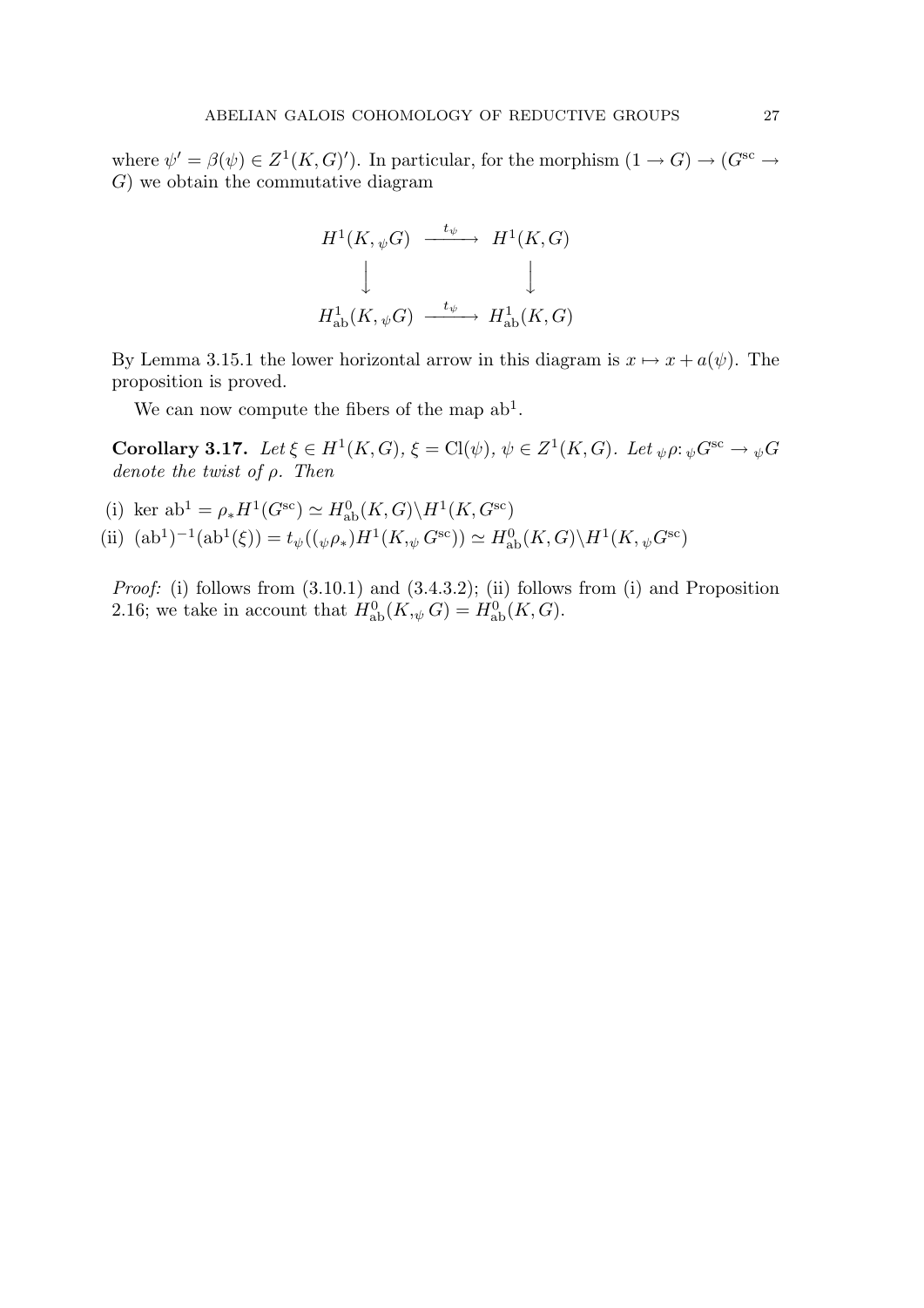where $\psi' = \beta(\psi) \in Z^1(K,G)')$. In particular, for the morphism $(1 \to G) \to (G^{\rm sc} \to G)$ we obtain the commutative diagram

$$
\begin{array}{ccc}
H^1(K, {}_\psi G) & \xrightarrow{t_\psi} & H^1(K,G) \\
\downarrow & & \downarrow \\
H^1_{\rm ab}(K, {}_\psi G) & \xrightarrow{t_\psi} & H^1_{\rm ab}(K,G)
\end{array}
$$

By Lemma 3.15.1 the lower horizontal arrow in this diagram is $x \mapsto x + a(\psi)$. The proposition is proved.

We can now compute the fibers of the map $\mathrm{ab}^1$.

**Corollary 3.17.** *Let $\xi \in H^1(K,G)$, $\xi = \mathrm{Cl}(\psi)$, $\psi \in Z^1(K,G)$. Let ${}_\psi\rho\colon {}_\psi G^{\rm sc} \to {}_\psi G$ denote the twist of $\rho$. Then*

(i) $\ker \mathrm{ab}^1 = \rho_* H^1(G^{\rm sc}) \simeq H^0_{\rm ab}(K,G)\backslash H^1(K,G^{\rm sc})$

(ii) $(\mathrm{ab}^1)^{-1}(\mathrm{ab}^1(\xi)) = t_\psi(({}_\psi\rho_*) H^1(K, {}_\psi G^{\rm sc})) \simeq H^0_{\rm ab}(K,G)\backslash H^1(K, {}_\psi G^{\rm sc})$

*Proof:* (i) follows from (3.10.1) and (3.4.3.2); (ii) follows from (i) and Proposition 2.16; we take in account that $H^0_{\rm ab}(K, {}_\psi G) = H^0_{\rm ab}(K,G)$.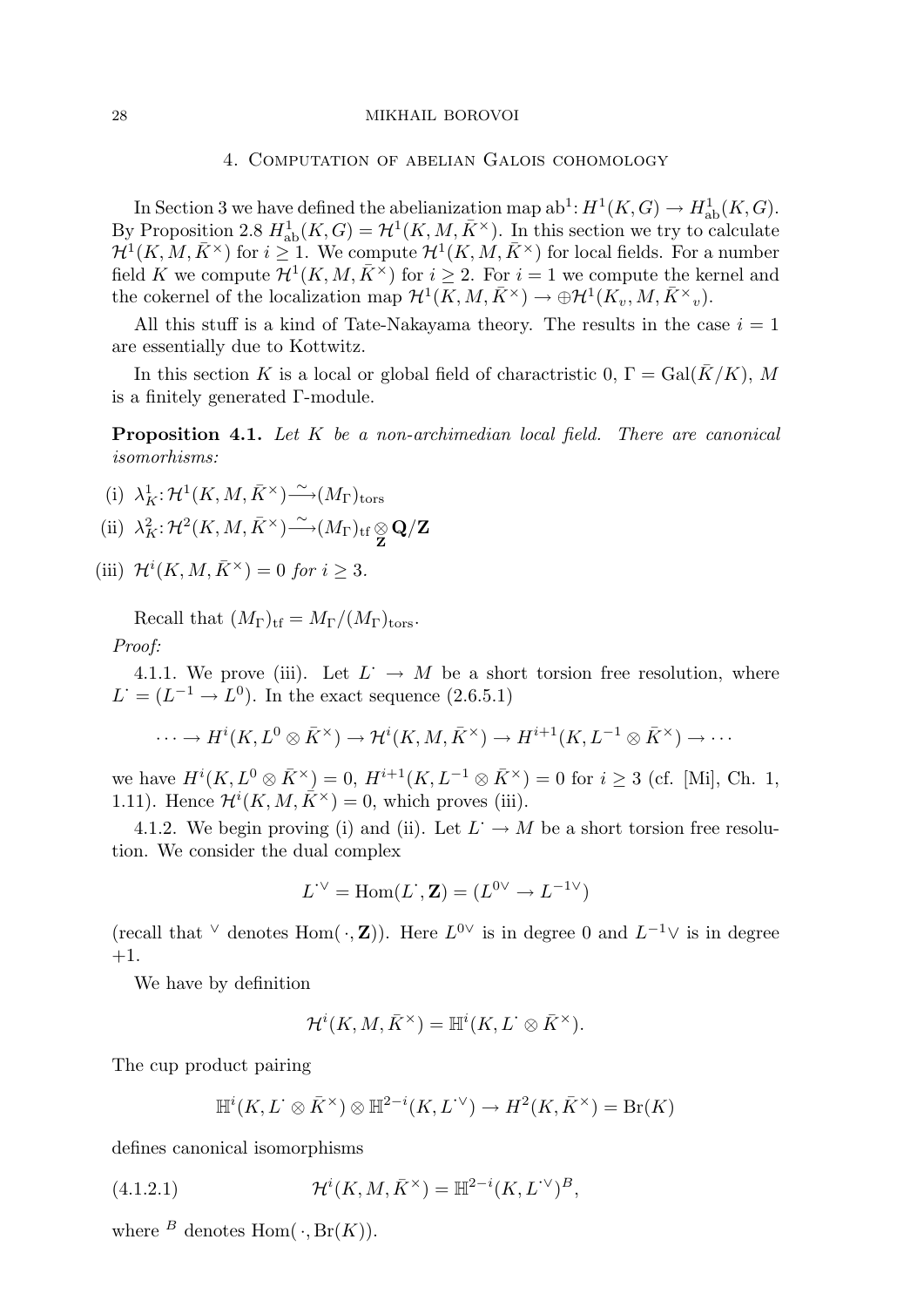## 4. Computation of abelian Galois cohomology

In Section 3 we have defined the abelianization map $\mathrm{ab}^1\colon H^1(K,G) \to H^1_{\mathrm{ab}}(K,G)$. By Proposition 2.8 $H^1_{\mathrm{ab}}(K,G) = \mathcal{H}^1(K,M,\bar{K}^\times)$. In this section we try to calculate $\mathcal{H}^1(K,M,\bar{K}^\times)$ for $i \geq 1$. We compute $\mathcal{H}^1(K,M,\bar{K}^\times)$ for local fields. For a number field $K$ we compute $\mathcal{H}^1(K,M,\bar{K}^\times)$ for $i \geq 2$. For $i = 1$ we compute the kernel and the cokernel of the localization map $\mathcal{H}^1(K,M,\bar{K}^\times) \to \oplus \mathcal{H}^1(K_v,M,\bar{K}^\times{}_v)$.

All this stuff is a kind of Tate-Nakayama theory. The results in the case $i = 1$ are essentially due to Kottwitz.

In this section $K$ is a local or global field of charactristic 0, $\Gamma = \mathrm{Gal}(\bar{K}/K)$, $M$ is a finitely generated $\Gamma$-module.

**Proposition 4.1.** *Let $K$ be a non-archimedian local field. There are canonical isomorphisms:*

(i) $\lambda^1_K\colon \mathcal{H}^1(K,M,\bar{K}^\times) \xrightarrow{\sim} (M_\Gamma)_{\mathrm{tors}}$

(ii) $\lambda^2_K\colon \mathcal{H}^2(K,M,\bar{K}^\times) \xrightarrow{\sim} (M_\Gamma)_{\mathrm{tf}} \underset{\mathbf{Z}}{\otimes} \mathbf{Q}/\mathbf{Z}$

(iii) $\mathcal{H}^i(K,M,\bar{K}^\times) = 0$ *for* $i \geq 3$.

Recall that $(M_\Gamma)_{\mathrm{tf}} = M_\Gamma/(M_\Gamma)_{\mathrm{tors}}$.

*Proof:*

4.1.1. We prove (iii). Let $L^\cdot \to M$ be a short torsion free resolution, where $L^\cdot = (L^{-1} \to L^0)$. In the exact sequence (2.6.5.1)

$$\cdots \to H^i(K, L^0 \otimes \bar{K}^\times) \to \mathcal{H}^i(K,M,\bar{K}^\times) \to H^{i+1}(K, L^{-1} \otimes \bar{K}^\times) \to \cdots$$

we have $H^i(K, L^0 \otimes \bar{K}^\times) = 0$, $H^{i+1}(K, L^{-1} \otimes \bar{K}^\times) = 0$ for $i \geq 3$ (cf. [Mi], Ch. 1, 1.11). Hence $\mathcal{H}^i(K,M,\bar{K}^\times) = 0$, which proves (iii).

4.1.2. We begin proving (i) and (ii). Let $L^\cdot \to M$ be a short torsion free resolution. We consider the dual complex

$$L^{\cdot\vee} = \mathrm{Hom}(L^\cdot, \mathbf{Z}) = (L^{0\vee} \to L^{-1\vee})$$

(recall that $^\vee$ denotes $\mathrm{Hom}(\,\cdot, \mathbf{Z})$). Here $L^{0\vee}$ is in degree 0 and $L^{-1}\vee$ is in degree +1.

We have by definition

$$\mathcal{H}^i(K,M,\bar{K}^\times) = \mathbb{H}^i(K, L^\cdot \otimes \bar{K}^\times).$$

The cup product pairing

$$\mathbb{H}^i(K, L^\cdot \otimes \bar{K}^\times) \otimes \mathbb{H}^{2-i}(K, L^{\cdot\vee}) \to H^2(K, \bar{K}^\times) = \mathrm{Br}(K)$$

defines canonical isomorphisms

$$\mathcal{H}^i(K,M,\bar{K}^\times) = \mathbb{H}^{2-i}(K, L^{\cdot\vee})^B, \tag{4.1.2.1}$$

where $^B$ denotes $\mathrm{Hom}(\,\cdot, \mathrm{Br}(K))$.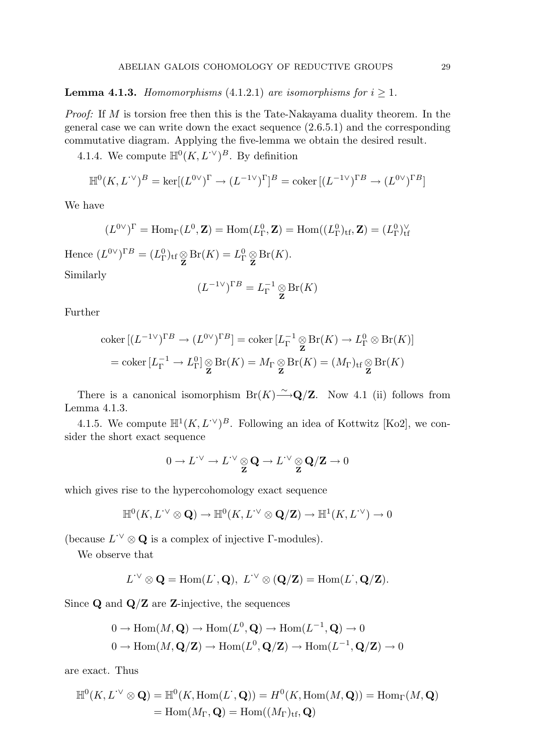**Lemma 4.1.3.** *Homomorphisms* (4.1.2.1) *are isomorphisms for* $i \geq 1$.

*Proof:* If $M$ is torsion free then this is the Tate-Nakayama duality theorem. In the general case we can write down the exact sequence (2.6.5.1) and the corresponding commutative diagram. Applying the five-lemma we obtain the desired result.

4.1.4. We compute $\mathbb{H}^0(K, L^{\cdot\vee})^B$. By definition

$$\mathbb{H}^0(K, L^{\cdot\vee})^B = \ker[(L^{0\vee})^\Gamma \to (L^{-1\vee})^\Gamma]^B = \operatorname{coker}[(L^{-1\vee})^{\Gamma B} \to (L^{0\vee})^{\Gamma B}]$$

We have

$$(L^{0\vee})^\Gamma = \operatorname{Hom}_\Gamma(L^0, \mathbf{Z}) = \operatorname{Hom}(L^0_\Gamma, \mathbf{Z}) = \operatorname{Hom}((L^0_\Gamma)_{\mathrm{tf}}, \mathbf{Z}) = (L^0_\Gamma)^\vee_{\mathrm{tf}}$$

Hence $(L^{0\vee})^{\Gamma B} = (L^0_\Gamma)_{\mathrm{tf}} \otimes_{\mathbf{Z}} \operatorname{Br}(K) = L^0_\Gamma \otimes_{\mathbf{Z}} \operatorname{Br}(K)$.

Similarly

$$(L^{-1\vee})^{\Gamma B} = L^{-1}_\Gamma \otimes_{\mathbf{Z}} \operatorname{Br}(K)$$

Further

$$\begin{aligned}\operatorname{coker}[(L^{-1\vee})^{\Gamma B} \to (L^{0\vee})^{\Gamma B}] &= \operatorname{coker}[L^{-1}_\Gamma \otimes_{\mathbf{Z}} \operatorname{Br}(K) \to L^0_\Gamma \otimes \operatorname{Br}(K)] \\ &= \operatorname{coker}[L^{-1}_\Gamma \to L^0_\Gamma] \otimes_{\mathbf{Z}} \operatorname{Br}(K) = M_\Gamma \otimes_{\mathbf{Z}} \operatorname{Br}(K) = (M_\Gamma)_{\mathrm{tf}} \otimes_{\mathbf{Z}} \operatorname{Br}(K)\end{aligned}$$

There is a canonical isomorphism $\operatorname{Br}(K) \xrightarrow{\sim} \mathbf{Q}/\mathbf{Z}$. Now 4.1 (ii) follows from Lemma 4.1.3.

4.1.5. We compute $\mathbb{H}^1(K, L^{\cdot\vee})^B$. Following an idea of Kottwitz [Ko2], we consider the short exact sequence

$$0 \to L^{\cdot\vee} \to L^{\cdot\vee} \otimes_{\mathbf{Z}} \mathbf{Q} \to L^{\cdot\vee} \otimes_{\mathbf{Z}} \mathbf{Q}/\mathbf{Z} \to 0$$

which gives rise to the hypercohomology exact sequence

$$\mathbb{H}^0(K, L^{\cdot\vee} \otimes \mathbf{Q}) \to \mathbb{H}^0(K, L^{\cdot\vee} \otimes \mathbf{Q}/\mathbf{Z}) \to \mathbb{H}^1(K, L^{\cdot\vee}) \to 0$$

(because $L^{\cdot\vee} \otimes \mathbf{Q}$ is a complex of injective $\Gamma$-modules).

We observe that

$$L^{\cdot\vee} \otimes \mathbf{Q} = \operatorname{Hom}(L^\cdot, \mathbf{Q}),\ L^{\cdot\vee} \otimes (\mathbf{Q}/\mathbf{Z}) = \operatorname{Hom}(L^\cdot, \mathbf{Q}/\mathbf{Z}).$$

Since $\mathbf{Q}$ and $\mathbf{Q}/\mathbf{Z}$ are $\mathbf{Z}$-injective, the sequences

$$\begin{aligned}&0 \to \operatorname{Hom}(M, \mathbf{Q}) \to \operatorname{Hom}(L^0, \mathbf{Q}) \to \operatorname{Hom}(L^{-1}, \mathbf{Q}) \to 0 \\ &0 \to \operatorname{Hom}(M, \mathbf{Q}/\mathbf{Z}) \to \operatorname{Hom}(L^0, \mathbf{Q}/\mathbf{Z}) \to \operatorname{Hom}(L^{-1}, \mathbf{Q}/\mathbf{Z}) \to 0\end{aligned}$$

are exact. Thus

$$\begin{aligned}\mathbb{H}^0(K, L^{\cdot\vee} \otimes \mathbf{Q}) &= \mathbb{H}^0(K, \operatorname{Hom}(L^\cdot, \mathbf{Q})) = H^0(K, \operatorname{Hom}(M, \mathbf{Q})) = \operatorname{Hom}_\Gamma(M, \mathbf{Q}) \\ &= \operatorname{Hom}(M_\Gamma, \mathbf{Q}) = \operatorname{Hom}((M_\Gamma)_{\mathrm{tf}}, \mathbf{Q})\end{aligned}$$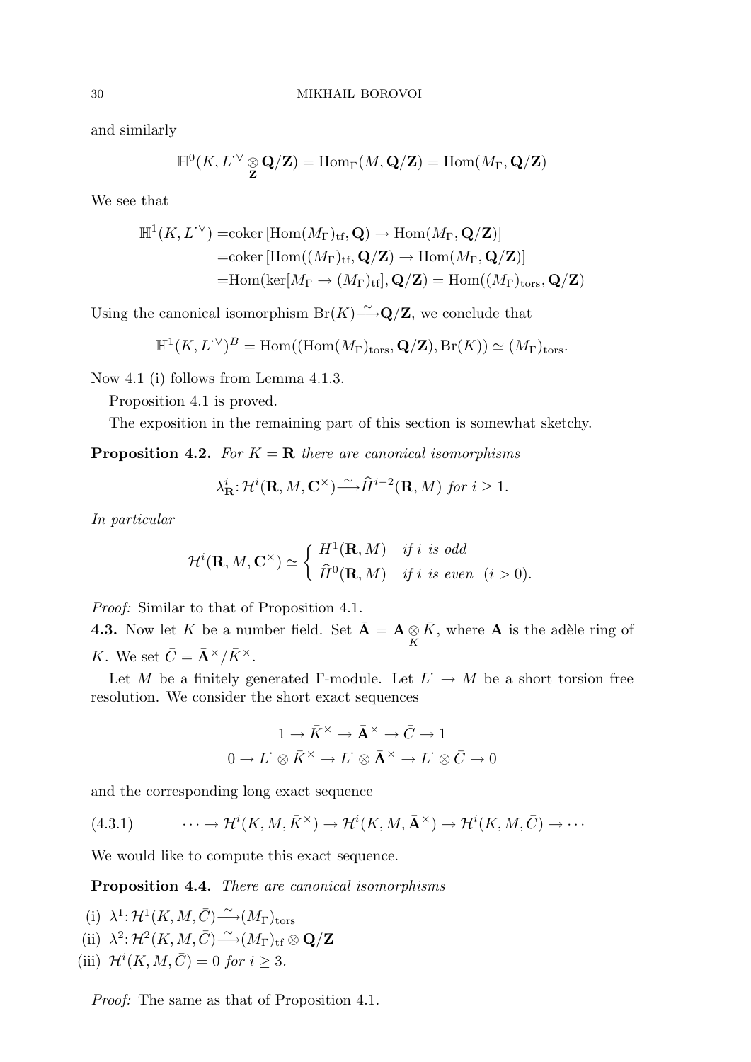and similarly

$$\mathbb{H}^0(K, L^{\cdot\vee} \underset{\mathbf{Z}}{\otimes} \mathbf{Q}/\mathbf{Z}) = \mathrm{Hom}_\Gamma(M, \mathbf{Q}/\mathbf{Z}) = \mathrm{Hom}(M_\Gamma, \mathbf{Q}/\mathbf{Z})$$

We see that

$$\begin{aligned}\mathbb{H}^1(K, L^{\cdot\vee}) =& \mathrm{coker}\,[\mathrm{Hom}(M_\Gamma)_{\mathrm{tf}}, \mathbf{Q}) \to \mathrm{Hom}(M_\Gamma, \mathbf{Q}/\mathbf{Z})] \\ =& \mathrm{coker}\,[\mathrm{Hom}((M_\Gamma)_{\mathrm{tf}}, \mathbf{Q}/\mathbf{Z}) \to \mathrm{Hom}(M_\Gamma, \mathbf{Q}/\mathbf{Z})] \\ =& \mathrm{Hom}(\ker[M_\Gamma \to (M_\Gamma)_{\mathrm{tf}}], \mathbf{Q}/\mathbf{Z}) = \mathrm{Hom}((M_\Gamma)_{\mathrm{tors}}, \mathbf{Q}/\mathbf{Z})\end{aligned}$$

Using the canonical isomorphism $\mathrm{Br}(K) \xrightarrow{\sim} \mathbf{Q}/\mathbf{Z}$, we conclude that

$$\mathbb{H}^1(K, L^{\cdot\vee})^B = \mathrm{Hom}((\mathrm{Hom}(M_\Gamma)_{\mathrm{tors}}, \mathbf{Q}/\mathbf{Z}), \mathrm{Br}(K)) \simeq (M_\Gamma)_{\mathrm{tors}}.$$

Now 4.1 (i) follows from Lemma 4.1.3.

Proposition 4.1 is proved.

The exposition in the remaining part of this section is somewhat sketchy.

**Proposition 4.2.** *For $K = \mathbf{R}$ there are canonical isomorphisms*

$$\lambda^i_{\mathbf{R}} \colon \mathcal{H}^i(\mathbf{R}, M, \mathbf{C}^\times) \xrightarrow{\sim} \widehat{H}^{i-2}(\mathbf{R}, M) \text{ for } i \geq 1.$$

*In particular*

$$\mathcal{H}^i(\mathbf{R}, M, \mathbf{C}^\times) \simeq \begin{cases} H^1(\mathbf{R}, M) & \text{if } i \text{ is odd} \\ \widehat{H}^0(\mathbf{R}, M) & \text{if } i \text{ is even} \quad (i > 0). \end{cases}$$

*Proof:* Similar to that of Proposition 4.1.

**4.3.** Now let $K$ be a number field. Set $\bar{\mathbf{A}} = \mathbf{A} \underset{K}{\otimes} \bar{K}$, where $\mathbf{A}$ is the adèle ring of $K$. We set $\bar{C} = \bar{\mathbf{A}}^\times / \bar{K}^\times$.

Let $M$ be a finitely generated $\Gamma$-module. Let $L^\cdot \to M$ be a short torsion free resolution. We consider the short exact sequences

$$1 \to \bar{K}^\times \to \bar{\mathbf{A}}^\times \to \bar{C} \to 1$$
$$0 \to L^\cdot \otimes \bar{K}^\times \to L^\cdot \otimes \bar{\mathbf{A}}^\times \to L^\cdot \otimes \bar{C} \to 0$$

and the corresponding long exact sequence

$$(4.3.1) \qquad \cdots \to \mathcal{H}^i(K, M, \bar{K}^\times) \to \mathcal{H}^i(K, M, \bar{\mathbf{A}}^\times) \to \mathcal{H}^i(K, M, \bar{C}) \to \cdots$$

We would like to compute this exact sequence.

**Proposition 4.4.** *There are canonical isomorphisms*

(i) $\lambda^1 \colon \mathcal{H}^1(K, M, \bar{C}) \xrightarrow{\sim} (M_\Gamma)_{\mathrm{tors}}$

(ii) $\lambda^2 \colon \mathcal{H}^2(K, M, \bar{C}) \xrightarrow{\sim} (M_\Gamma)_{\mathrm{tf}} \otimes \mathbf{Q}/\mathbf{Z}$

(iii) $\mathcal{H}^i(K, M, \bar{C}) = 0$ *for* $i \geq 3$.

*Proof:* The same as that of Proposition 4.1.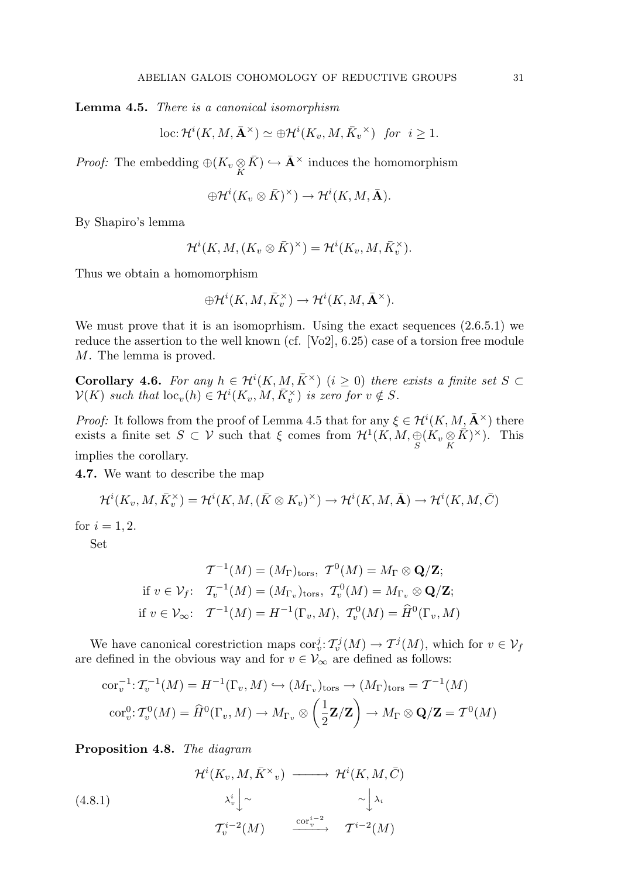**Lemma 4.5.** *There is a canonical isomorphism*

$$\mathrm{loc}\colon \mathcal{H}^i(K, M, \bar{\mathbf{A}}^\times) \simeq \oplus \mathcal{H}^i(K_v, M, \bar{K_v}^\times) \quad \text{for} \quad i \geq 1.$$

*Proof:* The embedding $\oplus(K_v \underset{K}{\otimes} \bar{K}) \hookrightarrow \bar{\mathbf{A}}^\times$ induces the homomorphism

$$\oplus \mathcal{H}^i(K_v \otimes \bar{K})^\times) \to \mathcal{H}^i(K, M, \bar{\mathbf{A}}).$$

By Shapiro's lemma

$$\mathcal{H}^i(K, M, (K_v \otimes \bar{K})^\times) = \mathcal{H}^i(K_v, M, \bar{K}_v^\times).$$

Thus we obtain a homomorphism

$$\oplus \mathcal{H}^i(K, M, \bar{K}_v^\times) \to \mathcal{H}^i(K, M, \bar{\mathbf{A}}^\times).$$

We must prove that it is an isomoprhism. Using the exact sequences (2.6.5.1) we reduce the assertion to the well known (cf. [Vo2], 6.25) case of a torsion free module $M$. The lemma is proved.

**Corollary 4.6.** *For any $h \in \mathcal{H}^i(K, M, \bar{K}^\times)$ $(i \geq 0)$ there exists a finite set $S \subset \mathcal{V}(K)$ such that $\mathrm{loc}_v(h) \in \mathcal{H}^i(K_v, M, \bar{K}_v^\times)$ is zero for $v \notin S$.*

*Proof:* It follows from the proof of Lemma 4.5 that for any $\xi \in \mathcal{H}^i(K, M, \bar{\mathbf{A}}^\times)$ there exists a finite set $S \subset \mathcal{V}$ such that $\xi$ comes from $\mathcal{H}^1(K, M, \underset{S}{\oplus}(K_v \underset{K}{\otimes} \bar{K})^\times)$. This implies the corollary.

**4.7.** We want to describe the map

$$\mathcal{H}^i(K_v, M, \bar{K}_v^\times) = \mathcal{H}^i(K, M, (\bar{K} \otimes K_v)^\times) \to \mathcal{H}^i(K, M, \bar{\mathbf{A}}) \to \mathcal{H}^i(K, M, \bar{C})$$

for $i = 1, 2$.

Set

$$\mathcal{T}^{-1}(M) = (M_\Gamma)_{\mathrm{tors}}, \ \mathcal{T}^0(M) = M_\Gamma \otimes \mathbf{Q}/\mathbf{Z};$$
$$\text{if } v \in \mathcal{V}_f\colon \quad \mathcal{T}_v^{-1}(M) = (M_{\Gamma_v})_{\mathrm{tors}}, \ \mathcal{T}_v^0(M) = M_{\Gamma_v} \otimes \mathbf{Q}/\mathbf{Z};$$
$$\text{if } v \in \mathcal{V}_\infty\colon \quad \mathcal{T}^{-1}(M) = H^{-1}(\Gamma_v, M), \ \mathcal{T}_v^0(M) = \widehat{H}^0(\Gamma_v, M)$$

We have canonical corestriction maps $\mathrm{cor}_v^j\colon \mathcal{T}_v^j(M) \to \mathcal{T}^j(M)$, which for $v \in \mathcal{V}_f$ are defined in the obvious way and for $v \in \mathcal{V}_\infty$ are defined as follows:

$$\mathrm{cor}_v^{-1}\colon \mathcal{T}_v^{-1}(M) = H^{-1}(\Gamma_v, M) \hookrightarrow (M_{\Gamma_v})_{\mathrm{tors}} \to (M_\Gamma)_{\mathrm{tors}} = \mathcal{T}^{-1}(M)$$
$$\mathrm{cor}_v^0\colon \mathcal{T}_v^0(M) = \widehat{H}^0(\Gamma_v, M) \to M_{\Gamma_v} \otimes \left(\frac{1}{2}\mathbf{Z}/\mathbf{Z}\right) \to M_\Gamma \otimes \mathbf{Q}/\mathbf{Z} = \mathcal{T}^0(M)$$

**Proposition 4.8.** *The diagram*

$$\begin{array}{ccc} \mathcal{H}^i(K_v, M, \bar{K}^\times{}_v) & \longrightarrow & \mathcal{H}^i(K, M, \bar{C}) \\ \lambda_v^i \big\downarrow \wr & & \wr \big\downarrow \lambda_i \\ \mathcal{T}_v^{i-2}(M) & \xrightarrow{\mathrm{cor}_v^{i-2}} & \mathcal{T}^{i-2}(M) \end{array} \tag{4.8.1}$$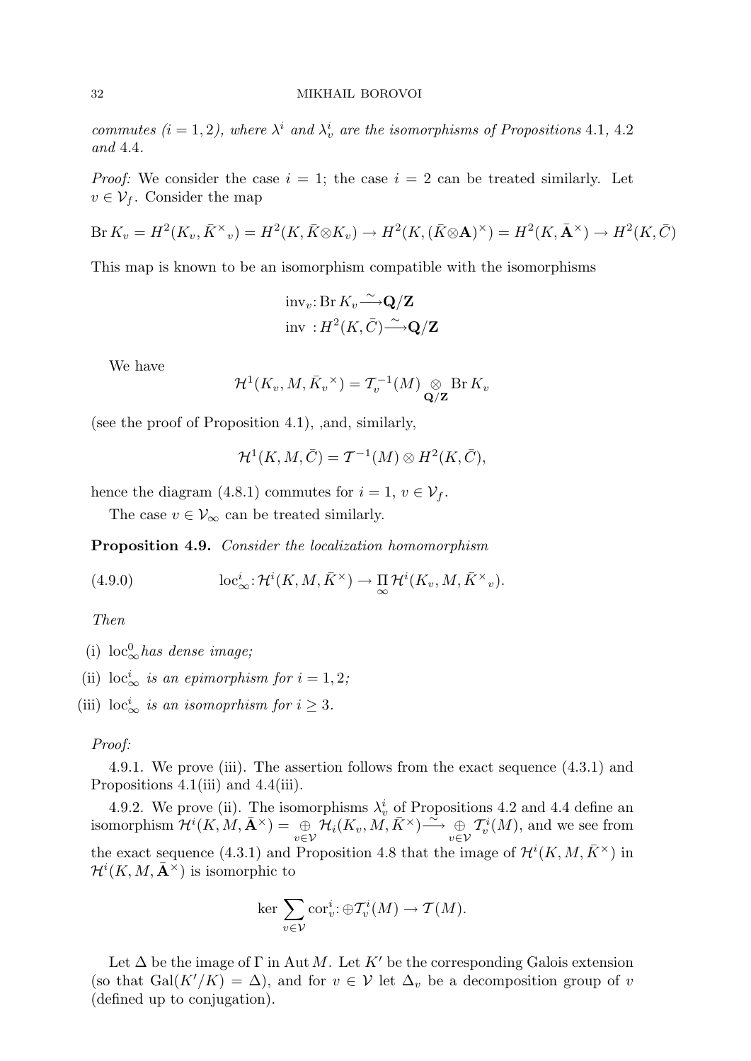*commutes ($i = 1, 2$), where $\lambda^i$ and $\lambda^i_v$ are the isomorphisms of Propositions* 4.1, 4.2 *and* 4.4.

*Proof:* We consider the case $i = 1$; the case $i = 2$ can be treated similarly. Let $v \in \mathcal{V}_f$. Consider the map

$$\operatorname{Br} K_v = H^2(K_v, \bar{K}^\times{}_v) = H^2(K, \bar{K} \otimes K_v) \to H^2(K, (\bar{K} \otimes \mathbf{A})^\times) = H^2(K, \bar{\mathbf{A}}^\times) \to H^2(K, \bar{C})$$

This map is known to be an isomorphism compatible with the isomorphisms

$$\operatorname{inv}_v \colon \operatorname{Br} K_v \xrightarrow{\sim} \mathbf{Q}/\mathbf{Z}$$
$$\operatorname{inv} \; \colon H^2(K, \bar{C}) \xrightarrow{\sim} \mathbf{Q}/\mathbf{Z}$$

We have

$$\mathcal{H}^1(K_v, M, \bar{K}_v{}^\times) = \mathcal{T}_v^{-1}(M) \underset{\mathbf{Q}/\mathbf{Z}}{\otimes} \operatorname{Br} K_v$$

(see the proof of Proposition 4.1), ,and, similarly,

$$\mathcal{H}^1(K, M, \bar{C}) = \mathcal{T}^{-1}(M) \otimes H^2(K, \bar{C}),$$

hence the diagram (4.8.1) commutes for $i = 1$, $v \in \mathcal{V}_f$.

The case $v \in \mathcal{V}_\infty$ can be treated similarly.

**Proposition 4.9.** *Consider the localization homomorphism*

$$\operatorname{loc}^i_\infty \colon \mathcal{H}^i(K, M, \bar{K}^\times) \to \prod_\infty \mathcal{H}^i(K_v, M, \bar{K}^\times{}_v). \tag{4.9.0}$$

*Then*

(i) $\operatorname{loc}^0_\infty$ *has dense image;*

(ii) $\operatorname{loc}^i_\infty$ *is an epimorphism for* $i = 1, 2$*;*

(iii) $\operatorname{loc}^i_\infty$ *is an isomoprhism for* $i \geq 3$.

*Proof:*

4.9.1. We prove (iii). The assertion follows from the exact sequence (4.3.1) and Propositions 4.1(iii) and 4.4(iii).

4.9.2. We prove (ii). The isomorphisms $\lambda^i_v$ of Propositions 4.2 and 4.4 define an isomorphism $\mathcal{H}^i(K, M, \bar{\mathbf{A}}^\times) = \underset{v \in \mathcal{V}}{\oplus} \mathcal{H}_i(K_v, M, \bar{K}^\times) \xrightarrow{\sim} \underset{v \in \mathcal{V}}{\oplus} \mathcal{T}^i_v(M)$, and we see from the exact sequence (4.3.1) and Proposition 4.8 that the image of $\mathcal{H}^i(K, M, \bar{K}^\times)$ in $\mathcal{H}^i(K, M, \bar{\mathbf{A}}^\times)$ is isomorphic to

$$\ker \sum_{v \in \mathcal{V}} \operatorname{cor}^i_v \colon \oplus \mathcal{T}^i_v(M) \to \mathcal{T}(M).$$

Let $\Delta$ be the image of $\Gamma$ in $\operatorname{Aut} M$. Let $K'$ be the corresponding Galois extension (so that $\operatorname{Gal}(K'/K) = \Delta$), and for $v \in \mathcal{V}$ let $\Delta_v$ be a decomposition group of $v$ (defined up to conjugation).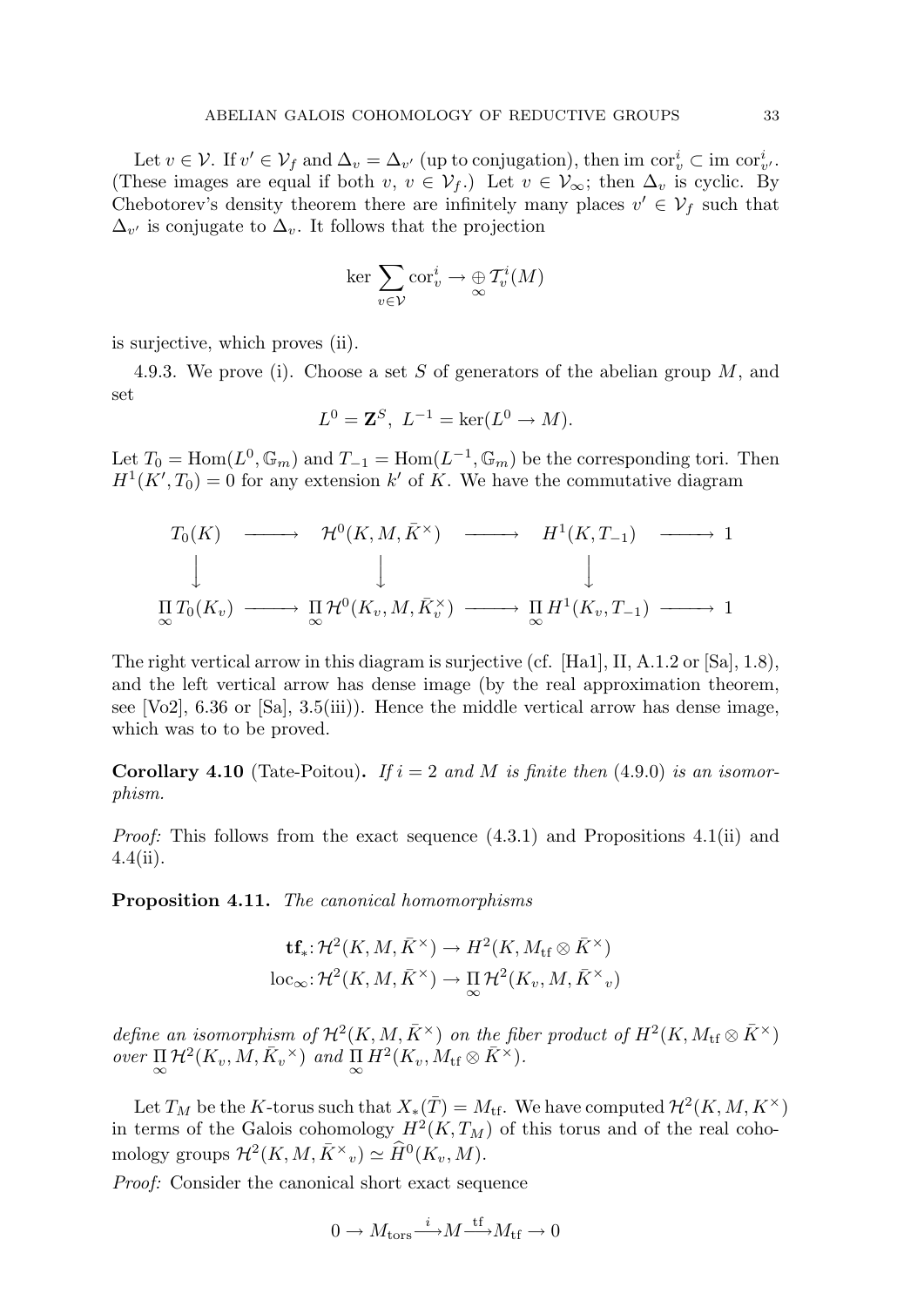Let $v \in \mathcal{V}$. If $v' \in \mathcal{V}_f$ and $\Delta_v = \Delta_{v'}$ (up to conjugation), then $\operatorname{im} \operatorname{cor}^i_v \subset \operatorname{im} \operatorname{cor}^i_{v'}$. (These images are equal if both $v$, $v \in \mathcal{V}_f$.) Let $v \in \mathcal{V}_\infty$; then $\Delta_v$ is cyclic. By Chebotorev's density theorem there are infinitely many places $v' \in \mathcal{V}_f$ such that $\Delta_{v'}$ is conjugate to $\Delta_v$. It follows that the projection

$$\ker \sum_{v \in \mathcal{V}} \operatorname{cor}^i_v \to \underset{\infty}{\oplus} \mathcal{T}^i_v(M)$$

is surjective, which proves (ii).

4.9.3. We prove (i). Choose a set $S$ of generators of the abelian group $M$, and set

$$L^0 = \mathbf{Z}^S,\ L^{-1} = \ker(L^0 \to M).$$

Let $T_0 = \operatorname{Hom}(L^0, \mathbb{G}_m)$ and $T_{-1} = \operatorname{Hom}(L^{-1}, \mathbb{G}_m)$ be the corresponding tori. Then $H^1(K', T_0) = 0$ for any extension $k'$ of $K$. We have the commutative diagram

$$\begin{array}{ccccccc}
T_0(K) & \longrightarrow & \mathcal{H}^0(K, M, \bar{K}^\times) & \longrightarrow & H^1(K, T_{-1}) & \longrightarrow & 1 \\
\downarrow & & \downarrow & & \downarrow & & \\
\prod_\infty T_0(K_v) & \longrightarrow & \prod_\infty \mathcal{H}^0(K_v, M, \bar{K}_v^\times) & \longrightarrow & \prod_\infty H^1(K_v, T_{-1}) & \longrightarrow & 1
\end{array}$$

The right vertical arrow in this diagram is surjective (cf. [Ha1], II, A.1.2 or [Sa], 1.8), and the left vertical arrow has dense image (by the real approximation theorem, see [Vo2], 6.36 or [Sa], 3.5(iii)). Hence the middle vertical arrow has dense image, which was to to be proved.

**Corollary 4.10** (Tate-Poitou)**.** *If $i = 2$ and $M$ is finite then* (4.9.0) *is an isomorphism.*

*Proof:* This follows from the exact sequence (4.3.1) and Propositions 4.1(ii) and 4.4(ii).

**Proposition 4.11.** *The canonical homomorphisms*

$$\begin{aligned}
\mathbf{tf}_*&: \mathcal{H}^2(K, M, \bar{K}^\times) \to H^2(K, M_{\mathrm{tf}} \otimes \bar{K}^\times) \\
\operatorname{loc}_\infty&: \mathcal{H}^2(K, M, \bar{K}^\times) \to \prod_\infty \mathcal{H}^2(K_v, M, \bar{K}^\times{}_v)
\end{aligned}$$

*define an isomorphism of $\mathcal{H}^2(K, M, \bar{K}^\times)$ on the fiber product of $H^2(K, M_{\mathrm{tf}} \otimes \bar{K}^\times)$ over $\prod_\infty \mathcal{H}^2(K_v, M, \bar{K}_v{}^\times)$ and $\prod_\infty H^2(K_v, M_{\mathrm{tf}} \otimes \bar{K}^\times)$.*

Let $T_M$ be the $K$-torus such that $X_*(\bar{T}) = M_{\mathrm{tf}}$. We have computed $\mathcal{H}^2(K, M, K^\times)$ in terms of the Galois cohomology $H^2(K, T_M)$ of this torus and of the real cohomology groups $\mathcal{H}^2(K, M, \bar{K}^\times{}_v) \simeq \widehat{H}^0(K_v, M)$.

*Proof:* Consider the canonical short exact sequence

$$0 \to M_{\mathrm{tors}} \xrightarrow{i} M \xrightarrow{\mathrm{tf}} M_{\mathrm{tf}} \to 0$$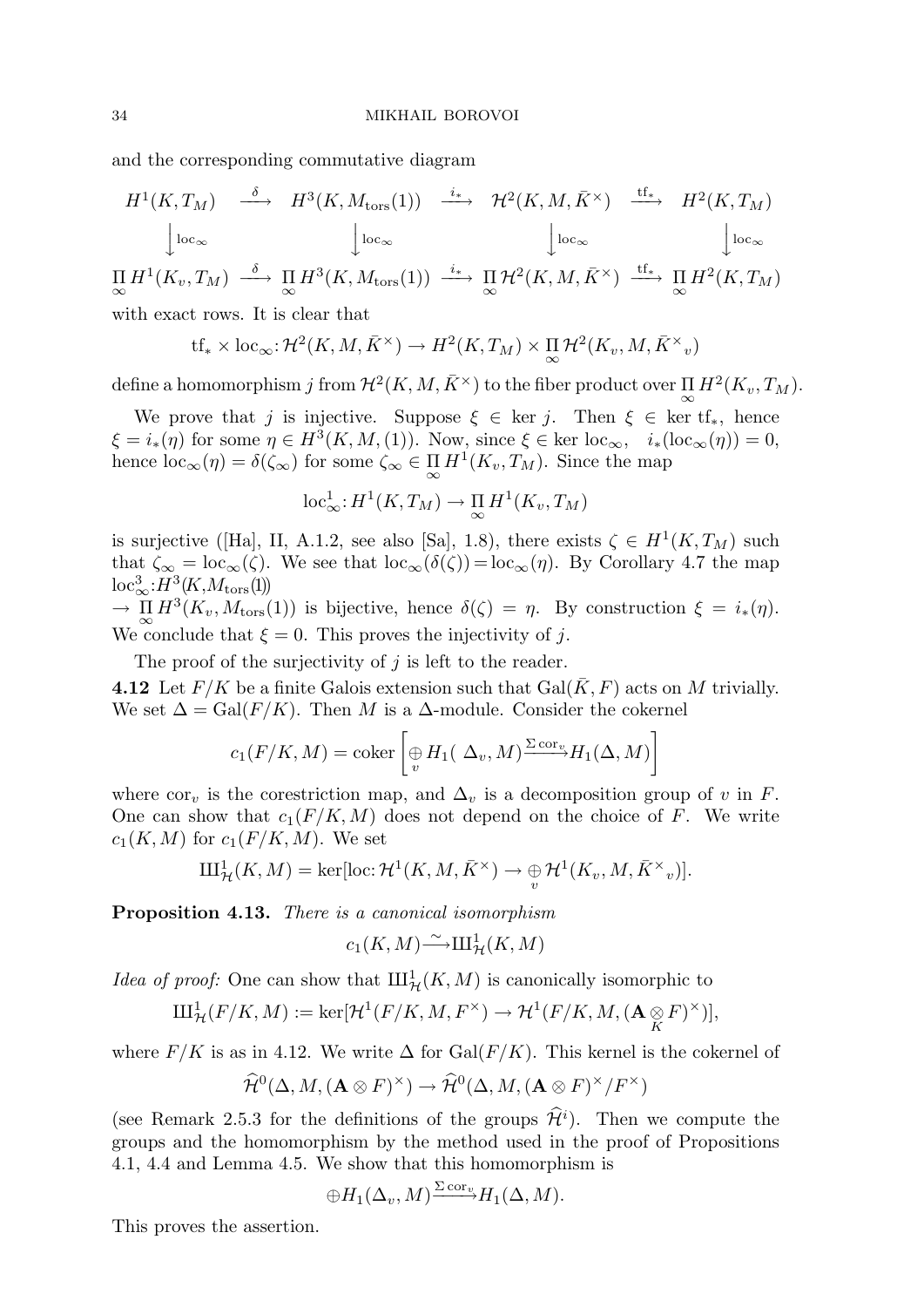and the corresponding commutative diagram

$$
\begin{array}{ccccccc}
H^1(K,T_M) & \xrightarrow{\delta} & H^3(K,M_{\mathrm{tors}}(1)) & \xrightarrow{i_*} & \mathcal{H}^2(K,M,\bar{K}^\times) & \xrightarrow{\mathrm{tf}_*} & H^2(K,T_M) \\
\downarrow{\scriptstyle \mathrm{loc}_\infty} & & \downarrow{\scriptstyle \mathrm{loc}_\infty} & & \downarrow{\scriptstyle \mathrm{loc}_\infty} & & \downarrow{\scriptstyle \mathrm{loc}_\infty} \\
\prod_\infty H^1(K_v,T_M) & \xrightarrow{\delta} & \prod_\infty H^3(K,M_{\mathrm{tors}}(1)) & \xrightarrow{i_*} & \prod_\infty \mathcal{H}^2(K,M,\bar{K}^\times) & \xrightarrow{\mathrm{tf}_*} & \prod_\infty H^2(K,T_M)
\end{array}
$$

with exact rows. It is clear that

$$\mathrm{tf}_* \times \mathrm{loc}_\infty \colon \mathcal{H}^2(K,M,\bar{K}^\times) \to H^2(K,T_M) \times \prod_\infty \mathcal{H}^2(K_v,M,\bar{K}^\times{}_v)$$

define a homomorphism $j$ from $\mathcal{H}^2(K,M,\bar{K}^\times)$ to the fiber product over $\prod_\infty H^2(K_v,T_M)$.

We prove that $j$ is injective. Suppose $\xi \in \ker j$. Then $\xi \in \ker \mathrm{tf}_*$, hence $\xi = i_*(\eta)$ for some $\eta \in H^3(K,M,(1))$. Now, since $\xi \in \ker \mathrm{loc}_\infty$, $\quad i_*(\mathrm{loc}_\infty(\eta)) = 0$, hence $\mathrm{loc}_\infty(\eta) = \delta(\zeta_\infty)$ for some $\zeta_\infty \in \prod_\infty H^1(K_v,T_M)$. Since the map

$$\mathrm{loc}^1_\infty \colon H^1(K,T_M) \to \prod_\infty H^1(K_v,T_M)$$

is surjective ([Ha], II, A.1.2, see also [Sa], 1.8), there exists $\zeta \in H^1(K,T_M)$ such that $\zeta_\infty = \mathrm{loc}_\infty(\zeta)$. We see that $\mathrm{loc}_\infty(\delta(\zeta)) = \mathrm{loc}_\infty(\eta)$. By Corollary 4.7 the map $\mathrm{loc}^3_\infty \colon H^3(K,M_{\mathrm{tors}}(1))$ $\to \prod_\infty H^3(K_v,M_{\mathrm{tors}}(1))$ is bijective, hence $\delta(\zeta) = \eta$. By construction $\xi = i_*(\eta)$. We conclude that $\xi = 0$. This proves the injectivity of $j$.

The proof of the surjectivity of $j$ is left to the reader.

**4.12** Let $F/K$ be a finite Galois extension such that $\mathrm{Gal}(\bar{K},F)$ acts on $M$ trivially. We set $\Delta = \mathrm{Gal}(F/K)$. Then $M$ is a $\Delta$-module. Consider the cokernel

$$c_1(F/K,M) = \mathrm{coker}\left[\bigoplus_v H_1(\Delta_v,M) \xrightarrow{\Sigma\,\mathrm{cor}_v} H_1(\Delta,M)\right]$$

where $\mathrm{cor}_v$ is the corestriction map, and $\Delta_v$ is a decomposition group of $v$ in $F$. One can show that $c_1(F/K,M)$ does not depend on the choice of $F$. We write $c_1(K,M)$ for $c_1(F/K,M)$. We set

$$\text{Ш}^1_{\mathcal{H}}(K,M) = \ker[\mathrm{loc} \colon \mathcal{H}^1(K,M,\bar{K}^\times) \to \bigoplus_v \mathcal{H}^1(K_v,M,\bar{K}^\times{}_v)].$$

**Proposition 4.13.** *There is a canonical isomorphism*

$$c_1(K,M) \xrightarrow{\sim} \text{Ш}^1_{\mathcal{H}}(K,M)$$

*Idea of proof:* One can show that $\text{Ш}^1_{\mathcal{H}}(K,M)$ is canonically isomorphic to

$$\text{Ш}^1_{\mathcal{H}}(F/K,M) := \ker[\mathcal{H}^1(F/K,M,F^\times) \to \mathcal{H}^1(F/K,M,(\mathbf{A} \otimes_K F)^\times)],$$

where $F/K$ is as in 4.12. We write $\Delta$ for $\mathrm{Gal}(F/K)$. This kernel is the cokernel of

$$\widehat{\mathcal{H}}^0(\Delta,M,(\mathbf{A}\otimes F)^\times) \to \widehat{\mathcal{H}}^0(\Delta,M,(\mathbf{A}\otimes F)^\times/F^\times)$$

(see Remark 2.5.3 for the definitions of the groups $\widehat{\mathcal{H}}^i$). Then we compute the groups and the homomorphism by the method used in the proof of Propositions 4.1, 4.4 and Lemma 4.5. We show that this homomorphism is

$$\oplus H_1(\Delta_v,M) \xrightarrow{\Sigma\,\mathrm{cor}_v} H_1(\Delta,M).$$

This proves the assertion.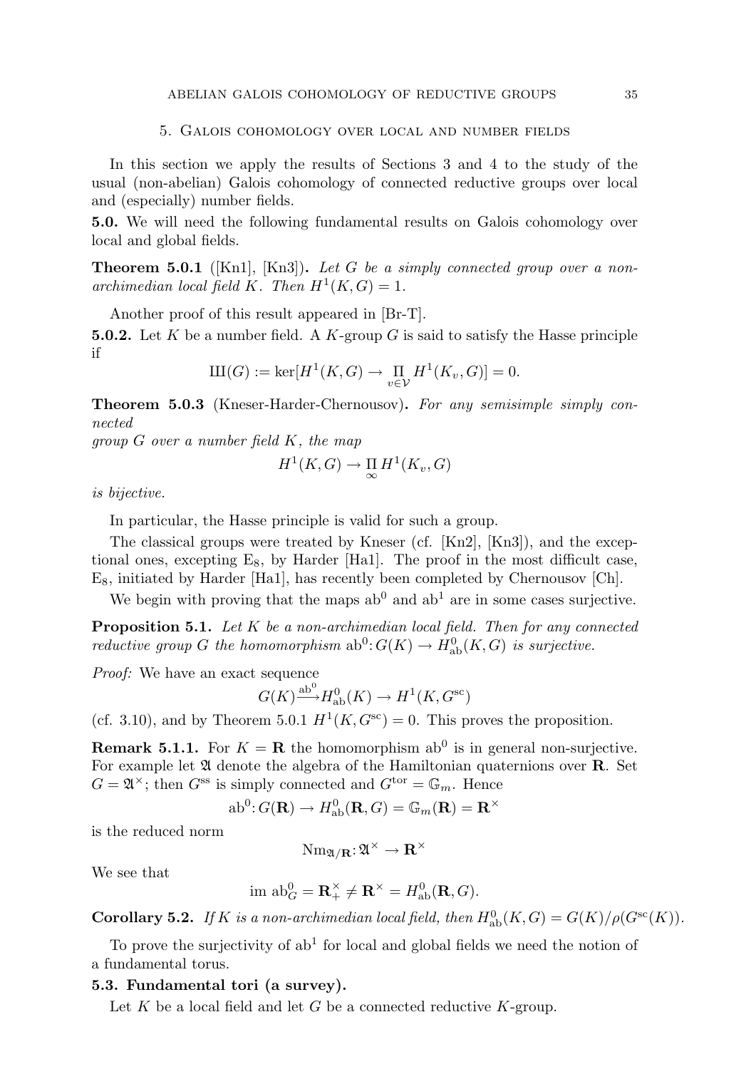## 5. Galois cohomology over local and number fields

In this section we apply the results of Sections 3 and 4 to the study of the usual (non-abelian) Galois cohomology of connected reductive groups over local and (especially) number fields.

**5.0.** We will need the following fundamental results on Galois cohomology over local and global fields.

**Theorem 5.0.1** ([Kn1], [Kn3])**.** *Let $G$ be a simply connected group over a non-archimedian local field $K$. Then $H^1(K,G)=1$.*

Another proof of this result appeared in [Br-T].

**5.0.2.** Let $K$ be a number field. A $K$-group $G$ is said to satisfy the Hasse principle if

$$Ш(G) := \ker[H^1(K,G) \to \prod_{v\in\mathcal{V}} H^1(K_v,G)] = 0.$$

**Theorem 5.0.3** (Kneser-Harder-Chernousov)**.** *For any semisimple simply connected group $G$ over a number field $K$, the map*

$$H^1(K,G) \to \prod_{\infty} H^1(K_v,G)$$

*is bijective.*

In particular, the Hasse principle is valid for such a group.

The classical groups were treated by Kneser (cf. [Kn2], [Kn3]), and the exceptional ones, excepting $E_8$, by Harder [Ha1]. The proof in the most difficult case, $E_8$, initiated by Harder [Ha1], has recently been completed by Chernousov [Ch].

We begin with proving that the maps $\mathrm{ab}^0$ and $\mathrm{ab}^1$ are in some cases surjective.

**Proposition 5.1.** *Let $K$ be a non-archimedian local field. Then for any connected reductive group $G$ the homomorphism $\mathrm{ab}^0\colon G(K)\to H^0_{\mathrm{ab}}(K,G)$ is surjective.*

*Proof:* We have an exact sequence

$$G(K) \xrightarrow{\mathrm{ab}^0} H^0_{\mathrm{ab}}(K) \to H^1(K,G^{\mathrm{sc}})$$

(cf. 3.10), and by Theorem 5.0.1 $H^1(K,G^{\mathrm{sc}})=0$. This proves the proposition.

**Remark 5.1.1.** For $K=\mathbf{R}$ the homomorphism $\mathrm{ab}^0$ is in general non-surjective. For example let $\mathfrak{A}$ denote the algebra of the Hamiltonian quaternions over $\mathbf{R}$. Set $G=\mathfrak{A}^\times$; then $G^{\mathrm{ss}}$ is simply connected and $G^{\mathrm{tor}}=\mathbb{G}_m$. Hence

$$\mathrm{ab}^0\colon G(\mathbf{R}) \to H^0_{\mathrm{ab}}(\mathbf{R},G) = \mathbb{G}_m(\mathbf{R}) = \mathbf{R}^\times$$

is the reduced norm

$$\mathrm{Nm}_{\mathfrak{A}/\mathbf{R}}\colon \mathfrak{A}^\times \to \mathbf{R}^\times$$

We see that

$$\mathrm{im}\ \mathrm{ab}^0_G = \mathbf{R}^\times_+ \neq \mathbf{R}^\times = H^0_{\mathrm{ab}}(\mathbf{R},G).$$

**Corollary 5.2.** *If $K$ is a non-archimedian local field, then $H^0_{\mathrm{ab}}(K,G)=G(K)/\rho(G^{\mathrm{sc}}(K))$.*

To prove the surjectivity of $\mathrm{ab}^1$ for local and global fields we need the notion of a fundamental torus.

### 5.3. Fundamental tori (a survey).

Let $K$ be a local field and let $G$ be a connected reductive $K$-group.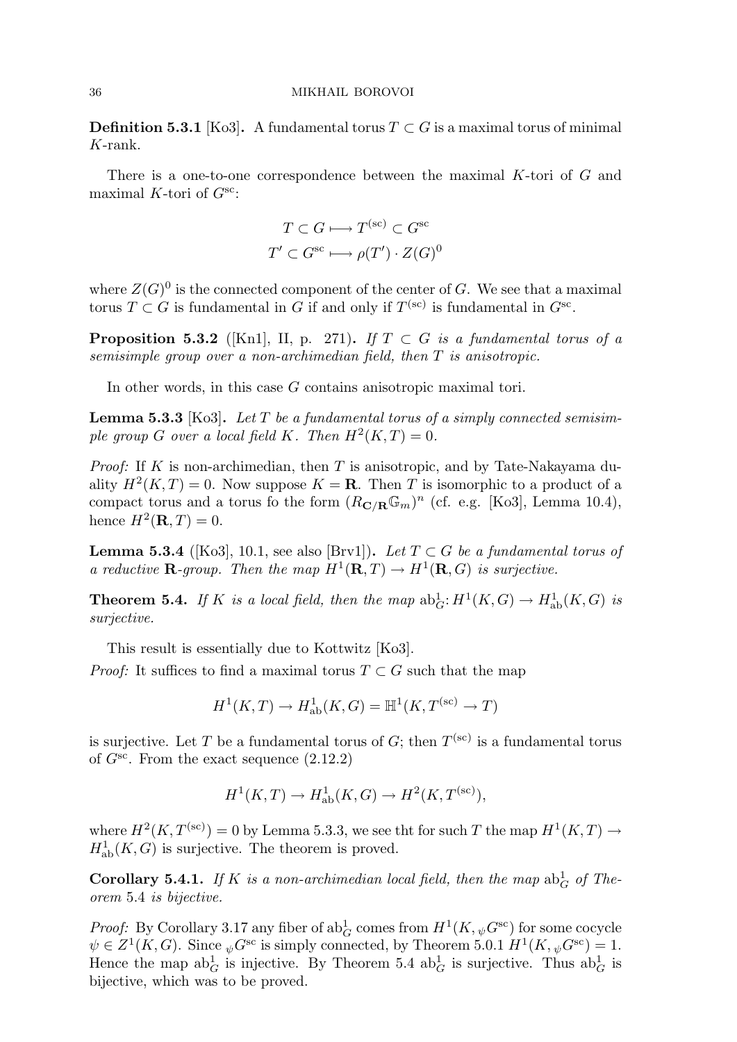**Definition 5.3.1** [Ko3]**.** A fundamental torus $T \subset G$ is a maximal torus of minimal $K$-rank.

There is a one-to-one correspondence between the maximal $K$-tori of $G$ and maximal $K$-tori of $G^{\rm sc}$:

$$T \subset G \longmapsto T^{(\rm sc)} \subset G^{\rm sc}$$
$$T' \subset G^{\rm sc} \longmapsto \rho(T') \cdot Z(G)^0$$

where $Z(G)^0$ is the connected component of the center of $G$. We see that a maximal torus $T \subset G$ is fundamental in $G$ if and only if $T^{(\rm sc)}$ is fundamental in $G^{\rm sc}$.

**Proposition 5.3.2** ([Kn1], II, p. 271)**.** *If $T \subset G$ is a fundamental torus of a semisimple group over a non-archimedian field, then $T$ is anisotropic.*

In other words, in this case $G$ contains anisotropic maximal tori.

**Lemma 5.3.3** [Ko3]**.** *Let $T$ be a fundamental torus of a simply connected semisimple group $G$ over a local field $K$. Then $H^2(K,T) = 0$.*

*Proof:* If $K$ is non-archimedian, then $T$ is anisotropic, and by Tate-Nakayama duality $H^2(K,T) = 0$. Now suppose $K = \mathbf{R}$. Then $T$ is isomorphic to a product of a compact torus and a torus fo the form $(R_{\mathbf{C}/\mathbf{R}}\mathbb{G}_m)^n$ (cf. e.g. [Ko3], Lemma 10.4), hence $H^2(\mathbf{R},T) = 0$.

**Lemma 5.3.4** ([Ko3], 10.1, see also [Brv1])**.** *Let $T \subset G$ be a fundamental torus of a reductive $\mathbf{R}$-group. Then the map $H^1(\mathbf{R},T) \to H^1(\mathbf{R},G)$ is surjective.*

**Theorem 5.4.** *If $K$ is a local field, then the map $\mathrm{ab}^1_G \colon H^1(K,G) \to H^1_{\rm ab}(K,G)$ is surjective.*

This result is essentially due to Kottwitz [Ko3].

*Proof:* It suffices to find a maximal torus $T \subset G$ such that the map

$$H^1(K,T) \to H^1_{\rm ab}(K,G) = \mathbb{H}^1(K, T^{(\rm sc)} \to T)$$

is surjective. Let $T$ be a fundamental torus of $G$; then $T^{(\rm sc)}$ is a fundamental torus of $G^{\rm sc}$. From the exact sequence (2.12.2)

$$H^1(K,T) \to H^1_{\rm ab}(K,G) \to H^2(K,T^{(\rm sc)}),$$

where $H^2(K,T^{(\rm sc)}) = 0$ by Lemma 5.3.3, we see tht for such $T$ the map $H^1(K,T) \to H^1_{\rm ab}(K,G)$ is surjective. The theorem is proved.

**Corollary 5.4.1.** *If $K$ is a non-archimedian local field, then the map $\mathrm{ab}^1_G$ of Theorem 5.4 is bijective.*

*Proof:* By Corollary 3.17 any fiber of $\mathrm{ab}^1_G$ comes from $H^1(K, {}_\psi G^{\rm sc})$ for some cocycle $\psi \in Z^1(K,G)$. Since ${}_\psi G^{\rm sc}$ is simply connected, by Theorem 5.0.1 $H^1(K, {}_\psi G^{\rm sc}) = 1$. Hence the map $\mathrm{ab}^1_G$ is injective. By Theorem 5.4 $\mathrm{ab}^1_G$ is surjective. Thus $\mathrm{ab}^1_G$ is bijective, which was to be proved.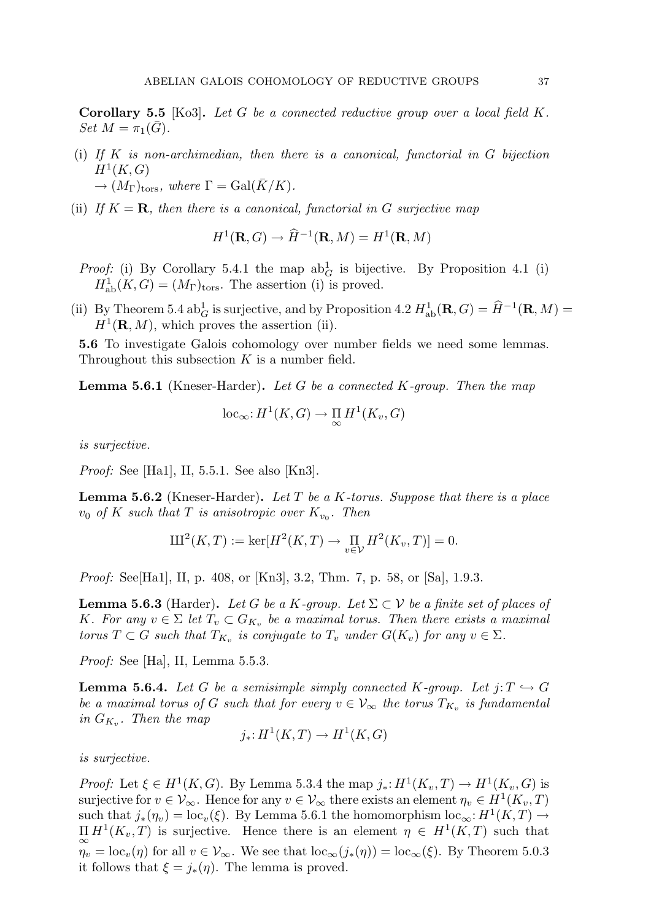**Corollary 5.5** [Ko3]**.** *Let $G$ be a connected reductive group over a local field $K$. Set $M = \pi_1(\bar{G})$.*

(i) *If $K$ is non-archimedean, then there is a canonical, functorial in $G$ bijection $H^1(K, G)$ $\to (M_\Gamma)_{\mathrm{tors}}$, where $\Gamma = \mathrm{Gal}(\bar{K}/K)$.*

(ii) *If $K = \mathbf{R}$, then there is a canonical, functorial in $G$ surjective map*

$$H^1(\mathbf{R}, G) \to \widehat{H}^{-1}(\mathbf{R}, M) = H^1(\mathbf{R}, M)$$

*Proof:* (i) By Corollary 5.4.1 the map $\mathrm{ab}^1_G$ is bijective. By Proposition 4.1 (i) $H^1_{\mathrm{ab}}(K, G) = (M_\Gamma)_{\mathrm{tors}}$. The assertion (i) is proved.

(ii) By Theorem 5.4 $\mathrm{ab}^1_G$ is surjective, and by Proposition 4.2 $H^1_{\mathrm{ab}}(\mathbf{R}, G) = \widehat{H}^{-1}(\mathbf{R}, M) = H^1(\mathbf{R}, M)$, which proves the assertion (ii).

**5.6** To investigate Galois cohomology over number fields we need some lemmas. Throughout this subsection $K$ is a number field.

**Lemma 5.6.1** (Kneser-Harder)**.** *Let $G$ be a connected $K$-group. Then the map*

$$\mathrm{loc}_\infty \colon H^1(K, G) \to \prod_\infty H^1(K_v, G)$$

*is surjective.*

*Proof:* See [Ha1], II, 5.5.1. See also [Kn3].

**Lemma 5.6.2** (Kneser-Harder)**.** *Let $T$ be a $K$-torus. Suppose that there is a place $v_0$ of $K$ such that $T$ is anisotropic over $K_{v_0}$. Then*

$$\text{Ш}^2(K, T) := \ker[H^2(K, T) \to \prod_{v \in \mathcal{V}} H^2(K_v, T)] = 0.$$

*Proof:* See[Ha1], II, p. 408, or [Kn3], 3.2, Thm. 7, p. 58, or [Sa], 1.9.3.

**Lemma 5.6.3** (Harder)**.** *Let $G$ be a $K$-group. Let $\Sigma \subset \mathcal{V}$ be a finite set of places of $K$. For any $v \in \Sigma$ let $T_v \subset G_{K_v}$ be a maximal torus. Then there exists a maximal torus $T \subset G$ such that $T_{K_v}$ is conjugate to $T_v$ under $G(K_v)$ for any $v \in \Sigma$.*

*Proof:* See [Ha], II, Lemma 5.5.3.

**Lemma 5.6.4.** *Let $G$ be a semisimple simply connected $K$-group. Let $j \colon T \hookrightarrow G$ be a maximal torus of $G$ such that for every $v \in \mathcal{V}_\infty$ the torus $T_{K_v}$ is fundamental in $G_{K_v}$. Then the map*

$$j_* \colon H^1(K, T) \to H^1(K, G)$$

*is surjective.*

*Proof:* Let $\xi \in H^1(K, G)$. By Lemma 5.3.4 the map $j_* \colon H^1(K_v, T) \to H^1(K_v, G)$ is surjective for $v \in \mathcal{V}_\infty$. Hence for any $v \in \mathcal{V}_\infty$ there exists an element $\eta_v \in H^1(K_v, T)$ such that $j_*(\eta_v) = \mathrm{loc}_v(\xi)$. By Lemma 5.6.1 the homomorphism $\mathrm{loc}_\infty \colon H^1(K, T) \to \prod_\infty H^1(K_v, T)$ is surjective. Hence there is an element $\eta \in H^1(K, T)$ such that $\eta_v = \mathrm{loc}_v(\eta)$ for all $v \in \mathcal{V}_\infty$. We see that $\mathrm{loc}_\infty(j_*(\eta)) = \mathrm{loc}_\infty(\xi)$. By Theorem 5.0.3 it follows that $\xi = j_*(\eta)$. The lemma is proved.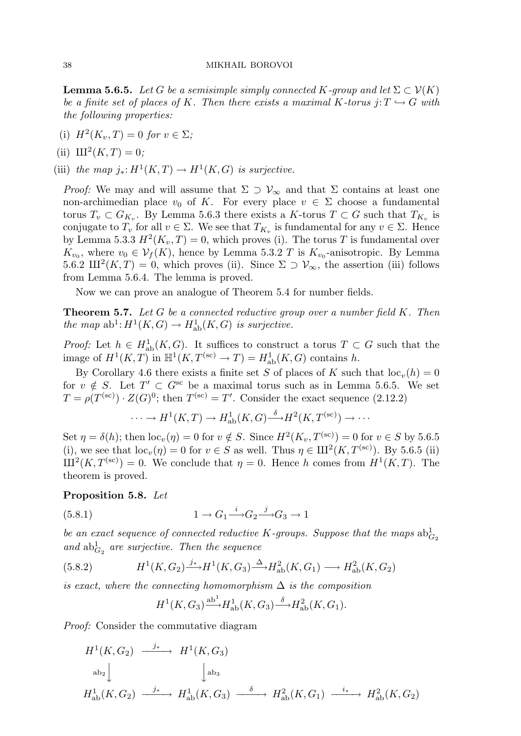**Lemma 5.6.5.** *Let $G$ be a semisimple simply connected $K$-group and let $\Sigma \subset \mathcal{V}(K)$ be a finite set of places of $K$. Then there exists a maximal $K$-torus $j\colon T \hookrightarrow G$ with the following properties:*

(i) *$H^2(K_v, T) = 0$ for $v \in \Sigma$;*

(ii) *$Ш^2(K, T) = 0$;*

(iii) *the map $j_*\colon H^1(K, T) \to H^1(K, G)$ is surjective.*

*Proof:* We may and will assume that $\Sigma \supset \mathcal{V}_\infty$ and that $\Sigma$ contains at least one non-archimedean place $v_0$ of $K$. For every place $v \in \Sigma$ choose a fundamental torus $T_v \subset G_{K_v}$. By Lemma 5.6.3 there exists a $K$-torus $T \subset G$ such that $T_{K_v}$ is conjugate to $T_v$ for all $v \in \Sigma$. We see that $T_{K_v}$ is fundamental for any $v \in \Sigma$. Hence by Lemma 5.3.3 $H^2(K_v, T) = 0$, which proves (i). The torus $T$ is fundamental over $K_{v_0}$, where $v_0 \in \mathcal{V}_f(K)$, hence by Lemma 5.3.2 $T$ is $K_{v_0}$-anisotropic. By Lemma 5.6.2 $Ш^2(K, T) = 0$, which proves (ii). Since $\Sigma \supset \mathcal{V}_\infty$, the assertion (iii) follows from Lemma 5.6.4. The lemma is proved.

Now we can prove an analogue of Theorem 5.4 for number fields.

**Theorem 5.7.** *Let $G$ be a connected reductive group over a number field $K$. Then the map $\mathrm{ab}^1\colon H^1(K, G) \to H^1_{\mathrm{ab}}(K, G)$ is surjective.*

*Proof:* Let $h \in H^1_{\mathrm{ab}}(K, G)$. It suffices to construct a torus $T \subset G$ such that the image of $H^1(K, T)$ in $\mathbb{H}^1(K, T^{(\mathrm{sc})} \to T) = H^1_{\mathrm{ab}}(K, G)$ contains $h$.

By Corollary 4.6 there exists a finite set $S$ of places of $K$ such that $\mathrm{loc}_v(h) = 0$ for $v \notin S$. Let $T' \subset G^{\mathrm{sc}}$ be a maximal torus such as in Lemma 5.6.5. We set $T = \rho(T^{(\mathrm{sc})}) \cdot Z(G)^0$; then $T^{(\mathrm{sc})} = T'$. Consider the exact sequence (2.12.2)

$$\cdots \to H^1(K, T) \to H^1_{\mathrm{ab}}(K, G) \xrightarrow{\delta} H^2(K, T^{(\mathrm{sc})}) \to \cdots$$

Set $\eta = \delta(h)$; then $\mathrm{loc}_v(\eta) = 0$ for $v \notin S$. Since $H^2(K_v, T^{(\mathrm{sc})}) = 0$ for $v \in S$ by 5.6.5 (i), we see that $\mathrm{loc}_v(\eta) = 0$ for $v \in S$ as well. Thus $\eta \in Ш^2(K, T^{(\mathrm{sc})})$. By 5.6.5 (ii) $Ш^2(K, T^{(\mathrm{sc})}) = 0$. We conclude that $\eta = 0$. Hence $h$ comes from $H^1(K, T)$. The theorem is proved.

**Proposition 5.8.** *Let*

$$1 \to G_1 \xrightarrow{i} G_2 \xrightarrow{j} G_3 \to 1 \tag{5.8.1}$$

*be an exact sequence of connected reductive $K$-groups. Suppose that the maps $\mathrm{ab}^1_{G_2}$ and $\mathrm{ab}^1_{G_2}$ are surjective. Then the sequence*

$$H^1(K, G_2) \xrightarrow{j_*} H^1(K, G_3) \xrightarrow{\Delta} H^2_{\mathrm{ab}}(K, G_1) \longrightarrow H^2_{\mathrm{ab}}(K, G_2) \tag{5.8.2}$$

*is exact, where the connecting homomorphism $\Delta$ is the composition*

$$H^1(K, G_3) \xrightarrow{\mathrm{ab}^1} H^1_{\mathrm{ab}}(K, G_3) \xrightarrow{\delta} H^2_{\mathrm{ab}}(K, G_1).$$

*Proof:* Consider the commutative diagram

$$\begin{array}{ccccccc}
H^1(K, G_2) & \xrightarrow{j_*} & H^1(K, G_3) & & & & \\
\downarrow{\scriptstyle \mathrm{ab}_2} & & \downarrow{\scriptstyle \mathrm{ab}_3} & & & & \\
H^1_{\mathrm{ab}}(K, G_2) & \xrightarrow{j_*} & H^1_{\mathrm{ab}}(K, G_3) & \xrightarrow{\delta} & H^2_{\mathrm{ab}}(K, G_1) & \xrightarrow{i_*} & H^2_{\mathrm{ab}}(K, G_2)
\end{array}$$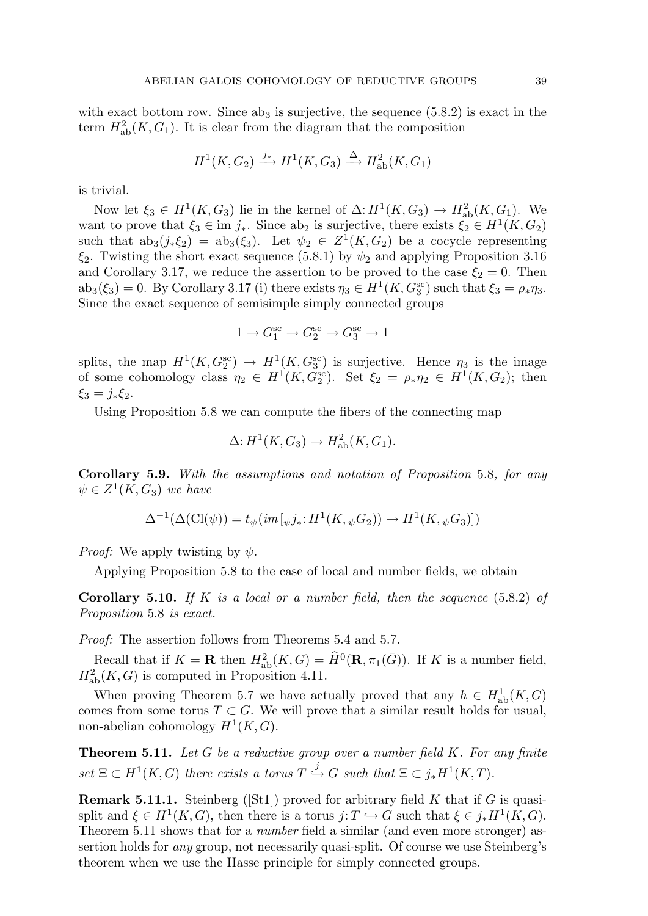with exact bottom row. Since $\mathrm{ab}_3$ is surjective, the sequence (5.8.2) is exact in the term $H^2_{\mathrm{ab}}(K, G_1)$. It is clear from the diagram that the composition

$$H^1(K, G_2) \xrightarrow{j_*} H^1(K, G_3) \xrightarrow{\Delta} H^2_{\mathrm{ab}}(K, G_1)$$

is trivial.

Now let $\xi_3 \in H^1(K, G_3)$ lie in the kernel of $\Delta\colon H^1(K, G_3) \to H^2_{\mathrm{ab}}(K, G_1)$. We want to prove that $\xi_3 \in \mathrm{im}\, j_*$. Since $\mathrm{ab}_2$ is surjective, there exists $\xi_2 \in H^1(K, G_2)$ such that $\mathrm{ab}_3(j_*\xi_2) = \mathrm{ab}_3(\xi_3)$. Let $\psi_2 \in Z^1(K, G_2)$ be a cocycle representing $\xi_2$. Twisting the short exact sequence (5.8.1) by $\psi_2$ and applying Proposition 3.16 and Corollary 3.17, we reduce the assertion to be proved to the case $\xi_2 = 0$. Then $\mathrm{ab}_3(\xi_3) = 0$. By Corollary 3.17 (i) there exists $\eta_3 \in H^1(K, G_3^{\mathrm{sc}})$ such that $\xi_3 = \rho_*\eta_3$. Since the exact sequence of semisimple simply connected groups

$$1 \to G_1^{\mathrm{sc}} \to G_2^{\mathrm{sc}} \to G_3^{\mathrm{sc}} \to 1$$

splits, the map $H^1(K, G_2^{\mathrm{sc}}) \to H^1(K, G_3^{\mathrm{sc}})$ is surjective. Hence $\eta_3$ is the image of some cohomology class $\eta_2 \in H^1(K, G_2^{\mathrm{sc}})$. Set $\xi_2 = \rho_*\eta_2 \in H^1(K, G_2)$; then $\xi_3 = j_*\xi_2$.

Using Proposition 5.8 we can compute the fibers of the connecting map

$$\Delta\colon H^1(K, G_3) \to H^2_{\mathrm{ab}}(K, G_1).$$

**Corollary 5.9.** *With the assumptions and notation of Proposition* 5.8, *for any* $\psi \in Z^1(K, G_3)$ *we have*

$$\Delta^{-1}(\Delta(\mathrm{Cl}(\psi)) = t_\psi(im\,[{}_\psi j_*\colon H^1(K, {}_\psi G_2)) \to H^1(K, {}_\psi G_3)])$$

*Proof:* We apply twisting by $\psi$.

Applying Proposition 5.8 to the case of local and number fields, we obtain

**Corollary 5.10.** *If $K$ is a local or a number field, then the sequence* (5.8.2) *of Proposition* 5.8 *is exact.*

*Proof:* The assertion follows from Theorems 5.4 and 5.7.

Recall that if $K = \mathbf{R}$ then $H^2_{\mathrm{ab}}(K, G) = \widehat{H}^0(\mathbf{R}, \pi_1(\bar{G}))$. If $K$ is a number field, $H^2_{\mathrm{ab}}(K, G)$ is computed in Proposition 4.11.

When proving Theorem 5.7 we have actually proved that any $h \in H^1_{\mathrm{ab}}(K, G)$ comes from some torus $T \subset G$. We will prove that a similar result holds for usual, non-abelian cohomology $H^1(K, G)$.

**Theorem 5.11.** *Let $G$ be a reductive group over a number field $K$. For any finite set $\Xi \subset H^1(K, G)$ there exists a torus $T \overset{j}{\hookrightarrow} G$ such that $\Xi \subset j_*H^1(K, T)$.*

**Remark 5.11.1.** Steinberg ([St1]) proved for arbitrary field $K$ that if $G$ is quasi-split and $\xi \in H^1(K, G)$, then there is a torus $j\colon T \hookrightarrow G$ such that $\xi \in j_*H^1(K, G)$. Theorem 5.11 shows that for a *number* field a similar (and even more stronger) assertion holds for *any* group, not necessarily quasi-split. Of course we use Steinberg's theorem when we use the Hasse principle for simply connected groups.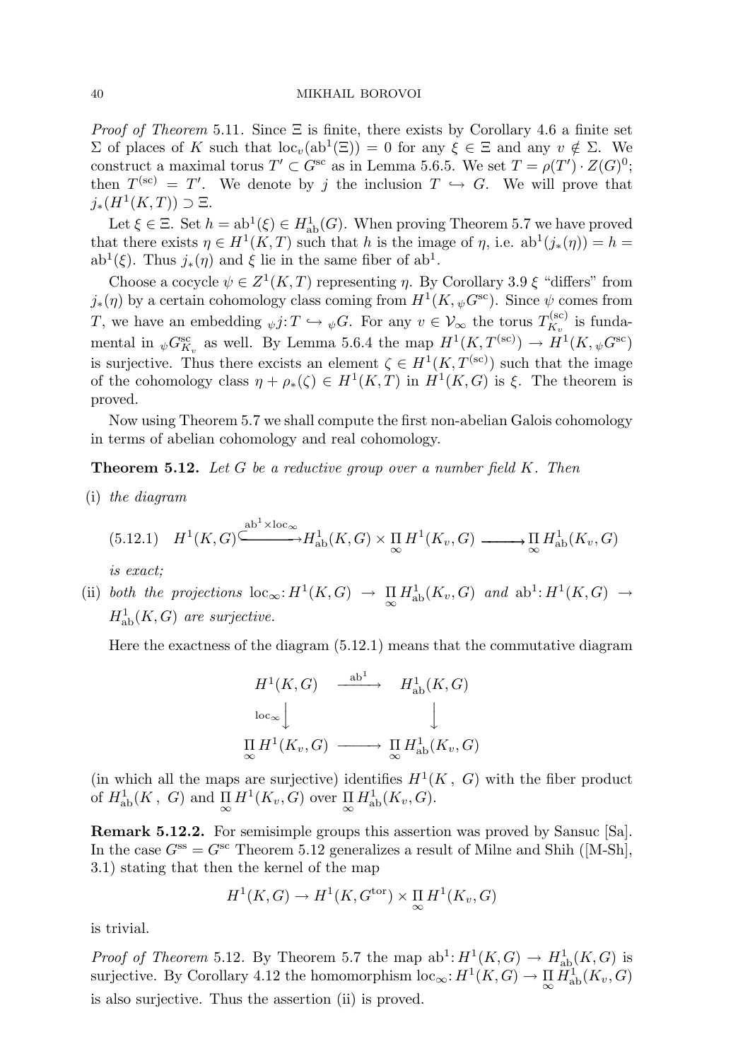*Proof of Theorem* 5.11. Since $\Xi$ is finite, there exists by Corollary 4.6 a finite set $\Sigma$ of places of $K$ such that $\mathrm{loc}_v(\mathrm{ab}^1(\Xi)) = 0$ for any $\xi \in \Xi$ and any $v \notin \Sigma$. We construct a maximal torus $T' \subset G^{\mathrm{sc}}$ as in Lemma 5.6.5. We set $T = \rho(T') \cdot Z(G)^0$; then $T^{(\mathrm{sc})} = T'$. We denote by $j$ the inclusion $T \hookrightarrow G$. We will prove that $j_*(H^1(K,T)) \supset \Xi$.

Let $\xi \in \Xi$. Set $h = \mathrm{ab}^1(\xi) \in H^1_{\mathrm{ab}}(G)$. When proving Theorem 5.7 we have proved that there exists $\eta \in H^1(K,T)$ such that $h$ is the image of $\eta$, i.e. $\mathrm{ab}^1(j_*(\eta)) = h = \mathrm{ab}^1(\xi)$. Thus $j_*(\eta)$ and $\xi$ lie in the same fiber of $\mathrm{ab}^1$.

Choose a cocycle $\psi \in Z^1(K,T)$ representing $\eta$. By Corollary 3.9 $\xi$ "differs" from $j_*(\eta)$ by a certain cohomology class coming from $H^1(K, {}_\psi G^{\mathrm{sc}})$. Since $\psi$ comes from $T$, we have an embedding ${}_\psi j\colon T \hookrightarrow {}_\psi G$. For any $v \in \mathcal{V}_\infty$ the torus $T^{(\mathrm{sc})}_{K_v}$ is fundamental in ${}_\psi G^{\mathrm{sc}}_{K_v}$ as well. By Lemma 5.6.4 the map $H^1(K, T^{(\mathrm{sc})}) \to H^1(K, {}_\psi G^{\mathrm{sc}})$ is surjective. Thus there excists an element $\zeta \in H^1(K, T^{(\mathrm{sc})})$ such that the image of the cohomology class $\eta + \rho_*(\zeta) \in H^1(K,T)$ in $H^1(K,G)$ is $\xi$. The theorem is proved.

Now using Theorem 5.7 we shall compute the first non-abelian Galois cohomology in terms of abelian cohomology and real cohomology.

**Theorem 5.12.** *Let $G$ be a reductive group over a number field $K$. Then*

(i) *the diagram*

$$(5.12.1) \quad H^1(K,G) \xhookrightarrow{\mathrm{ab}^1 \times \mathrm{loc}_\infty} H^1_{\mathrm{ab}}(K,G) \times \prod_\infty H^1(K_v,G) \longrightarrow \prod_\infty H^1_{\mathrm{ab}}(K_v,G)$$

*is exact;*

(ii) *both the projections $\mathrm{loc}_\infty\colon H^1(K,G) \to \prod_\infty H^1_{\mathrm{ab}}(K_v,G)$ and $\mathrm{ab}^1\colon H^1(K,G) \to H^1_{\mathrm{ab}}(K,G)$ are surjective.*

Here the exactness of the diagram (5.12.1) means that the commutative diagram

$$\begin{array}{ccc} H^1(K,G) & \xrightarrow{\mathrm{ab}^1} & H^1_{\mathrm{ab}}(K,G) \\ {\scriptstyle \mathrm{loc}_\infty}\downarrow & & \downarrow \\ \prod_\infty H^1(K_v,G) & \longrightarrow & \prod_\infty H^1_{\mathrm{ab}}(K_v,G) \end{array}$$

(in which all the maps are surjective) identifies $H^1(K,\ G)$ with the fiber product of $H^1_{\mathrm{ab}}(K,\ G)$ and $\prod_\infty H^1(K_v,G)$ over $\prod_\infty H^1_{\mathrm{ab}}(K_v,G)$.

**Remark 5.12.2.** For semisimple groups this assertion was proved by Sansuc [Sa]. In the case $G^{\mathrm{ss}} = G^{\mathrm{sc}}$ Theorem 5.12 generalizes a result of Milne and Shih ([M-Sh], 3.1) stating that then the kernel of the map

$$H^1(K,G) \to H^1(K,G^{\mathrm{tor}}) \times \prod_\infty H^1(K_v,G)$$

is trivial.

*Proof of Theorem* 5.12. By Theorem 5.7 the map $\mathrm{ab}^1\colon H^1(K,G) \to H^1_{\mathrm{ab}}(K,G)$ is surjective. By Corollary 4.12 the homomorphism $\mathrm{loc}_\infty\colon H^1(K,G) \to \prod_\infty H^1_{\mathrm{ab}}(K_v,G)$ is also surjective. Thus the assertion (ii) is proved.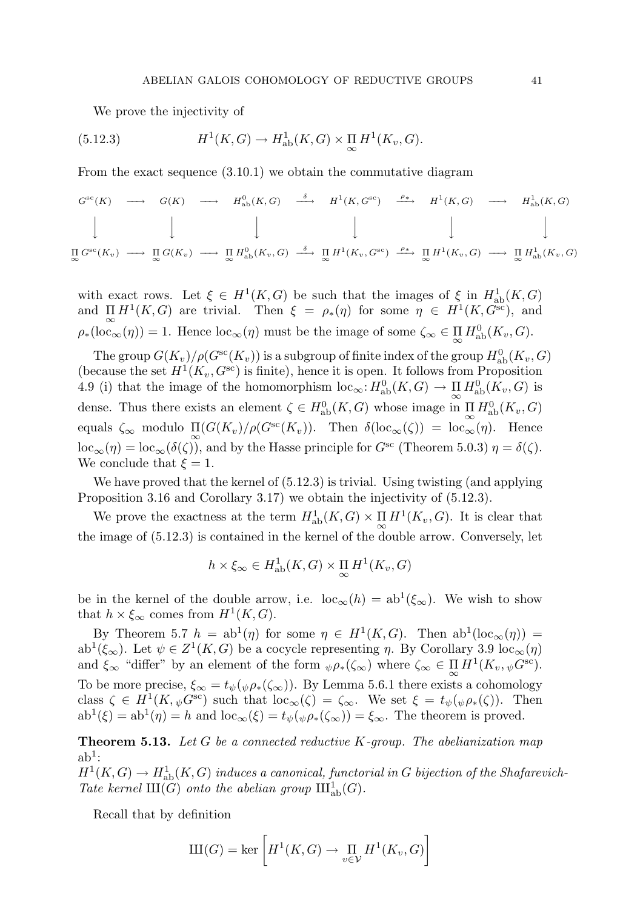We prove the injectivity of

$$H^1(K,G) \to H^1_{\mathrm{ab}}(K,G) \times \prod_\infty H^1(K_v,G). \tag{5.12.3}$$

From the exact sequence (3.10.1) we obtain the commutative diagram

$$\begin{array}{ccccccccccc}
G^{\mathrm{sc}}(K) & \longrightarrow & G(K) & \longrightarrow & H^0_{\mathrm{ab}}(K,G) & \xrightarrow{\delta} & H^1(K,G^{\mathrm{sc}}) & \xrightarrow{\rho_*} & H^1(K,G) & \longrightarrow & H^1_{\mathrm{ab}}(K,G) \\
\downarrow & & \downarrow & & \downarrow & & \downarrow & & \downarrow & & \downarrow \\
\prod_\infty G^{\mathrm{sc}}(K_v) & \longrightarrow & \prod_\infty G(K_v) & \longrightarrow & \prod_\infty H^0_{\mathrm{ab}}(K_v,G) & \xrightarrow{\delta} & \prod_\infty H^1(K_v,G^{\mathrm{sc}}) & \xrightarrow{\rho_*} & \prod_\infty H^1(K_v,G) & \longrightarrow & \prod_\infty H^1_{\mathrm{ab}}(K_v,G)
\end{array}$$

with exact rows. Let $\xi \in H^1(K,G)$ be such that the images of $\xi$ in $H^1_{\mathrm{ab}}(K,G)$ and $\prod_\infty H^1(K,G)$ are trivial. Then $\xi = \rho_*(\eta)$ for some $\eta \in H^1(K,G^{\mathrm{sc}})$, and $\rho_*(\mathrm{loc}_\infty(\eta)) = 1$. Hence $\mathrm{loc}_\infty(\eta)$ must be the image of some $\zeta_\infty \in \prod_\infty H^0_{\mathrm{ab}}(K_v,G)$.

The group $G(K_v)/\rho(G^{\mathrm{sc}}(K_v))$ is a subgroup of finite index of the group $H^0_{\mathrm{ab}}(K_v,G)$ (because the set $H^1(K_v,G^{\mathrm{sc}})$ is finite), hence it is open. It follows from Proposition 4.9 (i) that the image of the homomorphism $\mathrm{loc}_\infty\colon H^0_{\mathrm{ab}}(K,G) \to \prod_\infty H^0_{\mathrm{ab}}(K_v,G)$ is dense. Thus there exists an element $\zeta \in H^0_{\mathrm{ab}}(K,G)$ whose image in $\prod_\infty H^0_{\mathrm{ab}}(K_v,G)$ equals $\zeta_\infty$ modulo $\prod_\infty(G(K_v)/\rho(G^{\mathrm{sc}}(K_v))$. Then $\delta(\mathrm{loc}_\infty(\zeta)) = \mathrm{loc}_\infty(\eta)$. Hence $\mathrm{loc}_\infty(\eta) = \mathrm{loc}_\infty(\delta(\zeta))$, and by the Hasse principle for $G^{\mathrm{sc}}$ (Theorem 5.0.3) $\eta = \delta(\zeta)$. We conclude that $\xi = 1$.

We have proved that the kernel of (5.12.3) is trivial. Using twisting (and applying Proposition 3.16 and Corollary 3.17) we obtain the injectivity of (5.12.3).

We prove the exactness at the term $H^1_{\mathrm{ab}}(K,G) \times \prod_\infty H^1(K_v,G)$. It is clear that the image of (5.12.3) is contained in the kernel of the double arrow. Conversely, let

$$h \times \xi_\infty \in H^1_{\mathrm{ab}}(K,G) \times \prod_\infty H^1(K_v,G)$$

be in the kernel of the double arrow, i.e. $\mathrm{loc}_\infty(h) = \mathrm{ab}^1(\xi_\infty)$. We wish to show that $h \times \xi_\infty$ comes from $H^1(K,G)$.

By Theorem 5.7 $h = \mathrm{ab}^1(\eta)$ for some $\eta \in H^1(K,G)$. Then $\mathrm{ab}^1(\mathrm{loc}_\infty(\eta)) = \mathrm{ab}^1(\xi_\infty)$. Let $\psi \in Z^1(K,G)$ be a cocycle representing $\eta$. By Corollary 3.9 $\mathrm{loc}_\infty(\eta)$ and $\xi_\infty$ "differ" by an element of the form ${}_\psi\rho_*(\zeta_\infty)$ where $\zeta_\infty \in \prod_\infty H^1(K_v, {}_\psi G^{\mathrm{sc}})$. To be more precise, $\xi_\infty = t_\psi({}_\psi\rho_*(\zeta_\infty))$. By Lemma 5.6.1 there exists a cohomology class $\zeta \in H^1(K, {}_\psi G^{\mathrm{sc}})$ such that $\mathrm{loc}_\infty(\zeta) = \zeta_\infty$. We set $\xi = t_\psi({}_\psi\rho_*(\zeta))$. Then $\mathrm{ab}^1(\xi) = \mathrm{ab}^1(\eta) = h$ and $\mathrm{loc}_\infty(\xi) = t_\psi({}_\psi\rho_*(\zeta_\infty)) = \xi_\infty$. The theorem is proved.

**Theorem 5.13.** *Let $G$ be a connected reductive $K$-group. The abelianization map $\mathrm{ab}^1$: $H^1(K,G) \to H^1_{\mathrm{ab}}(K,G)$ induces a canonical, functorial in $G$ bijection of the Shafarevich-Tate kernel $Ш(G)$ onto the abelian group $Ш^1_{\mathrm{ab}}(G)$.*

Recall that by definition

$$Ш(G) = \ker\left[H^1(K,G) \to \prod_{v\in\mathcal{V}} H^1(K_v,G)\right]$$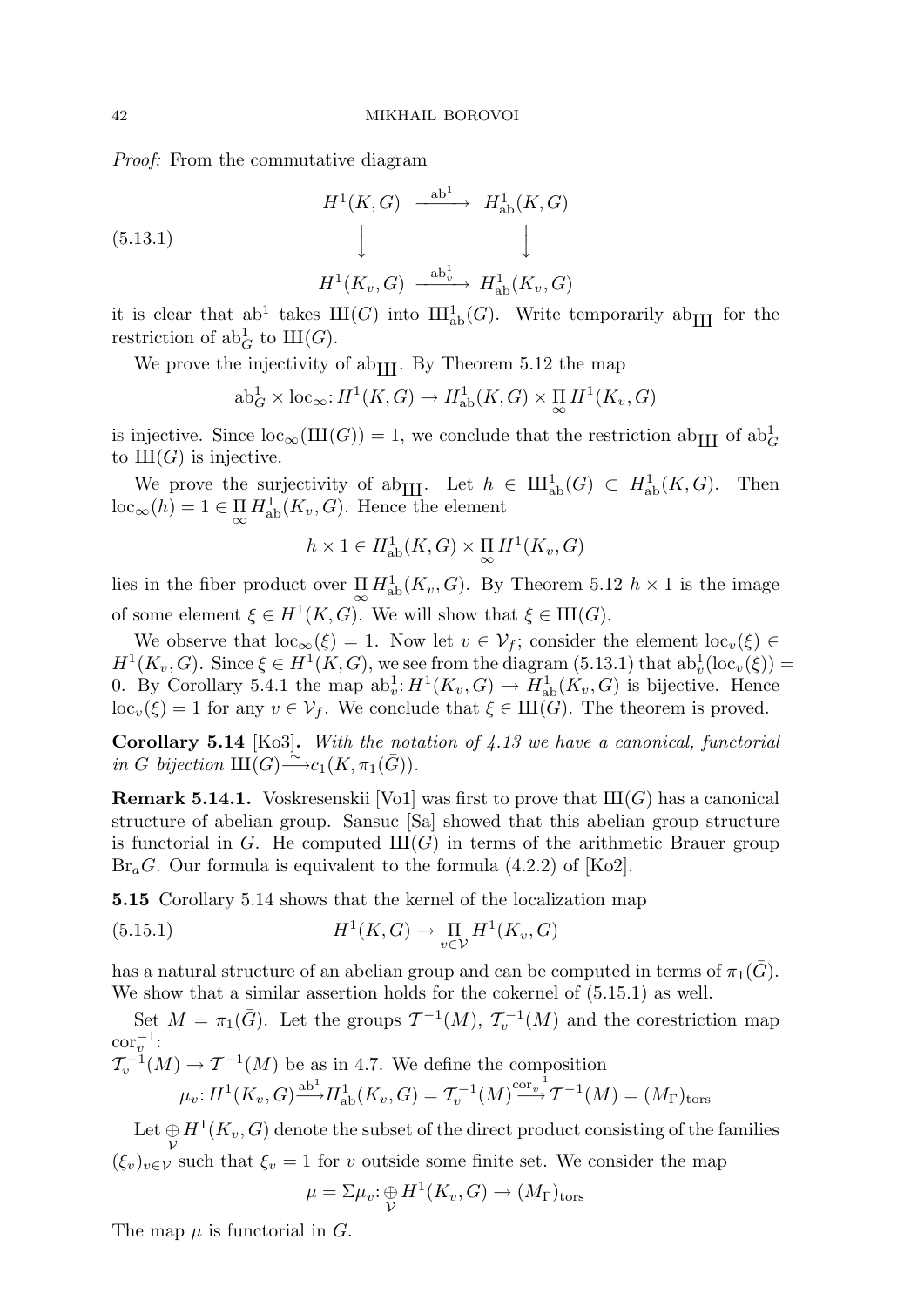*Proof:* From the commutative diagram

$$
\begin{array}{ccc}
H^1(K,G) & \xrightarrow{\mathrm{ab}^1} & H^1_{\mathrm{ab}}(K,G) \\
\downarrow & & \downarrow \\
H^1(K_v,G) & \xrightarrow{\mathrm{ab}^1_v} & H^1_{\mathrm{ab}}(K_v,G)
\end{array}
\tag{5.13.1}
$$

it is clear that $\mathrm{ab}^1$ takes $\text{Ш}(G)$ into $\text{Ш}^1_{\mathrm{ab}}(G)$. Write temporarily $\mathrm{ab}_{\text{Ш}}$ for the restriction of $\mathrm{ab}^1_G$ to $\text{Ш}(G)$.

We prove the injectivity of $\mathrm{ab}_{\text{Ш}}$. By Theorem 5.12 the map

$$\mathrm{ab}^1_G \times \mathrm{loc}_\infty \colon H^1(K,G) \to H^1_{\mathrm{ab}}(K,G) \times \prod_\infty H^1(K_v,G)$$

is injective. Since $\mathrm{loc}_\infty(\text{Ш}(G)) = 1$, we conclude that the restriction $\mathrm{ab}_{\text{Ш}}$ of $\mathrm{ab}^1_G$ to $\text{Ш}(G)$ is injective.

We prove the surjectivity of $\mathrm{ab}_{\text{Ш}}$. Let $h \in \text{Ш}^1_{\mathrm{ab}}(G) \subset H^1_{\mathrm{ab}}(K,G)$. Then $\mathrm{loc}_\infty(h) = 1 \in \prod_\infty H^1_{\mathrm{ab}}(K_v,G)$. Hence the element

$$h \times 1 \in H^1_{\mathrm{ab}}(K,G) \times \prod_\infty H^1(K_v,G)$$

lies in the fiber product over $\prod_\infty H^1_{\mathrm{ab}}(K_v,G)$. By Theorem 5.12 $h \times 1$ is the image of some element $\xi \in H^1(K,G)$. We will show that $\xi \in \text{Ш}(G)$.

We observe that $\mathrm{loc}_\infty(\xi) = 1$. Now let $v \in \mathcal{V}_f$; consider the element $\mathrm{loc}_v(\xi) \in H^1(K_v,G)$. Since $\xi \in H^1(K,G)$, we see from the diagram (5.13.1) that $\mathrm{ab}^1_v(\mathrm{loc}_v(\xi)) = 0$. By Corollary 5.4.1 the map $\mathrm{ab}^1_v \colon H^1(K_v,G) \to H^1_{\mathrm{ab}}(K_v,G)$ is bijective. Hence $\mathrm{loc}_v(\xi) = 1$ for any $v \in \mathcal{V}_f$. We conclude that $\xi \in \text{Ш}(G)$. The theorem is proved.

**Corollary 5.14** [Ko3]**.** *With the notation of 4.13 we have a canonical, functorial in $G$ bijection $\text{Ш}(G) \xrightarrow{\sim} c_1(K, \pi_1(\bar{G}))$.*

**Remark 5.14.1.** Voskresenskii [Vo1] was first to prove that $\text{Ш}(G)$ has a canonical structure of abelian group. Sansuc [Sa] showed that this abelian group structure is functorial in $G$. He computed $\text{Ш}(G)$ in terms of the arithmetic Brauer group $\mathrm{Br}_a G$. Our formula is equivalent to the formula (4.2.2) of [Ko2].

**5.15** Corollary 5.14 shows that the kernel of the localization map

$$H^1(K,G) \to \prod_{v \in \mathcal{V}} H^1(K_v,G) \tag{5.15.1}$$

has a natural structure of an abelian group and can be computed in terms of $\pi_1(\bar{G})$. We show that a similar assertion holds for the cokernel of (5.15.1) as well.

Set $M = \pi_1(\bar{G})$. Let the groups $\mathcal{T}^{-1}(M)$, $\mathcal{T}^{-1}_v(M)$ and the corestriction map $\mathrm{cor}^{-1}_v$: $\mathcal{T}^{-1}_v(M) \to \mathcal{T}^{-1}(M)$ be as in 4.7. We define the composition

$$\mu_v \colon H^1(K_v,G) \xrightarrow{\mathrm{ab}^1} H^1_{\mathrm{ab}}(K_v,G) = \mathcal{T}^{-1}_v(M) \xrightarrow{\mathrm{cor}^{-1}_v} \mathcal{T}^{-1}(M) = (M_\Gamma)_{\mathrm{tors}}$$

Let $\bigoplus_{\mathcal{V}} H^1(K_v,G)$ denote the subset of the direct product consisting of the families $(\xi_v)_{v \in \mathcal{V}}$ such that $\xi_v = 1$ for $v$ outside some finite set. We consider the map

$$\mu = \Sigma \mu_v \colon \bigoplus_{\mathcal{V}} H^1(K_v,G) \to (M_\Gamma)_{\mathrm{tors}}$$

The map $\mu$ is functorial in $G$.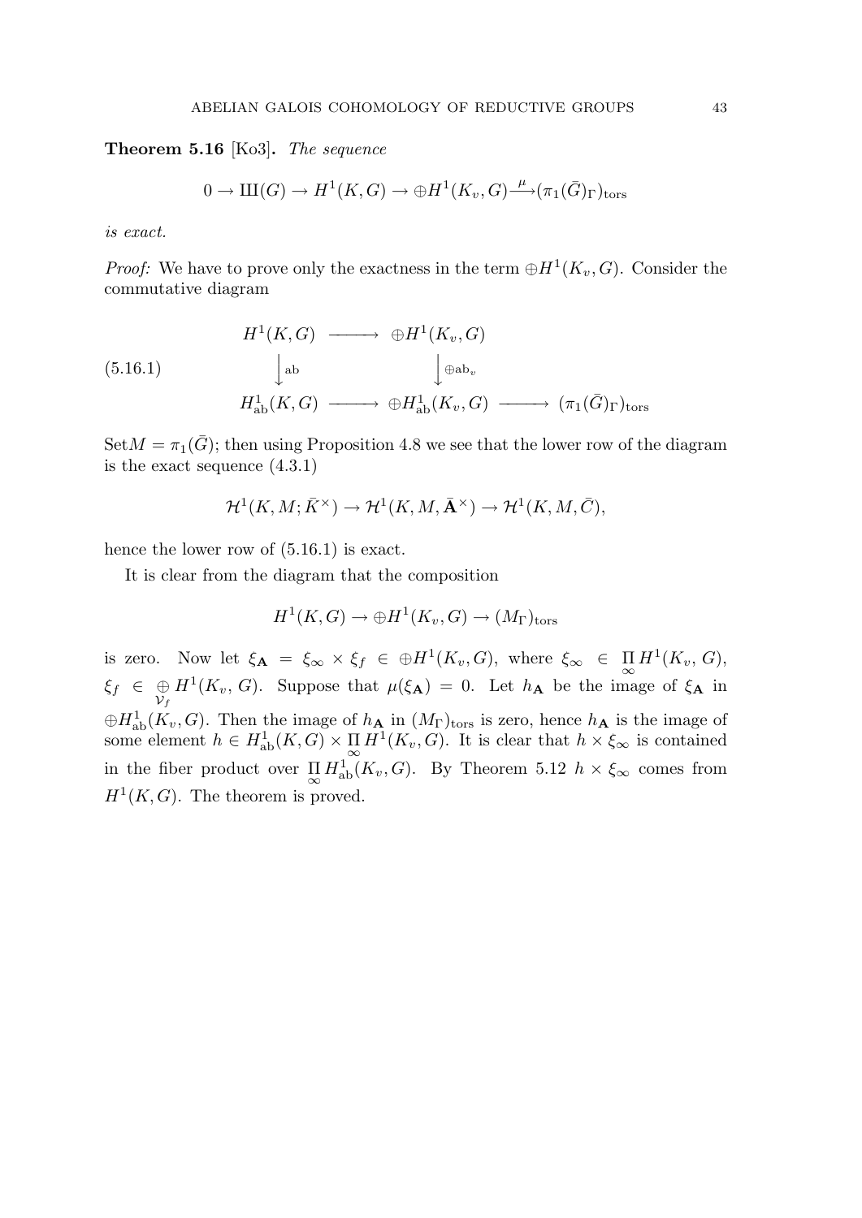**Theorem 5.16** [Ko3]**.** *The sequence*

$$0 \to Ш(G) \to H^1(K,G) \to \oplus H^1(K_v,G) \xrightarrow{\mu} (\pi_1(\bar{G})_\Gamma)_{\mathrm{tors}}$$

*is exact.*

*Proof:* We have to prove only the exactness in the term $\oplus H^1(K_v, G)$. Consider the commutative diagram

$$\begin{array}{ccccc} H^1(K,G) & \longrightarrow & \oplus H^1(K_v,G) & & \\ \Big\downarrow \mathrm{ab} & & \Big\downarrow \oplus \mathrm{ab}_v & & \\ H^1_{\mathrm{ab}}(K,G) & \longrightarrow & \oplus H^1_{\mathrm{ab}}(K_v,G) & \longrightarrow & (\pi_1(\bar{G})_\Gamma)_{\mathrm{tors}} \end{array} \tag{5.16.1}$$

Set$M = \pi_1(\bar{G})$; then using Proposition 4.8 we see that the lower row of the diagram is the exact sequence (4.3.1)

$$\mathcal{H}^1(K, M; \bar{K}^\times) \to \mathcal{H}^1(K, M, \bar{\mathbf{A}}^\times) \to \mathcal{H}^1(K, M, \bar{C}),$$

hence the lower row of (5.16.1) is exact.

It is clear from the diagram that the composition

$$H^1(K,G) \to \oplus H^1(K_v,G) \to (M_\Gamma)_{\mathrm{tors}}$$

is zero. Now let $\xi_{\mathbf{A}} = \xi_\infty \times \xi_f \in \oplus H^1(K_v, G)$, where $\xi_\infty \in \prod_\infty H^1(K_v, G)$, $\xi_f \in \bigoplus_{\mathcal{V}_f} H^1(K_v, G)$. Suppose that $\mu(\xi_{\mathbf{A}}) = 0$. Let $h_{\mathbf{A}}$ be the image of $\xi_{\mathbf{A}}$ in $\oplus H^1_{\mathrm{ab}}(K_v, G)$. Then the image of $h_{\mathbf{A}}$ in $(M_\Gamma)_{\mathrm{tors}}$ is zero, hence $h_{\mathbf{A}}$ is the image of some element $h \in H^1_{\mathrm{ab}}(K,G) \times \prod_\infty H^1(K_v, G)$. It is clear that $h \times \xi_\infty$ is contained in the fiber product over $\prod_\infty H^1_{\mathrm{ab}}(K_v, G)$. By Theorem 5.12 $h \times \xi_\infty$ comes from $H^1(K, G)$. The theorem is proved.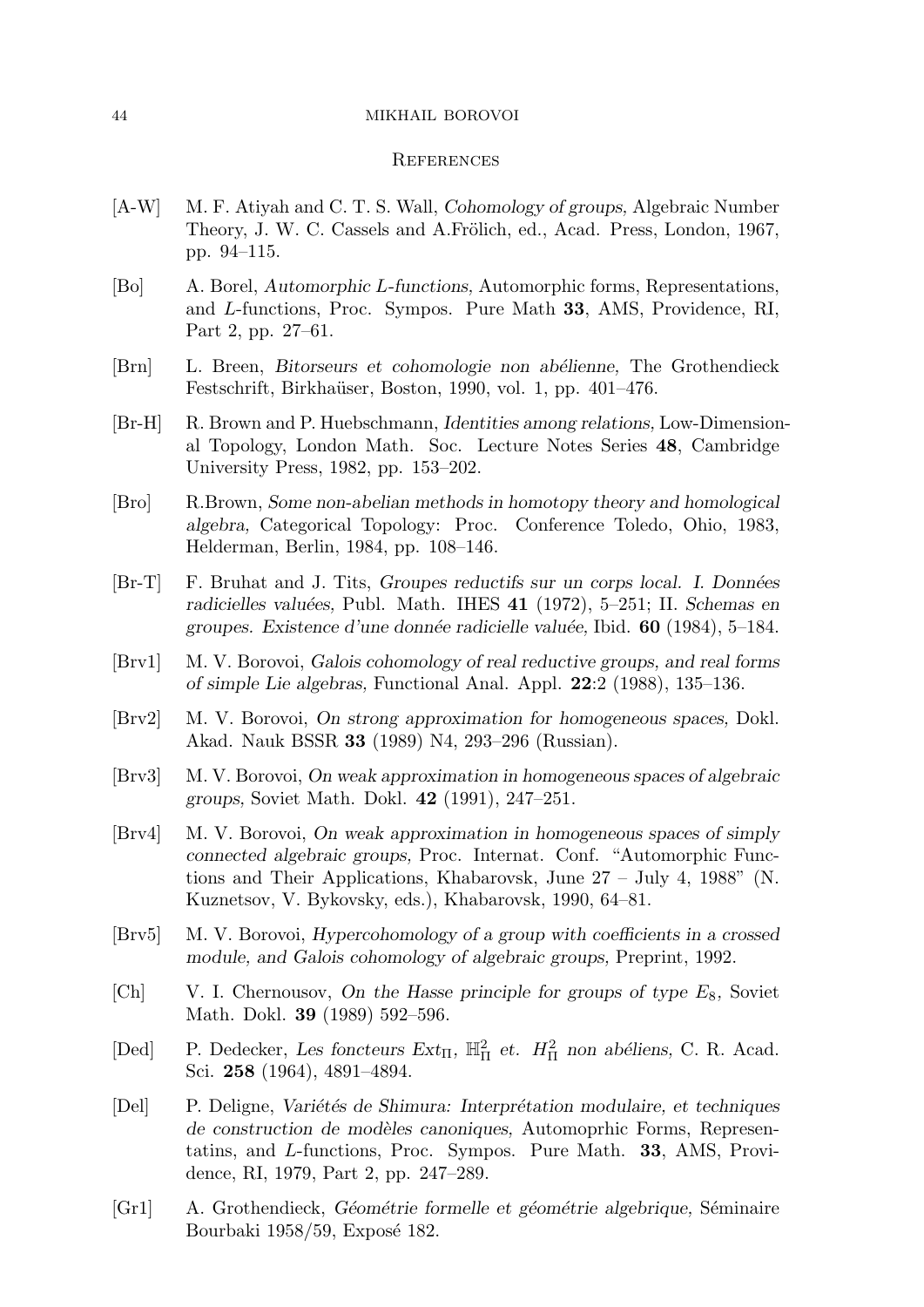## References

[A-W] M. F. Atiyah and C. T. S. Wall, *Cohomology of groups,* Algebraic Number Theory, J. W. C. Cassels and A.Frölich, ed., Acad. Press, London, 1967, pp. 94–115.

[Bo] A. Borel, *Automorphic L-functions,* Automorphic forms, Representations, and *L*-functions, Proc. Sympos. Pure Math **33**, AMS, Providence, RI, Part 2, pp. 27–61.

[Brn] L. Breen, *Bitorseurs et cohomologie non abélienne,* The Grothendieck Festschrift, Birkhaüser, Boston, 1990, vol. 1, pp. 401–476.

[Br-H] R. Brown and P. Huebschmann, *Identities among relations,* Low-Dimensional Topology, London Math. Soc. Lecture Notes Series **48**, Cambridge University Press, 1982, pp. 153–202.

[Bro] R.Brown, *Some non-abelian methods in homotopy theory and homological algebra,* Categorical Topology: Proc. Conference Toledo, Ohio, 1983, Helderman, Berlin, 1984, pp. 108–146.

[Br-T] F. Bruhat and J. Tits, *Groupes reductifs sur un corps local. I. Données radicielles valuées,* Publ. Math. IHES **41** (1972), 5–251; II. *Schemas en groupes. Existence d'une donnée radicielle valuée,* Ibid. **60** (1984), 5–184.

[Brv1] M. V. Borovoi, *Galois cohomology of real reductive groups, and real forms of simple Lie algebras,* Functional Anal. Appl. **22**:2 (1988), 135–136.

[Brv2] M. V. Borovoi, *On strong approximation for homogeneous spaces,* Dokl. Akad. Nauk BSSR **33** (1989) N4, 293–296 (Russian).

[Brv3] M. V. Borovoi, *On weak approximation in homogeneous spaces of algebraic groups,* Soviet Math. Dokl. **42** (1991), 247–251.

[Brv4] M. V. Borovoi, *On weak approximation in homogeneous spaces of simply connected algebraic groups,* Proc. Internat. Conf. "Automorphic Functions and Their Applications, Khabarovsk, June 27 – July 4, 1988" (N. Kuznetsov, V. Bykovsky, eds.), Khabarovsk, 1990, 64–81.

[Brv5] M. V. Borovoi, *Hypercohomology of a group with coefficients in a crossed module, and Galois cohomology of algebraic groups,* Preprint, 1992.

[Ch] V. I. Chernousov, *On the Hasse principle for groups of type $E_8$,* Soviet Math. Dokl. **39** (1989) 592–596.

[Ded] P. Dedecker, *Les foncteurs $Ext_\Pi$, $\mathbb{H}^2_\Pi$ et. $H^2_\Pi$ non abéliens,* C. R. Acad. Sci. **258** (1964), 4891–4894.

[Del] P. Deligne, *Variétés de Shimura: Interprétation modulaire, et techniques de construction de modèles canoniques,* Automoprhic Forms, Representatins, and *L*-functions, Proc. Sympos. Pure Math. **33**, AMS, Providence, RI, 1979, Part 2, pp. 247–289.

[Gr1] A. Grothendieck, *Géométrie formelle et géométrie algebrique,* Séminaire Bourbaki 1958/59, Exposé 182.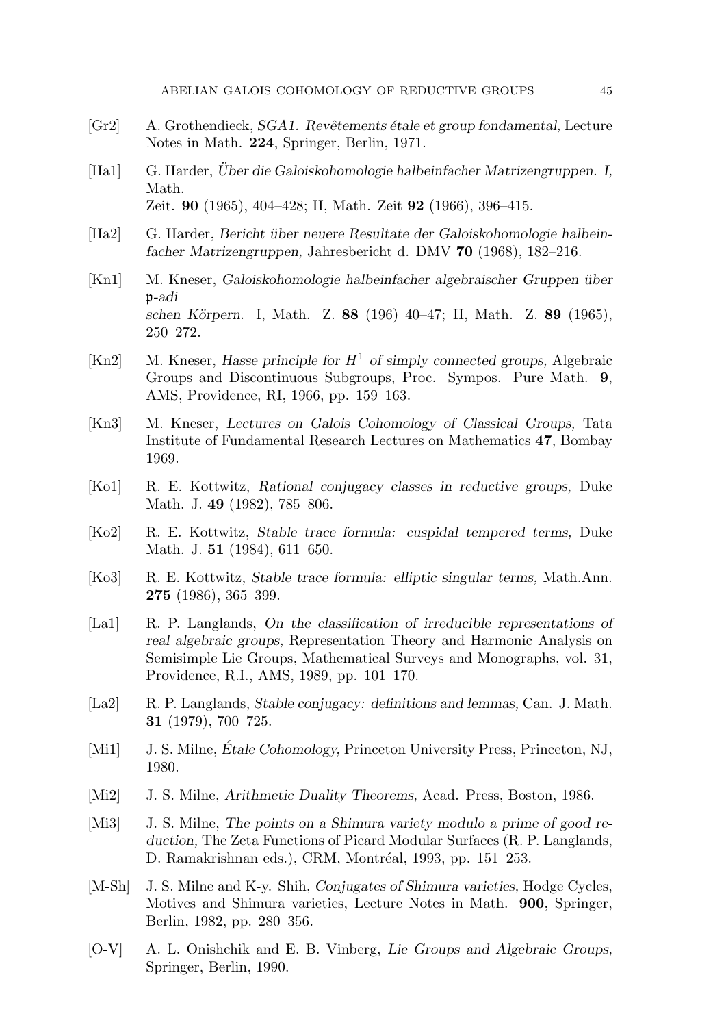[Gr2] A. Grothendieck, *SGA1. Revêtements étale et group fondamental,* Lecture Notes in Math. **224**, Springer, Berlin, 1971.

[Ha1] G. Harder, *Über die Galoiskohomologie halbeinfacher Matrizengruppen. I,* Math.
Zeit. **90** (1965), 404–428; II, Math. Zeit **92** (1966), 396–415.

[Ha2] G. Harder, *Bericht über neuere Resultate der Galoiskohomologie halbeinfacher Matrizengruppen,* Jahresbericht d. DMV **70** (1968), 182–216.

[Kn1] M. Kneser, *Galoiskohomologie halbeinfacher algebraischer Gruppen über* $\mathfrak{p}$*-adi*
*schen Körpern.* I, Math. Z. **88** (196) 40–47; II, Math. Z. **89** (1965), 250–272.

[Kn2] M. Kneser, *Hasse principle for* $H^1$ *of simply connected groups,* Algebraic Groups and Discontinuous Subgroups, Proc. Sympos. Pure Math. **9**, AMS, Providence, RI, 1966, pp. 159–163.

[Kn3] M. Kneser, *Lectures on Galois Cohomology of Classical Groups,* Tata Institute of Fundamental Research Lectures on Mathematics **47**, Bombay 1969.

[Ko1] R. E. Kottwitz, *Rational conjugacy classes in reductive groups,* Duke Math. J. **49** (1982), 785–806.

[Ko2] R. E. Kottwitz, *Stable trace formula: cuspidal tempered terms,* Duke Math. J. **51** (1984), 611–650.

[Ko3] R. E. Kottwitz, *Stable trace formula: elliptic singular terms,* Math.Ann. **275** (1986), 365–399.

[La1] R. P. Langlands, *On the classification of irreducible representations of real algebraic groups,* Representation Theory and Harmonic Analysis on Semisimple Lie Groups, Mathematical Surveys and Monographs, vol. 31, Providence, R.I., AMS, 1989, pp. 101–170.

[La2] R. P. Langlands, *Stable conjugacy: definitions and lemmas,* Can. J. Math. **31** (1979), 700–725.

[Mi1] J. S. Milne, *Étale Cohomology,* Princeton University Press, Princeton, NJ, 1980.

[Mi2] J. S. Milne, *Arithmetic Duality Theorems,* Acad. Press, Boston, 1986.

[Mi3] J. S. Milne, *The points on a Shimura variety modulo a prime of good reduction,* The Zeta Functions of Picard Modular Surfaces (R. P. Langlands, D. Ramakrishnan eds.), CRM, Montréal, 1993, pp. 151–253.

[M-Sh] J. S. Milne and K-y. Shih, *Conjugates of Shimura varieties,* Hodge Cycles, Motives and Shimura varieties, Lecture Notes in Math. **900**, Springer, Berlin, 1982, pp. 280–356.

[O-V] A. L. Onishchik and E. B. Vinberg, *Lie Groups and Algebraic Groups,* Springer, Berlin, 1990.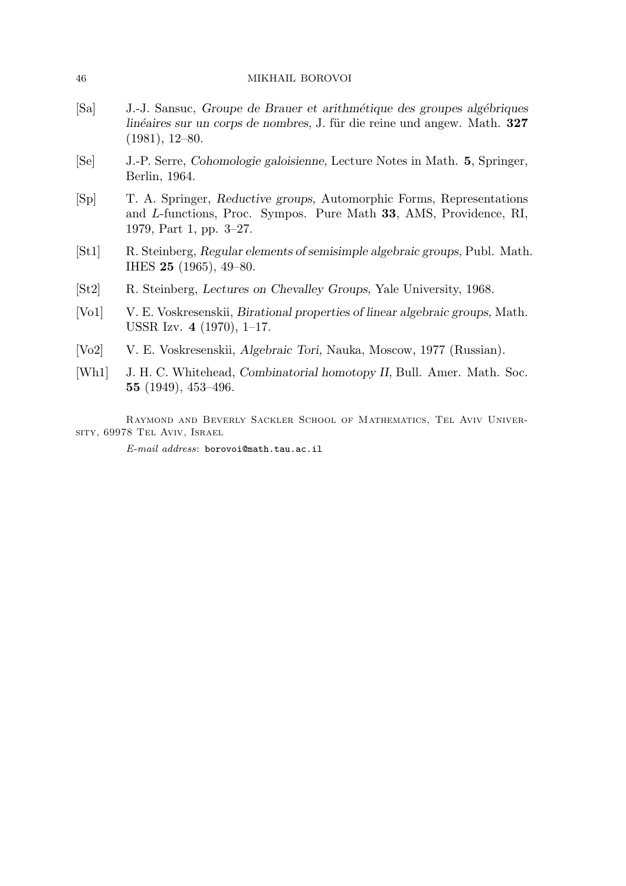[Sa] J.-J. Sansuc, *Groupe de Brauer et arithmétique des groupes algébriques linéaires sur un corps de nombres,* J. für die reine und angew. Math. **327** (1981), 12–80.

[Se] J.-P. Serre, *Cohomologie galoisienne,* Lecture Notes in Math. **5**, Springer, Berlin, 1964.

[Sp] T. A. Springer, *Reductive groups,* Automorphic Forms, Representations and *L*-functions, Proc. Sympos. Pure Math **33**, AMS, Providence, RI, 1979, Part 1, pp. 3–27.

[St1] R. Steinberg, *Regular elements of semisimple algebraic groups,* Publ. Math. IHES **25** (1965), 49–80.

[St2] R. Steinberg, *Lectures on Chevalley Groups,* Yale University, 1968.

[Vo1] V. E. Voskresenskii, *Birational properties of linear algebraic groups,* Math. USSR Izv. **4** (1970), 1–17.

[Vo2] V. E. Voskresenskii, *Algebraic Tori,* Nauka, Moscow, 1977 (Russian).

[Wh1] J. H. C. Whitehead, *Combinatorial homotopy II,* Bull. Amer. Math. Soc. **55** (1949), 453–496.

Raymond and Beverly Sackler School of Mathematics, Tel Aviv University, 69978 Tel Aviv, Israel

*E-mail address*: borovoi@math.tau.ac.il